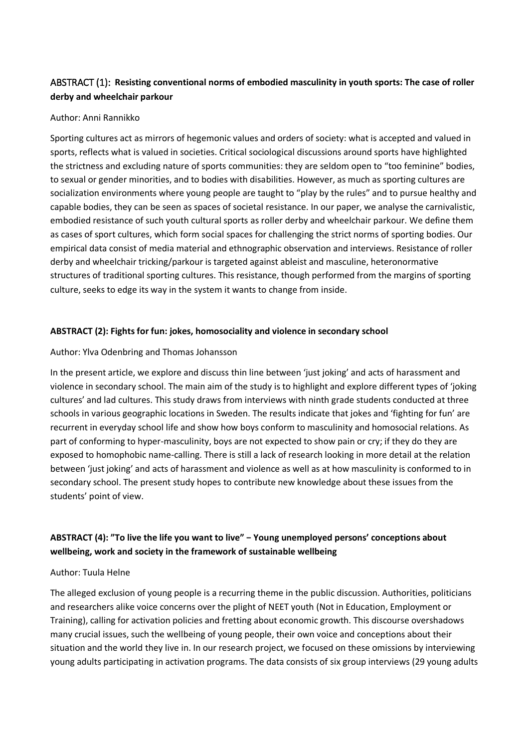### ABSTRACT (1): **Resisting conventional norms of embodied masculinity in youth sports: The case of roller derby and wheelchair parkour**

Author: Anni Rannikko

Sporting cultures act as mirrors of hegemonic values and orders of society: what is accepted and valued in sports, reflects what is valued in societies. Critical sociological discussions around sports have highlighted the strictness and excluding nature of sports communities: they are seldom open to "too feminine" bodies, to sexual or gender minorities, and to bodies with disabilities. However, as much as sporting cultures are socialization environments where young people are taught to "play by the rules" and to pursue healthy and capable bodies, they can be seen as spaces of societal resistance. In our paper, we analyse the carnivalistic, embodied resistance of such youth cultural sports as roller derby and wheelchair parkour. We define them as cases of sport cultures, which form social spaces for challenging the strict norms of sporting bodies. Our empirical data consist of media material and ethnographic observation and interviews. Resistance of roller derby and wheelchair tricking/parkour is targeted against ableist and masculine, heteronormative structures of traditional sporting cultures. This resistance, though performed from the margins of sporting culture, seeks to edge its way in the system it wants to change from inside.

### **ABSTRACT (2): Fights for fun: jokes, homosociality and violence in secondary school**

Author: Ylva Odenbring and Thomas Johansson

In the present article, we explore and discuss thin line between 'just joking' and acts of harassment and violence in secondary school. The main aim of the study is to highlight and explore different types of 'joking cultures' and lad cultures. This study draws from interviews with ninth grade students conducted at three schools in various geographic locations in Sweden. The results indicate that jokes and 'fighting for fun' are recurrent in everyday school life and show how boys conform to masculinity and homosocial relations. As part of conforming to hyper-masculinity, boys are not expected to show pain or cry; if they do they are exposed to homophobic name-calling. There is still a lack of research looking in more detail at the relation between 'just joking' and acts of harassment and violence as well as at how masculinity is conformed to in secondary school. The present study hopes to contribute new knowledge about these issues from the students' point of view.

### **ABSTRACT (4): "To live the life you want to live" − Young unemployed persons' conceptions about wellbeing, work and society in the framework of sustainable wellbeing**

Author: Tuula Helne

The alleged exclusion of young people is a recurring theme in the public discussion. Authorities, politicians and researchers alike voice concerns over the plight of NEET youth (Not in Education, Employment or Training), calling for activation policies and fretting about economic growth. This discourse overshadows many crucial issues, such the wellbeing of young people, their own voice and conceptions about their situation and the world they live in. In our research project, we focused on these omissions by interviewing young adults participating in activation programs. The data consists of six group interviews (29 young adults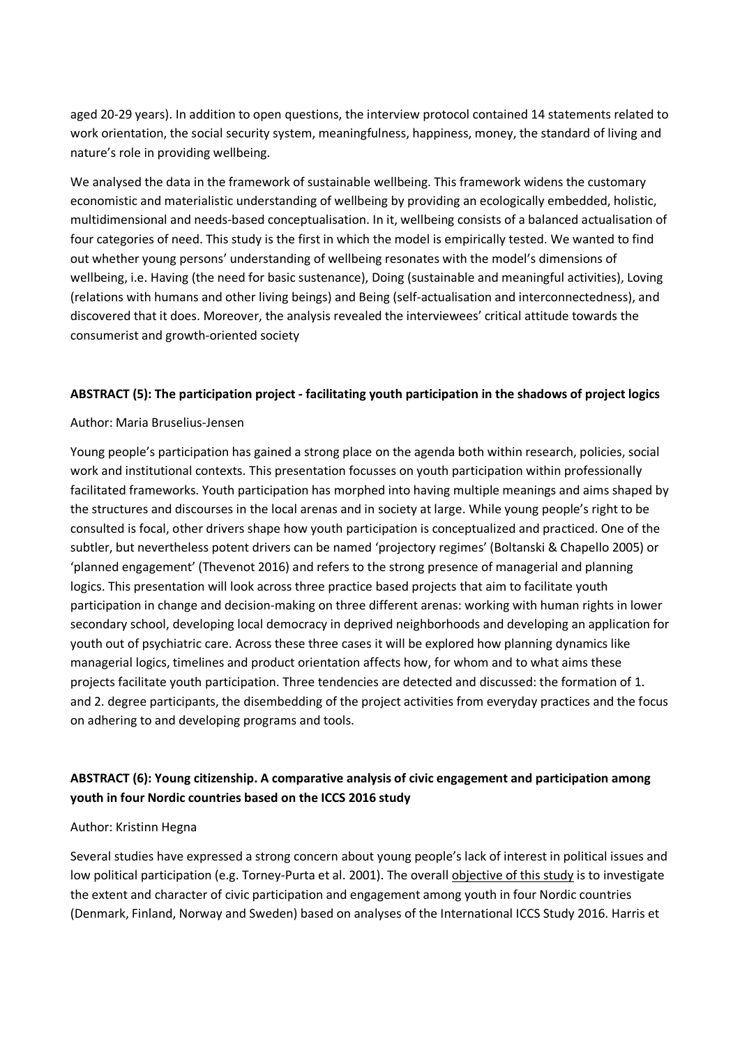aged 20-29 years). In addition to open questions, the interview protocol contained 14 statements related to work orientation, the social security system, meaningfulness, happiness, money, the standard of living and nature's role in providing wellbeing.

We analysed the data in the framework of sustainable wellbeing. This framework widens the customary economistic and materialistic understanding of wellbeing by providing an ecologically embedded, holistic, multidimensional and needs-based conceptualisation. In it, wellbeing consists of a balanced actualisation of four categories of need. This study is the first in which the model is empirically tested. We wanted to find out whether young persons' understanding of wellbeing resonates with the model's dimensions of wellbeing, i.e. Having (the need for basic sustenance), Doing (sustainable and meaningful activities), Loving (relations with humans and other living beings) and Being (self-actualisation and interconnectedness), and discovered that it does. Moreover, the analysis revealed the interviewees' critical attitude towards the consumerist and growth-oriented society

**ABSTRACT (5): The participation project - facilitating youth participation in the shadows of project logics**

Author: Maria Bruselius-Jensen

Young people's participation has gained a strong place on the agenda both within research, policies, social work and institutional contexts. This presentation focusses on youth participation within professionally facilitated frameworks. Youth participation has morphed into having multiple meanings and aims shaped by the structures and discourses in the local arenas and in society at large. While young people's right to be consulted is focal, other drivers shape how youth participation is conceptualized and practiced. One of the subtler, but nevertheless potent drivers can be named 'projectory regimes' (Boltanski & Chapello 2005) or 'planned engagement' (Thevenot 2016) and refers to the strong presence of managerial and planning logics. This presentation will look across three practice based projects that aim to facilitate youth participation in change and decision-making on three different arenas: working with human rights in lower secondary school, developing local democracy in deprived neighborhoods and developing an application for youth out of psychiatric care. Across these three cases it will be explored how planning dynamics like managerial logics, timelines and product orientation affects how, for whom and to what aims these projects facilitate youth participation. Three tendencies are detected and discussed: the formation of 1. and 2. degree participants, the disembedding of the project activities from everyday practices and the focus on adhering to and developing programs and tools.

**ABSTRACT (6): Young citizenship. A comparative analysis of civic engagement and participation among youth in four Nordic countries based on the ICCS 2016 study**

Author: Kristinn Hegna

Several studies have expressed a strong concern about young people's lack of interest in political issues and low political participation (e.g. Torney-Purta et al. 2001). The overall objective of this study is to investigate the extent and character of civic participation and engagement among youth in four Nordic countries (Denmark, Finland, Norway and Sweden) based on analyses of the International ICCS Study 2016. Harris et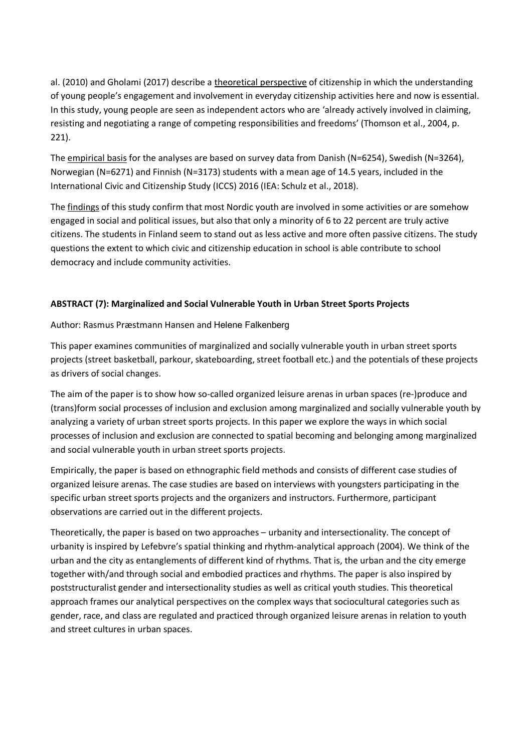al. (2010) and Gholami (2017) describe a theoretical perspective of citizenship in which the understanding of young people's engagement and involvement in everyday citizenship activities here and now is essential. In this study, young people are seen as independent actors who are 'already actively involved in claiming, resisting and negotiating a range of competing responsibilities and freedoms' (Thomson et al., 2004, p. 221).

The empirical basis for the analyses are based on survey data from Danish (N=6254), Swedish (N=3264), Norwegian (N=6271) and Finnish (N=3173) students with a mean age of 14.5 years, included in the International Civic and Citizenship Study (ICCS) 2016 (IEA: Schulz et al., 2018).

The findings of this study confirm that most Nordic youth are involved in some activities or are somehow engaged in social and political issues, but also that only a minority of 6 to 22 percent are truly active citizens. The students in Finland seem to stand out as less active and more often passive citizens. The study questions the extent to which civic and citizenship education in school is able contribute to school democracy and include community activities.

**ABSTRACT (7): Marginalized and Social Vulnerable Youth in Urban Street Sports Projects**

Author: Rasmus Præstmann Hansen and Helene Falkenberg

This paper examines communities of marginalized and socially vulnerable youth in urban street sports projects (street basketball, parkour, skateboarding, street football etc.) and the potentials of these projects as drivers of social changes.

The aim of the paper is to show how so-called organized leisure arenas in urban spaces (re-)produce and (trans)form social processes of inclusion and exclusion among marginalized and socially vulnerable youth by analyzing a variety of urban street sports projects. In this paper we explore the ways in which social processes of inclusion and exclusion are connected to spatial becoming and belonging among marginalized and social vulnerable youth in urban street sports projects.

Empirically, the paper is based on ethnographic field methods and consists of different case studies of organized leisure arenas. The case studies are based on interviews with youngsters participating in the specific urban street sports projects and the organizers and instructors. Furthermore, participant observations are carried out in the different projects.

Theoretically, the paper is based on two approaches – urbanity and intersectionality. The concept of urbanity is inspired by Lefebvre's spatial thinking and rhythm-analytical approach (2004). We think of the urban and the city as entanglements of different kind of rhythms. That is, the urban and the city emerge together with/and through social and embodied practices and rhythms. The paper is also inspired by poststructuralist gender and intersectionality studies as well as critical youth studies. This theoretical approach frames our analytical perspectives on the complex ways that sociocultural categories such as gender, race, and class are regulated and practiced through organized leisure arenas in relation to youth and street cultures in urban spaces.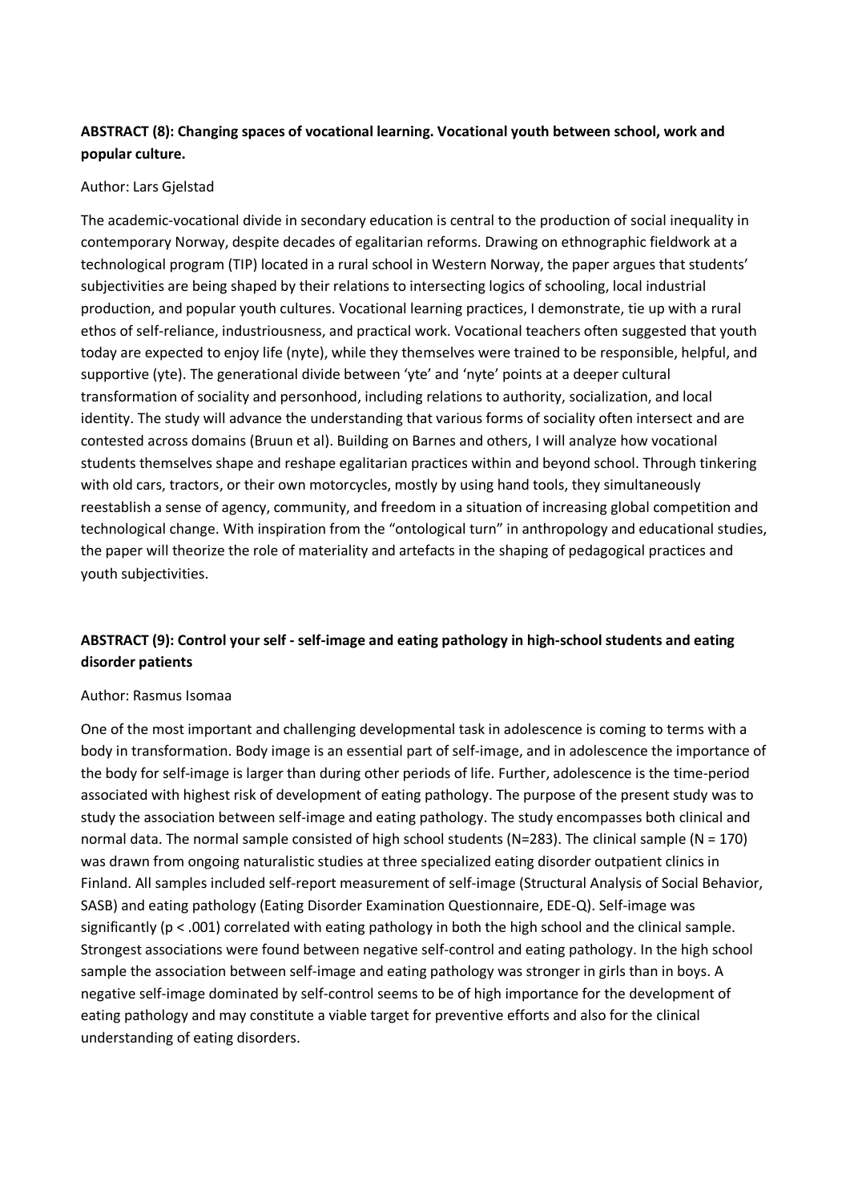**ABSTRACT (8): Changing spaces of vocational learning. Vocational youth between school, work and popular culture.**

Author: Lars Gjelstad

The academic-vocational divide in secondary education is central to the production of social inequality in contemporary Norway, despite decades of egalitarian reforms. Drawing on ethnographic fieldwork at a technological program (TIP) located in a rural school in Western Norway, the paper argues that students' subjectivities are being shaped by their relations to intersecting logics of schooling, local industrial production, and popular youth cultures. Vocational learning practices, I demonstrate, tie up with a rural ethos of self-reliance, industriousness, and practical work. Vocational teachers often suggested that youth today are expected to enjoy life (nyte), while they themselves were trained to be responsible, helpful, and supportive (yte). The generational divide between 'yte' and 'nyte' points at a deeper cultural transformation of sociality and personhood, including relations to authority, socialization, and local identity. The study will advance the understanding that various forms of sociality often intersect and are contested across domains (Bruun et al). Building on Barnes and others, I will analyze how vocational students themselves shape and reshape egalitarian practices within and beyond school. Through tinkering with old cars, tractors, or their own motorcycles, mostly by using hand tools, they simultaneously reestablish a sense of agency, community, and freedom in a situation of increasing global competition and technological change. With inspiration from the "ontological turn" in anthropology and educational studies, the paper will theorize the role of materiality and artefacts in the shaping of pedagogical practices and youth subjectivities.

**ABSTRACT (9): Control your self - self-image and eating pathology in high-school students and eating disorder patients**

Author: Rasmus Isomaa

One of the most important and challenging developmental task in adolescence is coming to terms with a body in transformation. Body image is an essential part of self-image, and in adolescence the importance of the body for self-image is larger than during other periods of life. Further, adolescence is the time-period associated with highest risk of development of eating pathology. The purpose of the present study was to study the association between self-image and eating pathology. The study encompasses both clinical and normal data. The normal sample consisted of high school students ($N=283$). The clinical sample ($N = 170$) was drawn from ongoing naturalistic studies at three specialized eating disorder outpatient clinics in Finland. All samples included self-report measurement of self-image (Structural Analysis of Social Behavior, SASB) and eating pathology (Eating Disorder Examination Questionnaire, EDE-Q). Self-image was significantly ($p < .001$) correlated with eating pathology in both the high school and the clinical sample. Strongest associations were found between negative self-control and eating pathology. In the high school sample the association between self-image and eating pathology was stronger in girls than in boys. A negative self-image dominated by self-control seems to be of high importance for the development of eating pathology and may constitute a viable target for preventive efforts and also for the clinical understanding of eating disorders.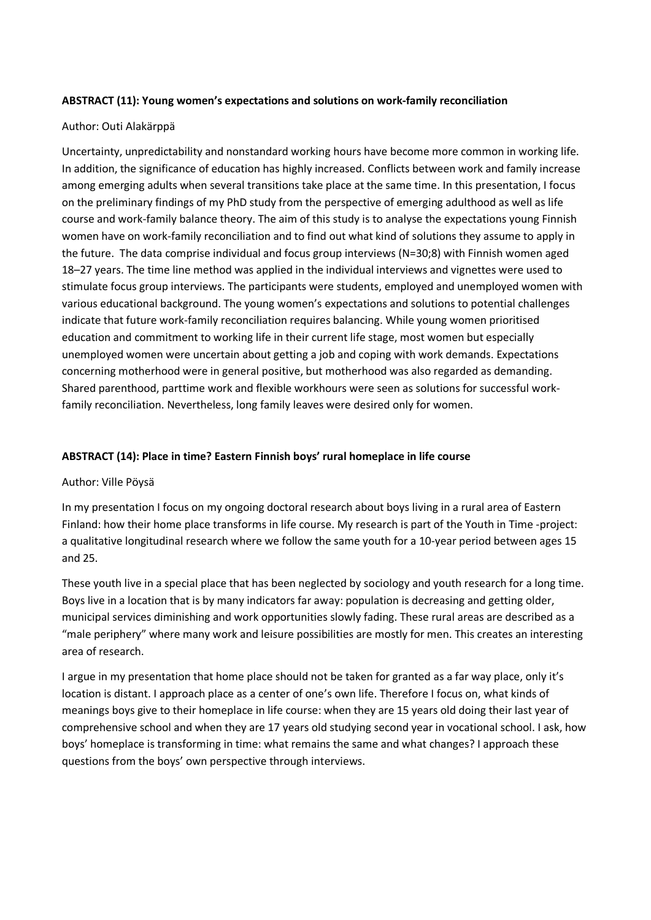**ABSTRACT (11): Young women's expectations and solutions on work-family reconciliation**

Author: Outi Alakärppä

Uncertainty, unpredictability and nonstandard working hours have become more common in working life. In addition, the significance of education has highly increased. Conflicts between work and family increase among emerging adults when several transitions take place at the same time. In this presentation, I focus on the preliminary findings of my PhD study from the perspective of emerging adulthood as well as life course and work-family balance theory. The aim of this study is to analyse the expectations young Finnish women have on work-family reconciliation and to find out what kind of solutions they assume to apply in the future. The data comprise individual and focus group interviews (N=30;8) with Finnish women aged 18–27 years. The time line method was applied in the individual interviews and vignettes were used to stimulate focus group interviews. The participants were students, employed and unemployed women with various educational background. The young women's expectations and solutions to potential challenges indicate that future work-family reconciliation requires balancing. While young women prioritised education and commitment to working life in their current life stage, most women but especially unemployed women were uncertain about getting a job and coping with work demands. Expectations concerning motherhood were in general positive, but motherhood was also regarded as demanding. Shared parenthood, parttime work and flexible workhours were seen as solutions for successful work-family reconciliation. Nevertheless, long family leaves were desired only for women.

**ABSTRACT (14): Place in time? Eastern Finnish boys' rural homeplace in life course**

Author: Ville Pöysä

In my presentation I focus on my ongoing doctoral research about boys living in a rural area of Eastern Finland: how their home place transforms in life course. My research is part of the Youth in Time -project: a qualitative longitudinal research where we follow the same youth for a 10-year period between ages 15 and 25.

These youth live in a special place that has been neglected by sociology and youth research for a long time. Boys live in a location that is by many indicators far away: population is decreasing and getting older, municipal services diminishing and work opportunities slowly fading. These rural areas are described as a "male periphery" where many work and leisure possibilities are mostly for men. This creates an interesting area of research.

I argue in my presentation that home place should not be taken for granted as a far way place, only it's location is distant. I approach place as a center of one's own life. Therefore I focus on, what kinds of meanings boys give to their homeplace in life course: when they are 15 years old doing their last year of comprehensive school and when they are 17 years old studying second year in vocational school. I ask, how boys' homeplace is transforming in time: what remains the same and what changes? I approach these questions from the boys' own perspective through interviews.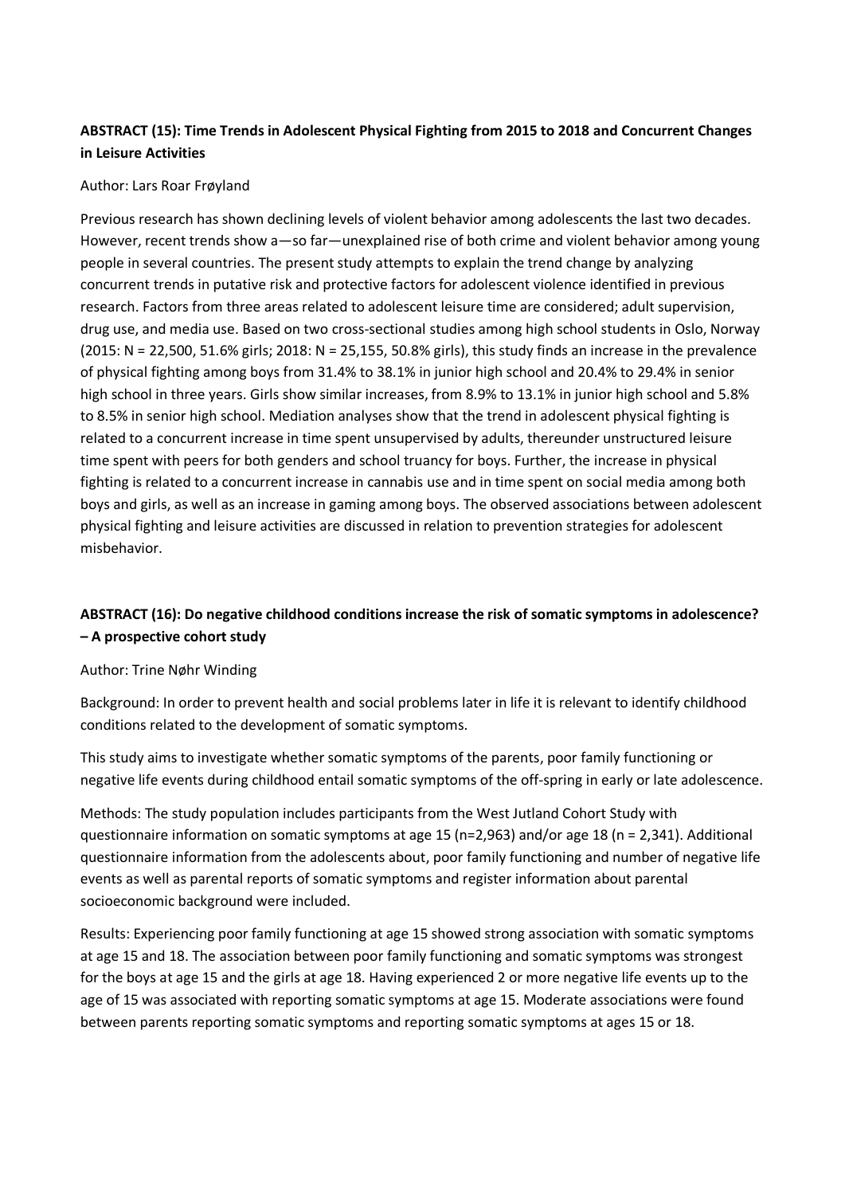**ABSTRACT (15): Time Trends in Adolescent Physical Fighting from 2015 to 2018 and Concurrent Changes in Leisure Activities**

Author: Lars Roar Frøyland

Previous research has shown declining levels of violent behavior among adolescents the last two decades. However, recent trends show a—so far—unexplained rise of both crime and violent behavior among young people in several countries. The present study attempts to explain the trend change by analyzing concurrent trends in putative risk and protective factors for adolescent violence identified in previous research. Factors from three areas related to adolescent leisure time are considered; adult supervision, drug use, and media use. Based on two cross-sectional studies among high school students in Oslo, Norway (2015: N = 22,500, 51.6% girls; 2018: N = 25,155, 50.8% girls), this study finds an increase in the prevalence of physical fighting among boys from 31.4% to 38.1% in junior high school and 20.4% to 29.4% in senior high school in three years. Girls show similar increases, from 8.9% to 13.1% in junior high school and 5.8% to 8.5% in senior high school. Mediation analyses show that the trend in adolescent physical fighting is related to a concurrent increase in time spent unsupervised by adults, thereunder unstructured leisure time spent with peers for both genders and school truancy for boys. Further, the increase in physical fighting is related to a concurrent increase in cannabis use and in time spent on social media among both boys and girls, as well as an increase in gaming among boys. The observed associations between adolescent physical fighting and leisure activities are discussed in relation to prevention strategies for adolescent misbehavior.

**ABSTRACT (16): Do negative childhood conditions increase the risk of somatic symptoms in adolescence? – A prospective cohort study**

Author: Trine Nøhr Winding

Background: In order to prevent health and social problems later in life it is relevant to identify childhood conditions related to the development of somatic symptoms.

This study aims to investigate whether somatic symptoms of the parents, poor family functioning or negative life events during childhood entail somatic symptoms of the off-spring in early or late adolescence.

Methods: The study population includes participants from the West Jutland Cohort Study with questionnaire information on somatic symptoms at age 15 (n=2,963) and/or age 18 (n = 2,341). Additional questionnaire information from the adolescents about, poor family functioning and number of negative life events as well as parental reports of somatic symptoms and register information about parental socioeconomic background were included.

Results: Experiencing poor family functioning at age 15 showed strong association with somatic symptoms at age 15 and 18. The association between poor family functioning and somatic symptoms was strongest for the boys at age 15 and the girls at age 18. Having experienced 2 or more negative life events up to the age of 15 was associated with reporting somatic symptoms at age 15. Moderate associations were found between parents reporting somatic symptoms and reporting somatic symptoms at ages 15 or 18.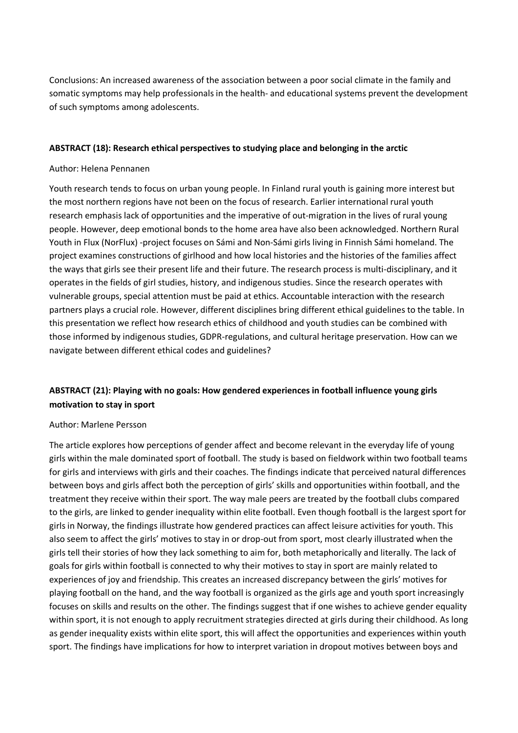Conclusions: An increased awareness of the association between a poor social climate in the family and somatic symptoms may help professionals in the health- and educational systems prevent the development of such symptoms among adolescents.

### ABSTRACT (18): Research ethical perspectives to studying place and belonging in the arctic

Author: Helena Pennanen

Youth research tends to focus on urban young people. In Finland rural youth is gaining more interest but the most northern regions have not been on the focus of research. Earlier international rural youth research emphasis lack of opportunities and the imperative of out-migration in the lives of rural young people. However, deep emotional bonds to the home area have also been acknowledged. Northern Rural Youth in Flux (NorFlux) -project focuses on Sámi and Non-Sámi girls living in Finnish Sámi homeland. The project examines constructions of girlhood and how local histories and the histories of the families affect the ways that girls see their present life and their future. The research process is multi-disciplinary, and it operates in the fields of girl studies, history, and indigenous studies. Since the research operates with vulnerable groups, special attention must be paid at ethics. Accountable interaction with the research partners plays a crucial role. However, different disciplines bring different ethical guidelines to the table. In this presentation we reflect how research ethics of childhood and youth studies can be combined with those informed by indigenous studies, GDPR-regulations, and cultural heritage preservation. How can we navigate between different ethical codes and guidelines?

### ABSTRACT (21): Playing with no goals: How gendered experiences in football influence young girls motivation to stay in sport

Author: Marlene Persson

The article explores how perceptions of gender affect and become relevant in the everyday life of young girls within the male dominated sport of football. The study is based on fieldwork within two football teams for girls and interviews with girls and their coaches. The findings indicate that perceived natural differences between boys and girls affect both the perception of girls' skills and opportunities within football, and the treatment they receive within their sport. The way male peers are treated by the football clubs compared to the girls, are linked to gender inequality within elite football. Even though football is the largest sport for girls in Norway, the findings illustrate how gendered practices can affect leisure activities for youth. This also seem to affect the girls' motives to stay in or drop-out from sport, most clearly illustrated when the girls tell their stories of how they lack something to aim for, both metaphorically and literally. The lack of goals for girls within football is connected to why their motives to stay in sport are mainly related to experiences of joy and friendship. This creates an increased discrepancy between the girls' motives for playing football on the hand, and the way football is organized as the girls age and youth sport increasingly focuses on skills and results on the other. The findings suggest that if one wishes to achieve gender equality within sport, it is not enough to apply recruitment strategies directed at girls during their childhood. As long as gender inequality exists within elite sport, this will affect the opportunities and experiences within youth sport. The findings have implications for how to interpret variation in dropout motives between boys and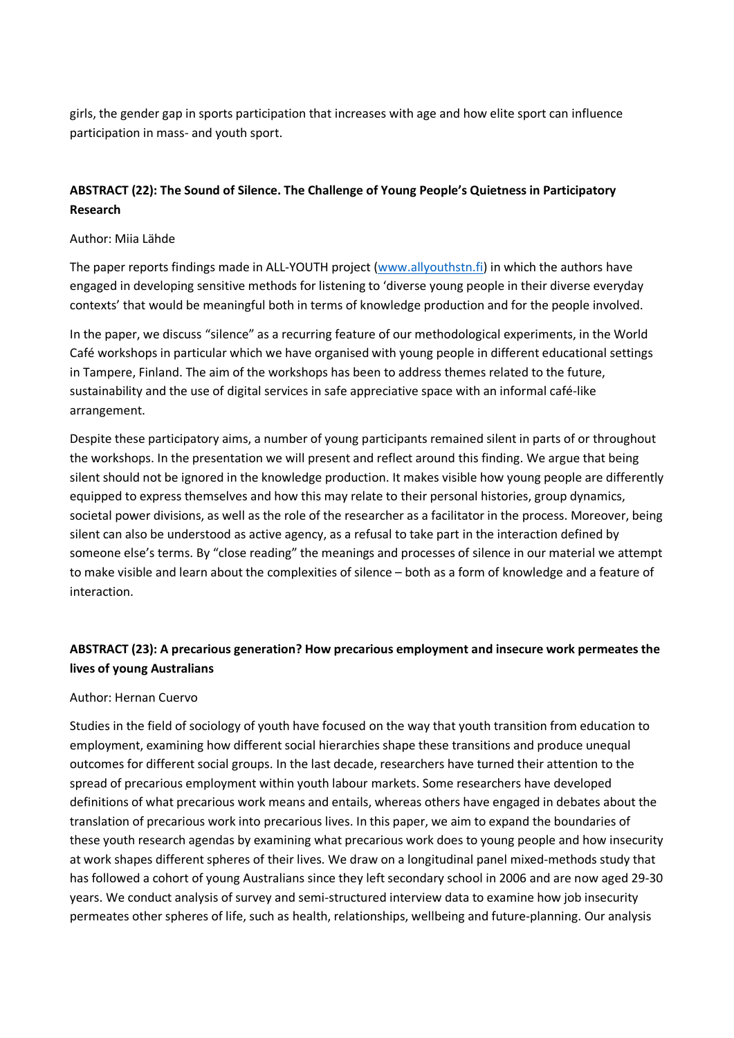girls, the gender gap in sports participation that increases with age and how elite sport can influence participation in mass- and youth sport.

### ABSTRACT (22): The Sound of Silence. The Challenge of Young People's Quietness in Participatory Research

Author: Miia Lähde

The paper reports findings made in ALL-YOUTH project ([www.allyouthstn.fi](www.allyouthstn.fi)) in which the authors have engaged in developing sensitive methods for listening to 'diverse young people in their diverse everyday contexts' that would be meaningful both in terms of knowledge production and for the people involved.

In the paper, we discuss "silence" as a recurring feature of our methodological experiments, in the World Café workshops in particular which we have organised with young people in different educational settings in Tampere, Finland. The aim of the workshops has been to address themes related to the future, sustainability and the use of digital services in safe appreciative space with an informal café-like arrangement.

Despite these participatory aims, a number of young participants remained silent in parts of or throughout the workshops. In the presentation we will present and reflect around this finding. We argue that being silent should not be ignored in the knowledge production. It makes visible how young people are differently equipped to express themselves and how this may relate to their personal histories, group dynamics, societal power divisions, as well as the role of the researcher as a facilitator in the process. Moreover, being silent can also be understood as active agency, as a refusal to take part in the interaction defined by someone else's terms. By "close reading" the meanings and processes of silence in our material we attempt to make visible and learn about the complexities of silence – both as a form of knowledge and a feature of interaction.

### ABSTRACT (23): A precarious generation? How precarious employment and insecure work permeates the lives of young Australians

Author: Hernan Cuervo

Studies in the field of sociology of youth have focused on the way that youth transition from education to employment, examining how different social hierarchies shape these transitions and produce unequal outcomes for different social groups. In the last decade, researchers have turned their attention to the spread of precarious employment within youth labour markets. Some researchers have developed definitions of what precarious work means and entails, whereas others have engaged in debates about the translation of precarious work into precarious lives. In this paper, we aim to expand the boundaries of these youth research agendas by examining what precarious work does to young people and how insecurity at work shapes different spheres of their lives. We draw on a longitudinal panel mixed-methods study that has followed a cohort of young Australians since they left secondary school in 2006 and are now aged 29-30 years. We conduct analysis of survey and semi-structured interview data to examine how job insecurity permeates other spheres of life, such as health, relationships, wellbeing and future-planning. Our analysis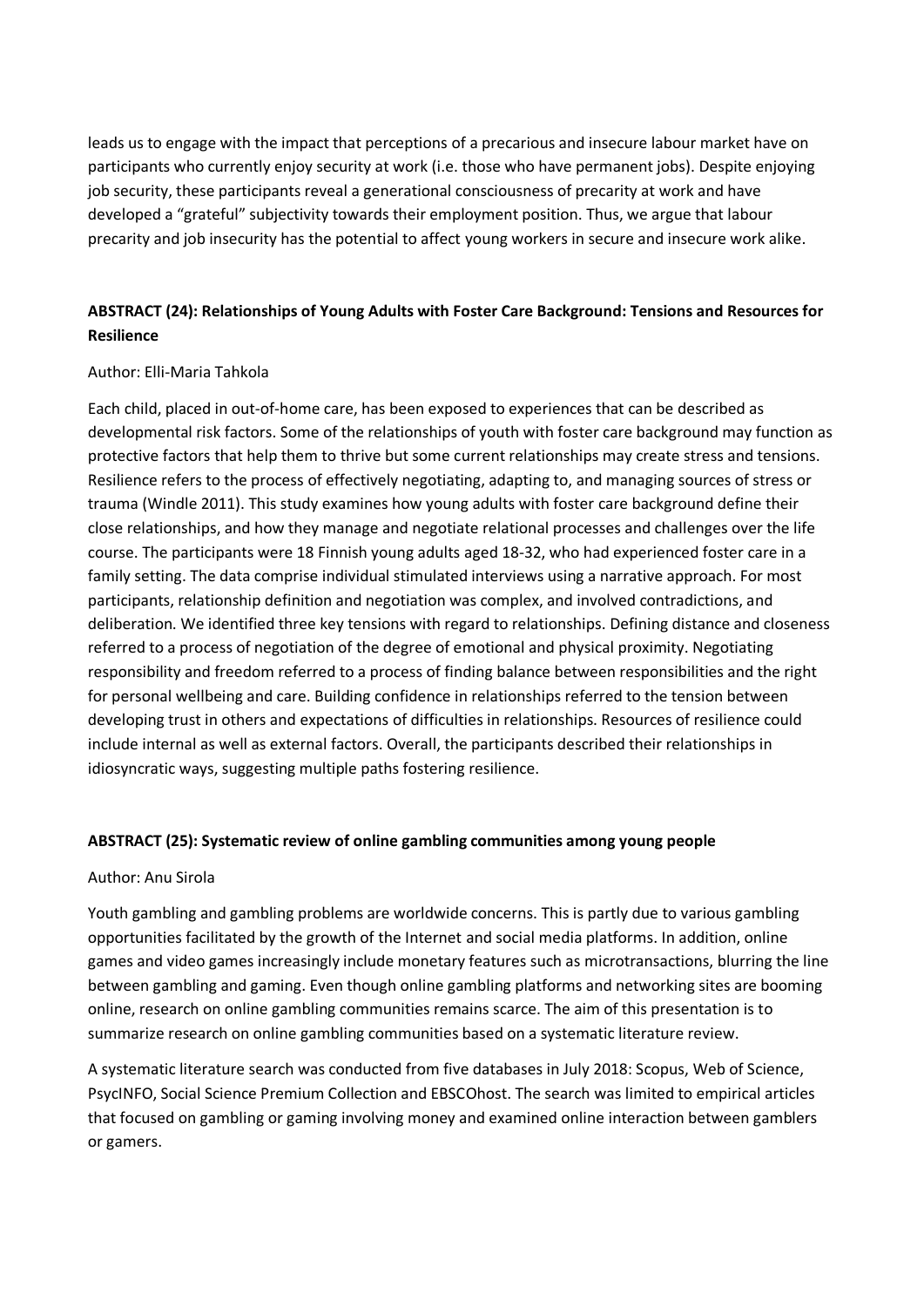leads us to engage with the impact that perceptions of a precarious and insecure labour market have on participants who currently enjoy security at work (i.e. those who have permanent jobs). Despite enjoying job security, these participants reveal a generational consciousness of precarity at work and have developed a "grateful" subjectivity towards their employment position. Thus, we argue that labour precarity and job insecurity has the potential to affect young workers in secure and insecure work alike.

### ABSTRACT (24): Relationships of Young Adults with Foster Care Background: Tensions and Resources for Resilience

Author: Elli-Maria Tahkola

Each child, placed in out-of-home care, has been exposed to experiences that can be described as developmental risk factors. Some of the relationships of youth with foster care background may function as protective factors that help them to thrive but some current relationships may create stress and tensions. Resilience refers to the process of effectively negotiating, adapting to, and managing sources of stress or trauma (Windle 2011). This study examines how young adults with foster care background define their close relationships, and how they manage and negotiate relational processes and challenges over the life course. The participants were 18 Finnish young adults aged 18-32, who had experienced foster care in a family setting. The data comprise individual stimulated interviews using a narrative approach. For most participants, relationship definition and negotiation was complex, and involved contradictions, and deliberation. We identified three key tensions with regard to relationships. Defining distance and closeness referred to a process of negotiation of the degree of emotional and physical proximity. Negotiating responsibility and freedom referred to a process of finding balance between responsibilities and the right for personal wellbeing and care. Building confidence in relationships referred to the tension between developing trust in others and expectations of difficulties in relationships. Resources of resilience could include internal as well as external factors. Overall, the participants described their relationships in idiosyncratic ways, suggesting multiple paths fostering resilience.

### ABSTRACT (25): Systematic review of online gambling communities among young people

Author: Anu Sirola

Youth gambling and gambling problems are worldwide concerns. This is partly due to various gambling opportunities facilitated by the growth of the Internet and social media platforms. In addition, online games and video games increasingly include monetary features such as microtransactions, blurring the line between gambling and gaming. Even though online gambling platforms and networking sites are booming online, research on online gambling communities remains scarce. The aim of this presentation is to summarize research on online gambling communities based on a systematic literature review.

A systematic literature search was conducted from five databases in July 2018: Scopus, Web of Science, PsycINFO, Social Science Premium Collection and EBSCOhost. The search was limited to empirical articles that focused on gambling or gaming involving money and examined online interaction between gamblers or gamers.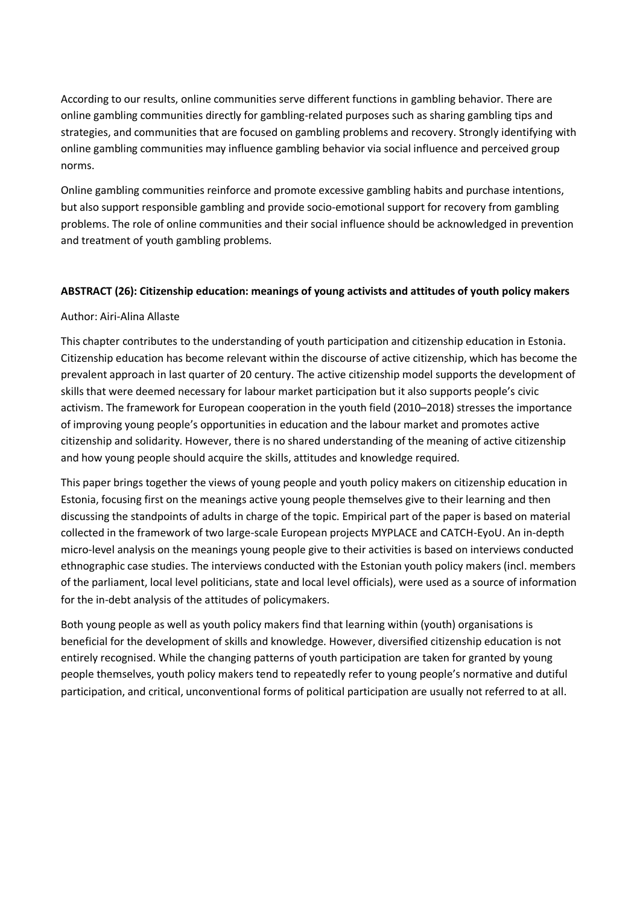According to our results, online communities serve different functions in gambling behavior. There are online gambling communities directly for gambling-related purposes such as sharing gambling tips and strategies, and communities that are focused on gambling problems and recovery. Strongly identifying with online gambling communities may influence gambling behavior via social influence and perceived group norms.

Online gambling communities reinforce and promote excessive gambling habits and purchase intentions, but also support responsible gambling and provide socio-emotional support for recovery from gambling problems. The role of online communities and their social influence should be acknowledged in prevention and treatment of youth gambling problems.

**ABSTRACT (26): Citizenship education: meanings of young activists and attitudes of youth policy makers**

Author: Airi-Alina Allaste

This chapter contributes to the understanding of youth participation and citizenship education in Estonia. Citizenship education has become relevant within the discourse of active citizenship, which has become the prevalent approach in last quarter of 20 century. The active citizenship model supports the development of skills that were deemed necessary for labour market participation but it also supports people's civic activism. The framework for European cooperation in the youth field (2010–2018) stresses the importance of improving young people's opportunities in education and the labour market and promotes active citizenship and solidarity. However, there is no shared understanding of the meaning of active citizenship and how young people should acquire the skills, attitudes and knowledge required.

This paper brings together the views of young people and youth policy makers on citizenship education in Estonia, focusing first on the meanings active young people themselves give to their learning and then discussing the standpoints of adults in charge of the topic. Empirical part of the paper is based on material collected in the framework of two large-scale European projects MYPLACE and CATCH-EyoU. An in-depth micro-level analysis on the meanings young people give to their activities is based on interviews conducted ethnographic case studies. The interviews conducted with the Estonian youth policy makers (incl. members of the parliament, local level politicians, state and local level officials), were used as a source of information for the in-debt analysis of the attitudes of policymakers.

Both young people as well as youth policy makers find that learning within (youth) organisations is beneficial for the development of skills and knowledge. However, diversified citizenship education is not entirely recognised. While the changing patterns of youth participation are taken for granted by young people themselves, youth policy makers tend to repeatedly refer to young people's normative and dutiful participation, and critical, unconventional forms of political participation are usually not referred to at all.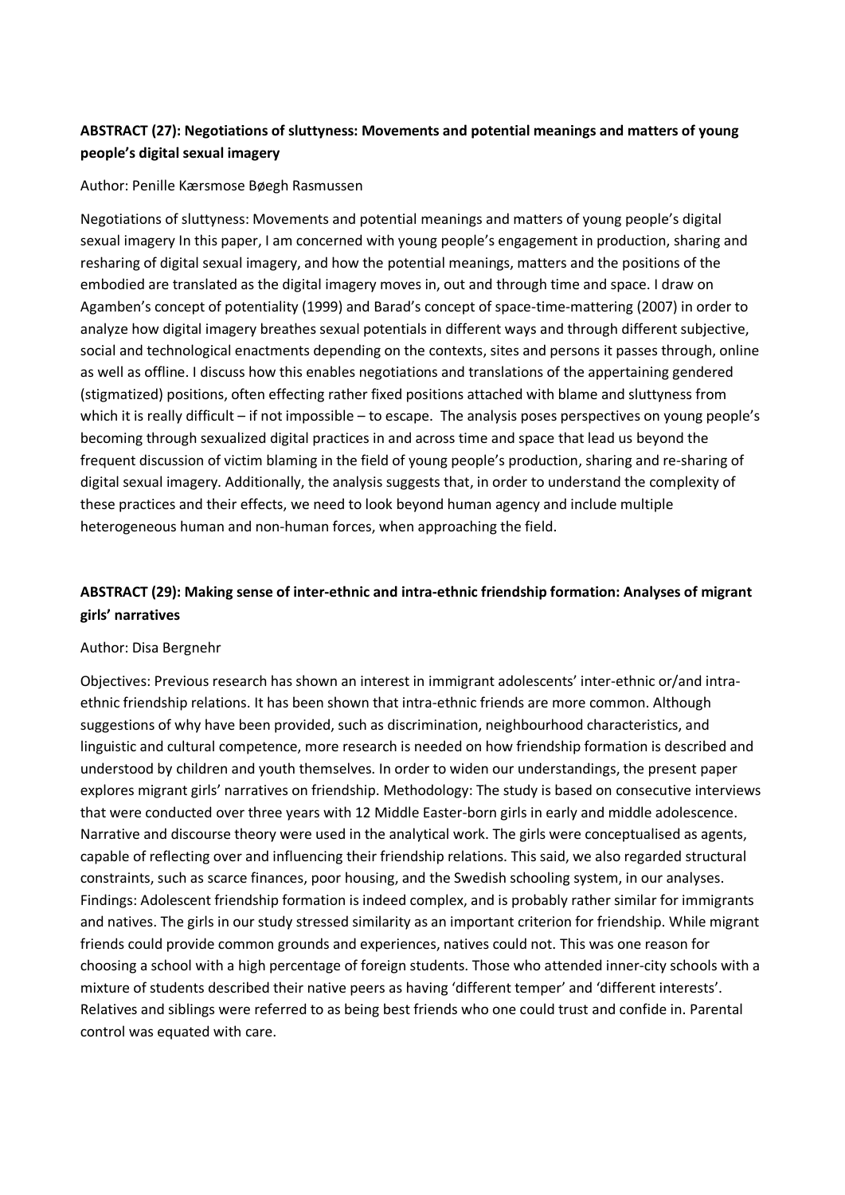### ABSTRACT (27): Negotiations of sluttyness: Movements and potential meanings and matters of young people's digital sexual imagery

Author: Penille Kærsmose Bøegh Rasmussen

Negotiations of sluttyness: Movements and potential meanings and matters of young people's digital sexual imagery In this paper, I am concerned with young people's engagement in production, sharing and resharing of digital sexual imagery, and how the potential meanings, matters and the positions of the embodied are translated as the digital imagery moves in, out and through time and space. I draw on Agamben's concept of potentiality (1999) and Barad's concept of space-time-mattering (2007) in order to analyze how digital imagery breathes sexual potentials in different ways and through different subjective, social and technological enactments depending on the contexts, sites and persons it passes through, online as well as offline. I discuss how this enables negotiations and translations of the appertaining gendered (stigmatized) positions, often effecting rather fixed positions attached with blame and sluttyness from which it is really difficult – if not impossible – to escape. The analysis poses perspectives on young people's becoming through sexualized digital practices in and across time and space that lead us beyond the frequent discussion of victim blaming in the field of young people's production, sharing and re-sharing of digital sexual imagery. Additionally, the analysis suggests that, in order to understand the complexity of these practices and their effects, we need to look beyond human agency and include multiple heterogeneous human and non-human forces, when approaching the field.

### ABSTRACT (29): Making sense of inter-ethnic and intra-ethnic friendship formation: Analyses of migrant girls' narratives

Author: Disa Bergnehr

Objectives: Previous research has shown an interest in immigrant adolescents' inter-ethnic or/and intra-ethnic friendship relations. It has been shown that intra-ethnic friends are more common. Although suggestions of why have been provided, such as discrimination, neighbourhood characteristics, and linguistic and cultural competence, more research is needed on how friendship formation is described and understood by children and youth themselves. In order to widen our understandings, the present paper explores migrant girls' narratives on friendship. Methodology: The study is based on consecutive interviews that were conducted over three years with 12 Middle Easter-born girls in early and middle adolescence. Narrative and discourse theory were used in the analytical work. The girls were conceptualised as agents, capable of reflecting over and influencing their friendship relations. This said, we also regarded structural constraints, such as scarce finances, poor housing, and the Swedish schooling system, in our analyses. Findings: Adolescent friendship formation is indeed complex, and is probably rather similar for immigrants and natives. The girls in our study stressed similarity as an important criterion for friendship. While migrant friends could provide common grounds and experiences, natives could not. This was one reason for choosing a school with a high percentage of foreign students. Those who attended inner-city schools with a mixture of students described their native peers as having 'different temper' and 'different interests'. Relatives and siblings were referred to as being best friends who one could trust and confide in. Parental control was equated with care.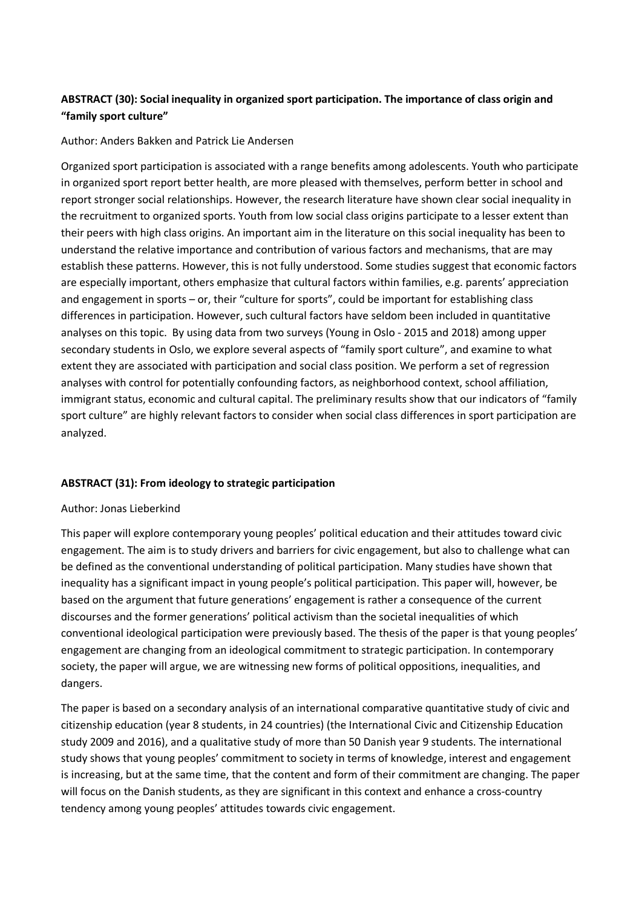**ABSTRACT (30): Social inequality in organized sport participation. The importance of class origin and "family sport culture"**

Author: Anders Bakken and Patrick Lie Andersen

Organized sport participation is associated with a range benefits among adolescents. Youth who participate in organized sport report better health, are more pleased with themselves, perform better in school and report stronger social relationships. However, the research literature have shown clear social inequality in the recruitment to organized sports. Youth from low social class origins participate to a lesser extent than their peers with high class origins. An important aim in the literature on this social inequality has been to understand the relative importance and contribution of various factors and mechanisms, that are may establish these patterns. However, this is not fully understood. Some studies suggest that economic factors are especially important, others emphasize that cultural factors within families, e.g. parents' appreciation and engagement in sports – or, their "culture for sports", could be important for establishing class differences in participation. However, such cultural factors have seldom been included in quantitative analyses on this topic. By using data from two surveys (Young in Oslo - 2015 and 2018) among upper secondary students in Oslo, we explore several aspects of "family sport culture", and examine to what extent they are associated with participation and social class position. We perform a set of regression analyses with control for potentially confounding factors, as neighborhood context, school affiliation, immigrant status, economic and cultural capital. The preliminary results show that our indicators of "family sport culture" are highly relevant factors to consider when social class differences in sport participation are analyzed.

**ABSTRACT (31): From ideology to strategic participation**

Author: Jonas Lieberkind

This paper will explore contemporary young peoples' political education and their attitudes toward civic engagement. The aim is to study drivers and barriers for civic engagement, but also to challenge what can be defined as the conventional understanding of political participation. Many studies have shown that inequality has a significant impact in young people's political participation. This paper will, however, be based on the argument that future generations' engagement is rather a consequence of the current discourses and the former generations' political activism than the societal inequalities of which conventional ideological participation were previously based. The thesis of the paper is that young peoples' engagement are changing from an ideological commitment to strategic participation. In contemporary society, the paper will argue, we are witnessing new forms of political oppositions, inequalities, and dangers.

The paper is based on a secondary analysis of an international comparative quantitative study of civic and citizenship education (year 8 students, in 24 countries) (the International Civic and Citizenship Education study 2009 and 2016), and a qualitative study of more than 50 Danish year 9 students. The international study shows that young peoples' commitment to society in terms of knowledge, interest and engagement is increasing, but at the same time, that the content and form of their commitment are changing. The paper will focus on the Danish students, as they are significant in this context and enhance a cross-country tendency among young peoples' attitudes towards civic engagement.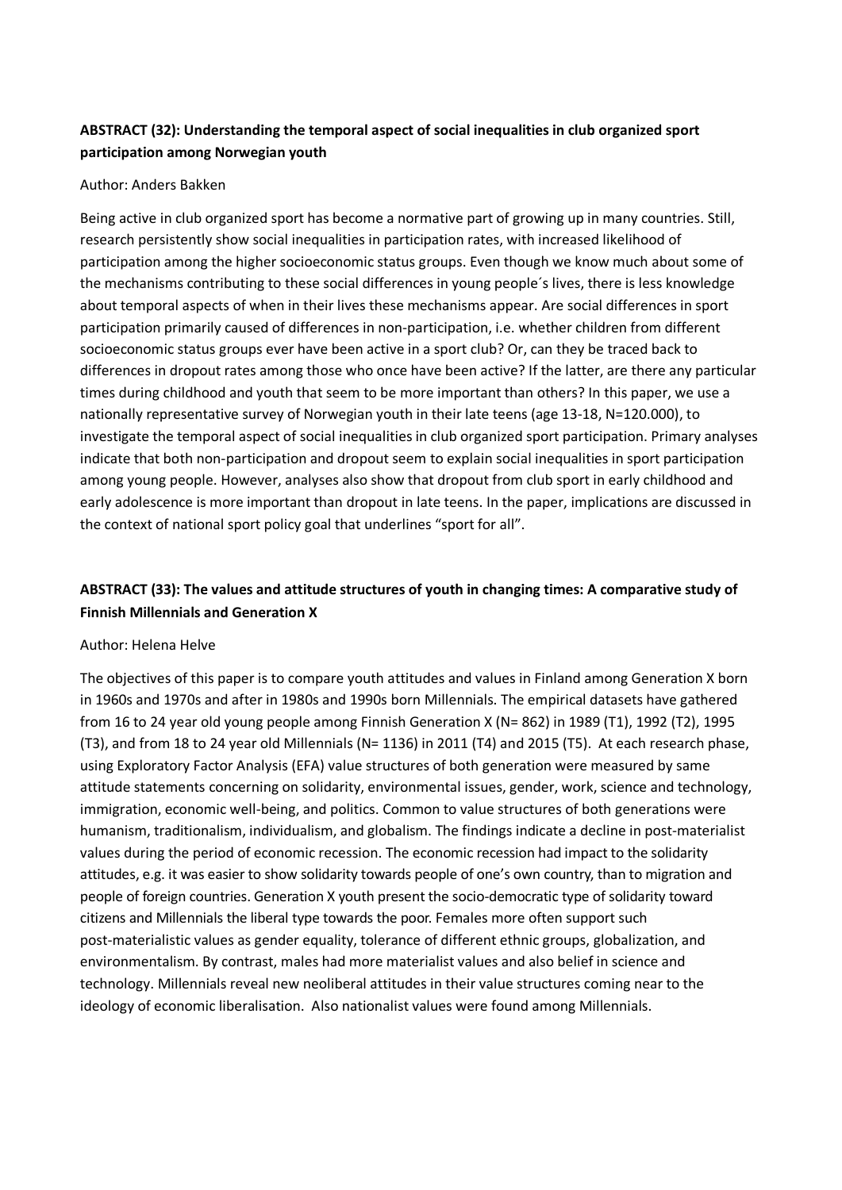**ABSTRACT (32): Understanding the temporal aspect of social inequalities in club organized sport participation among Norwegian youth**

Author: Anders Bakken

Being active in club organized sport has become a normative part of growing up in many countries. Still, research persistently show social inequalities in participation rates, with increased likelihood of participation among the higher socioeconomic status groups. Even though we know much about some of the mechanisms contributing to these social differences in young people´s lives, there is less knowledge about temporal aspects of when in their lives these mechanisms appear. Are social differences in sport participation primarily caused of differences in non-participation, i.e. whether children from different socioeconomic status groups ever have been active in a sport club? Or, can they be traced back to differences in dropout rates among those who once have been active? If the latter, are there any particular times during childhood and youth that seem to be more important than others? In this paper, we use a nationally representative survey of Norwegian youth in their late teens (age 13-18, N=120.000), to investigate the temporal aspect of social inequalities in club organized sport participation. Primary analyses indicate that both non-participation and dropout seem to explain social inequalities in sport participation among young people. However, analyses also show that dropout from club sport in early childhood and early adolescence is more important than dropout in late teens. In the paper, implications are discussed in the context of national sport policy goal that underlines "sport for all".

**ABSTRACT (33): The values and attitude structures of youth in changing times: A comparative study of Finnish Millennials and Generation X**

Author: Helena Helve

The objectives of this paper is to compare youth attitudes and values in Finland among Generation X born in 1960s and 1970s and after in 1980s and 1990s born Millennials. The empirical datasets have gathered from 16 to 24 year old young people among Finnish Generation X (N= 862) in 1989 (T1), 1992 (T2), 1995 (T3), and from 18 to 24 year old Millennials (N= 1136) in 2011 (T4) and 2015 (T5). At each research phase, using Exploratory Factor Analysis (EFA) value structures of both generation were measured by same attitude statements concerning on solidarity, environmental issues, gender, work, science and technology, immigration, economic well-being, and politics. Common to value structures of both generations were humanism, traditionalism, individualism, and globalism. The findings indicate a decline in post-materialist values during the period of economic recession. The economic recession had impact to the solidarity attitudes, e.g. it was easier to show solidarity towards people of one's own country, than to migration and people of foreign countries. Generation X youth present the socio-democratic type of solidarity toward citizens and Millennials the liberal type towards the poor. Females more often support such post-materialistic values as gender equality, tolerance of different ethnic groups, globalization, and environmentalism. By contrast, males had more materialist values and also belief in science and technology. Millennials reveal new neoliberal attitudes in their value structures coming near to the ideology of economic liberalisation. Also nationalist values were found among Millennials.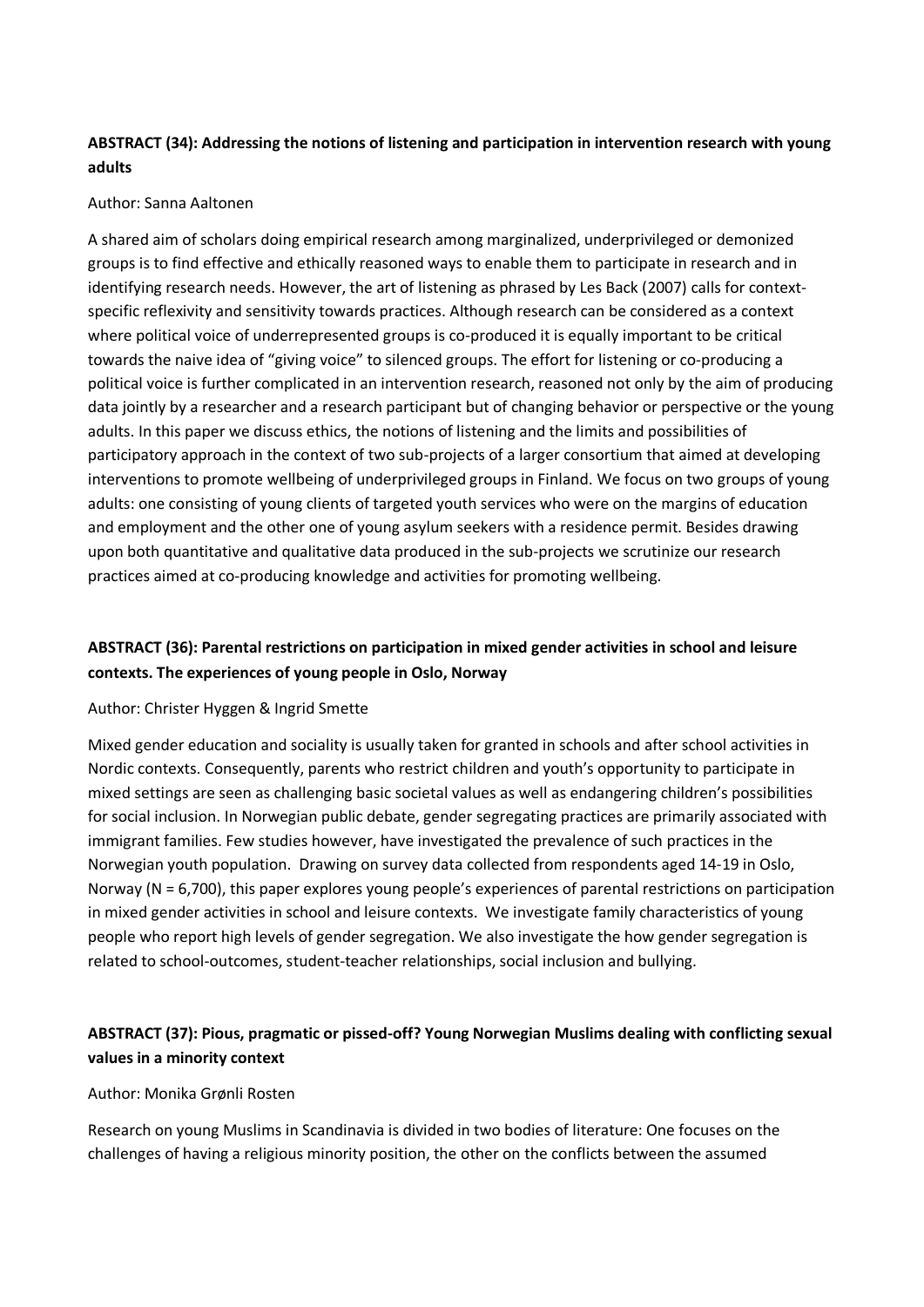### **ABSTRACT (34): Addressing the notions of listening and participation in intervention research with young adults**

Author: Sanna Aaltonen

A shared aim of scholars doing empirical research among marginalized, underprivileged or demonized groups is to find effective and ethically reasoned ways to enable them to participate in research and in identifying research needs. However, the art of listening as phrased by Les Back (2007) calls for context-specific reflexivity and sensitivity towards practices. Although research can be considered as a context where political voice of underrepresented groups is co-produced it is equally important to be critical towards the naive idea of "giving voice" to silenced groups. The effort for listening or co-producing a political voice is further complicated in an intervention research, reasoned not only by the aim of producing data jointly by a researcher and a research participant but of changing behavior or perspective or the young adults. In this paper we discuss ethics, the notions of listening and the limits and possibilities of participatory approach in the context of two sub-projects of a larger consortium that aimed at developing interventions to promote wellbeing of underprivileged groups in Finland. We focus on two groups of young adults: one consisting of young clients of targeted youth services who were on the margins of education and employment and the other one of young asylum seekers with a residence permit. Besides drawing upon both quantitative and qualitative data produced in the sub-projects we scrutinize our research practices aimed at co-producing knowledge and activities for promoting wellbeing.

### **ABSTRACT (36): Parental restrictions on participation in mixed gender activities in school and leisure contexts. The experiences of young people in Oslo, Norway**

Author: Christer Hyggen & Ingrid Smette

Mixed gender education and sociality is usually taken for granted in schools and after school activities in Nordic contexts. Consequently, parents who restrict children and youth's opportunity to participate in mixed settings are seen as challenging basic societal values as well as endangering children's possibilities for social inclusion. In Norwegian public debate, gender segregating practices are primarily associated with immigrant families. Few studies however, have investigated the prevalence of such practices in the Norwegian youth population. Drawing on survey data collected from respondents aged 14-19 in Oslo, Norway (N = 6,700), this paper explores young people's experiences of parental restrictions on participation in mixed gender activities in school and leisure contexts. We investigate family characteristics of young people who report high levels of gender segregation. We also investigate the how gender segregation is related to school-outcomes, student-teacher relationships, social inclusion and bullying.

### **ABSTRACT (37): Pious, pragmatic or pissed-off? Young Norwegian Muslims dealing with conflicting sexual values in a minority context**

Author: Monika Grønli Rosten

Research on young Muslims in Scandinavia is divided in two bodies of literature: One focuses on the challenges of having a religious minority position, the other on the conflicts between the assumed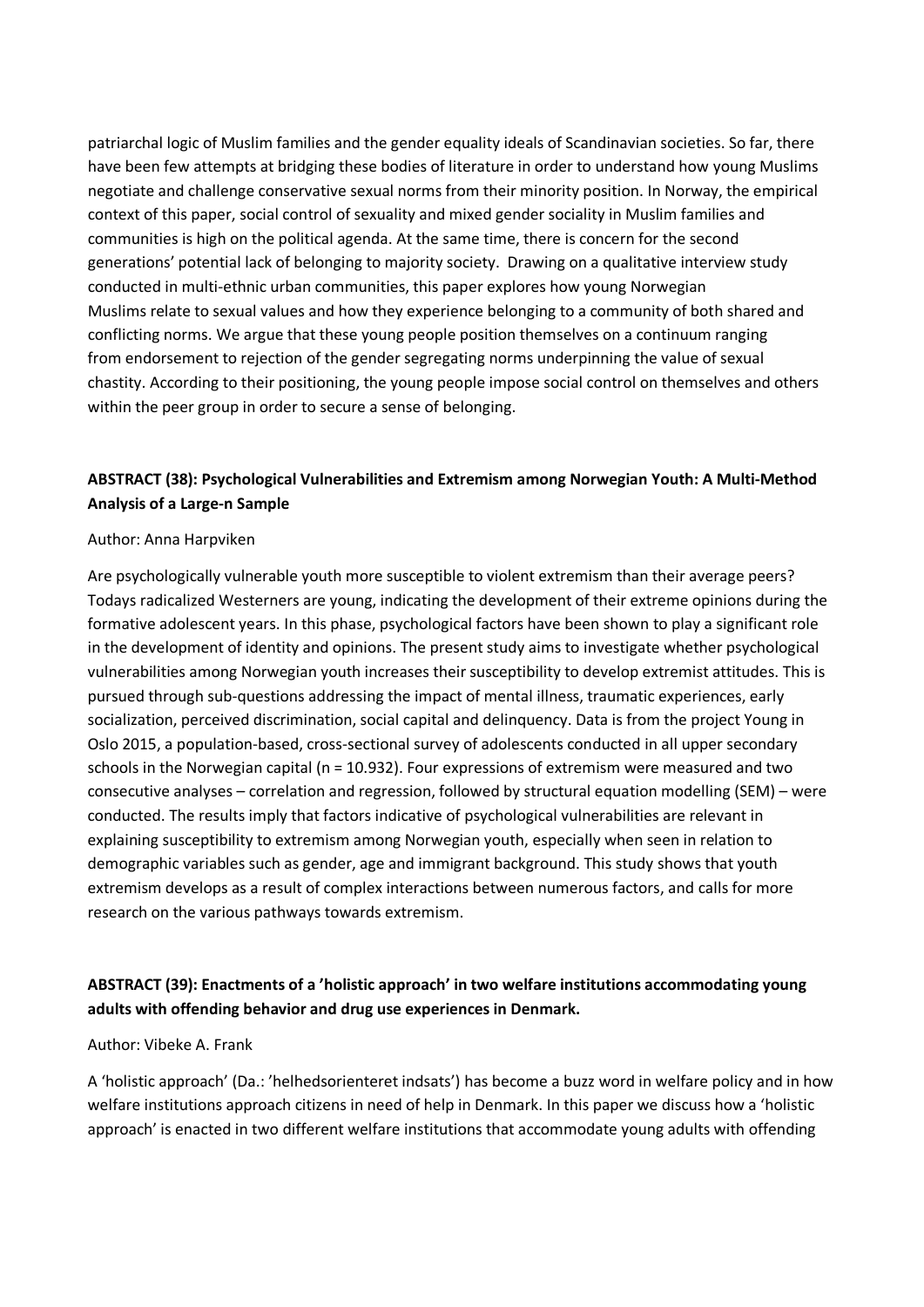patriarchal logic of Muslim families and the gender equality ideals of Scandinavian societies. So far, there have been few attempts at bridging these bodies of literature in order to understand how young Muslims negotiate and challenge conservative sexual norms from their minority position. In Norway, the empirical context of this paper, social control of sexuality and mixed gender sociality in Muslim families and communities is high on the political agenda. At the same time, there is concern for the second generations' potential lack of belonging to majority society. Drawing on a qualitative interview study conducted in multi-ethnic urban communities, this paper explores how young Norwegian Muslims relate to sexual values and how they experience belonging to a community of both shared and conflicting norms. We argue that these young people position themselves on a continuum ranging from endorsement to rejection of the gender segregating norms underpinning the value of sexual chastity. According to their positioning, the young people impose social control on themselves and others within the peer group in order to secure a sense of belonging.

### ABSTRACT (38): Psychological Vulnerabilities and Extremism among Norwegian Youth: A Multi-Method Analysis of a Large-n Sample

Author: Anna Harpviken

Are psychologically vulnerable youth more susceptible to violent extremism than their average peers? Todays radicalized Westerners are young, indicating the development of their extreme opinions during the formative adolescent years. In this phase, psychological factors have been shown to play a significant role in the development of identity and opinions. The present study aims to investigate whether psychological vulnerabilities among Norwegian youth increases their susceptibility to develop extremist attitudes. This is pursued through sub-questions addressing the impact of mental illness, traumatic experiences, early socialization, perceived discrimination, social capital and delinquency. Data is from the project Young in Oslo 2015, a population-based, cross-sectional survey of adolescents conducted in all upper secondary schools in the Norwegian capital (n = 10.932). Four expressions of extremism were measured and two consecutive analyses – correlation and regression, followed by structural equation modelling (SEM) – were conducted. The results imply that factors indicative of psychological vulnerabilities are relevant in explaining susceptibility to extremism among Norwegian youth, especially when seen in relation to demographic variables such as gender, age and immigrant background. This study shows that youth extremism develops as a result of complex interactions between numerous factors, and calls for more research on the various pathways towards extremism.

### ABSTRACT (39): Enactments of a 'holistic approach' in two welfare institutions accommodating young adults with offending behavior and drug use experiences in Denmark.

Author: Vibeke A. Frank

A 'holistic approach' (Da.: 'helhedsorienteret indsats') has become a buzz word in welfare policy and in how welfare institutions approach citizens in need of help in Denmark. In this paper we discuss how a 'holistic approach' is enacted in two different welfare institutions that accommodate young adults with offending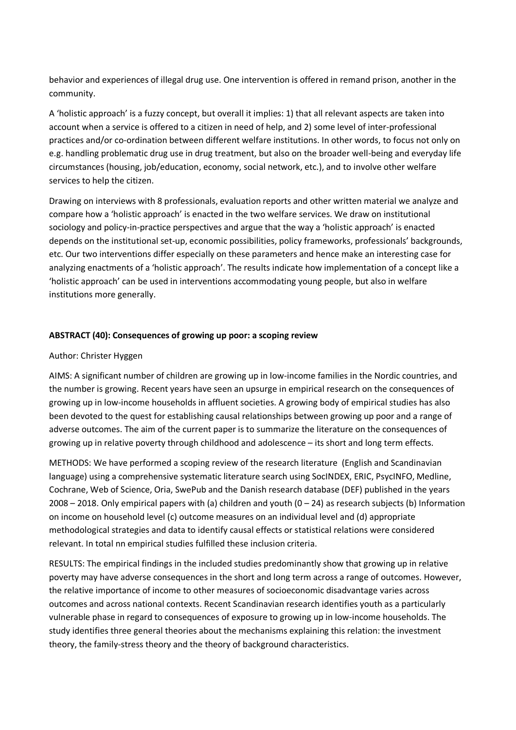behavior and experiences of illegal drug use. One intervention is offered in remand prison, another in the community.

A 'holistic approach' is a fuzzy concept, but overall it implies: 1) that all relevant aspects are taken into account when a service is offered to a citizen in need of help, and 2) some level of inter-professional practices and/or co-ordination between different welfare institutions. In other words, to focus not only on e.g. handling problematic drug use in drug treatment, but also on the broader well-being and everyday life circumstances (housing, job/education, economy, social network, etc.), and to involve other welfare services to help the citizen.

Drawing on interviews with 8 professionals, evaluation reports and other written material we analyze and compare how a 'holistic approach' is enacted in the two welfare services. We draw on institutional sociology and policy-in-practice perspectives and argue that the way a 'holistic approach' is enacted depends on the institutional set-up, economic possibilities, policy frameworks, professionals' backgrounds, etc. Our two interventions differ especially on these parameters and hence make an interesting case for analyzing enactments of a 'holistic approach'. The results indicate how implementation of a concept like a 'holistic approach' can be used in interventions accommodating young people, but also in welfare institutions more generally.

**ABSTRACT (40): Consequences of growing up poor: a scoping review**

Author: Christer Hyggen

AIMS: A significant number of children are growing up in low-income families in the Nordic countries, and the number is growing. Recent years have seen an upsurge in empirical research on the consequences of growing up in low-income households in affluent societies. A growing body of empirical studies has also been devoted to the quest for establishing causal relationships between growing up poor and a range of adverse outcomes. The aim of the current paper is to summarize the literature on the consequences of growing up in relative poverty through childhood and adolescence – its short and long term effects.

METHODS: We have performed a scoping review of the research literature (English and Scandinavian language) using a comprehensive systematic literature search using SocINDEX, ERIC, PsycINFO, Medline, Cochrane, Web of Science, Oria, SwePub and the Danish research database (DEF) published in the years 2008 – 2018. Only empirical papers with (a) children and youth (0 – 24) as research subjects (b) Information on income on household level (c) outcome measures on an individual level and (d) appropriate methodological strategies and data to identify causal effects or statistical relations were considered relevant. In total nn empirical studies fulfilled these inclusion criteria.

RESULTS: The empirical findings in the included studies predominantly show that growing up in relative poverty may have adverse consequences in the short and long term across a range of outcomes. However, the relative importance of income to other measures of socioeconomic disadvantage varies across outcomes and across national contexts. Recent Scandinavian research identifies youth as a particularly vulnerable phase in regard to consequences of exposure to growing up in low-income households. The study identifies three general theories about the mechanisms explaining this relation: the investment theory, the family-stress theory and the theory of background characteristics.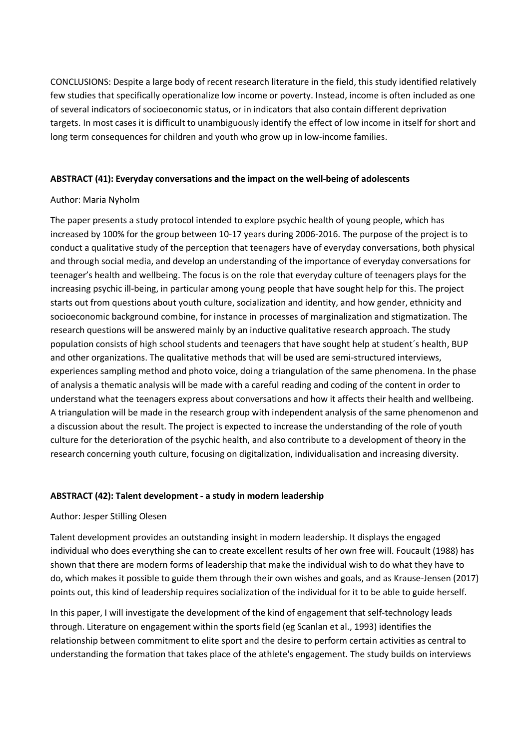CONCLUSIONS: Despite a large body of recent research literature in the field, this study identified relatively few studies that specifically operationalize low income or poverty. Instead, income is often included as one of several indicators of socioeconomic status, or in indicators that also contain different deprivation targets. In most cases it is difficult to unambiguously identify the effect of low income in itself for short and long term consequences for children and youth who grow up in low-income families.

### ABSTRACT (41): Everyday conversations and the impact on the well-being of adolescents

Author: Maria Nyholm

The paper presents a study protocol intended to explore psychic health of young people, which has increased by 100% for the group between 10-17 years during 2006-2016. The purpose of the project is to conduct a qualitative study of the perception that teenagers have of everyday conversations, both physical and through social media, and develop an understanding of the importance of everyday conversations for teenager's health and wellbeing. The focus is on the role that everyday culture of teenagers plays for the increasing psychic ill-being, in particular among young people that have sought help for this. The project starts out from questions about youth culture, socialization and identity, and how gender, ethnicity and socioeconomic background combine, for instance in processes of marginalization and stigmatization. The research questions will be answered mainly by an inductive qualitative research approach. The study population consists of high school students and teenagers that have sought help at student´s health, BUP and other organizations. The qualitative methods that will be used are semi-structured interviews, experiences sampling method and photo voice, doing a triangulation of the same phenomena. In the phase of analysis a thematic analysis will be made with a careful reading and coding of the content in order to understand what the teenagers express about conversations and how it affects their health and wellbeing. A triangulation will be made in the research group with independent analysis of the same phenomenon and a discussion about the result. The project is expected to increase the understanding of the role of youth culture for the deterioration of the psychic health, and also contribute to a development of theory in the research concerning youth culture, focusing on digitalization, individualisation and increasing diversity.

### ABSTRACT (42): Talent development - a study in modern leadership

Author: Jesper Stilling Olesen

Talent development provides an outstanding insight in modern leadership. It displays the engaged individual who does everything she can to create excellent results of her own free will. Foucault (1988) has shown that there are modern forms of leadership that make the individual wish to do what they have to do, which makes it possible to guide them through their own wishes and goals, and as Krause-Jensen (2017) points out, this kind of leadership requires socialization of the individual for it to be able to guide herself.

In this paper, I will investigate the development of the kind of engagement that self-technology leads through. Literature on engagement within the sports field (eg Scanlan et al., 1993) identifies the relationship between commitment to elite sport and the desire to perform certain activities as central to understanding the formation that takes place of the athlete's engagement. The study builds on interviews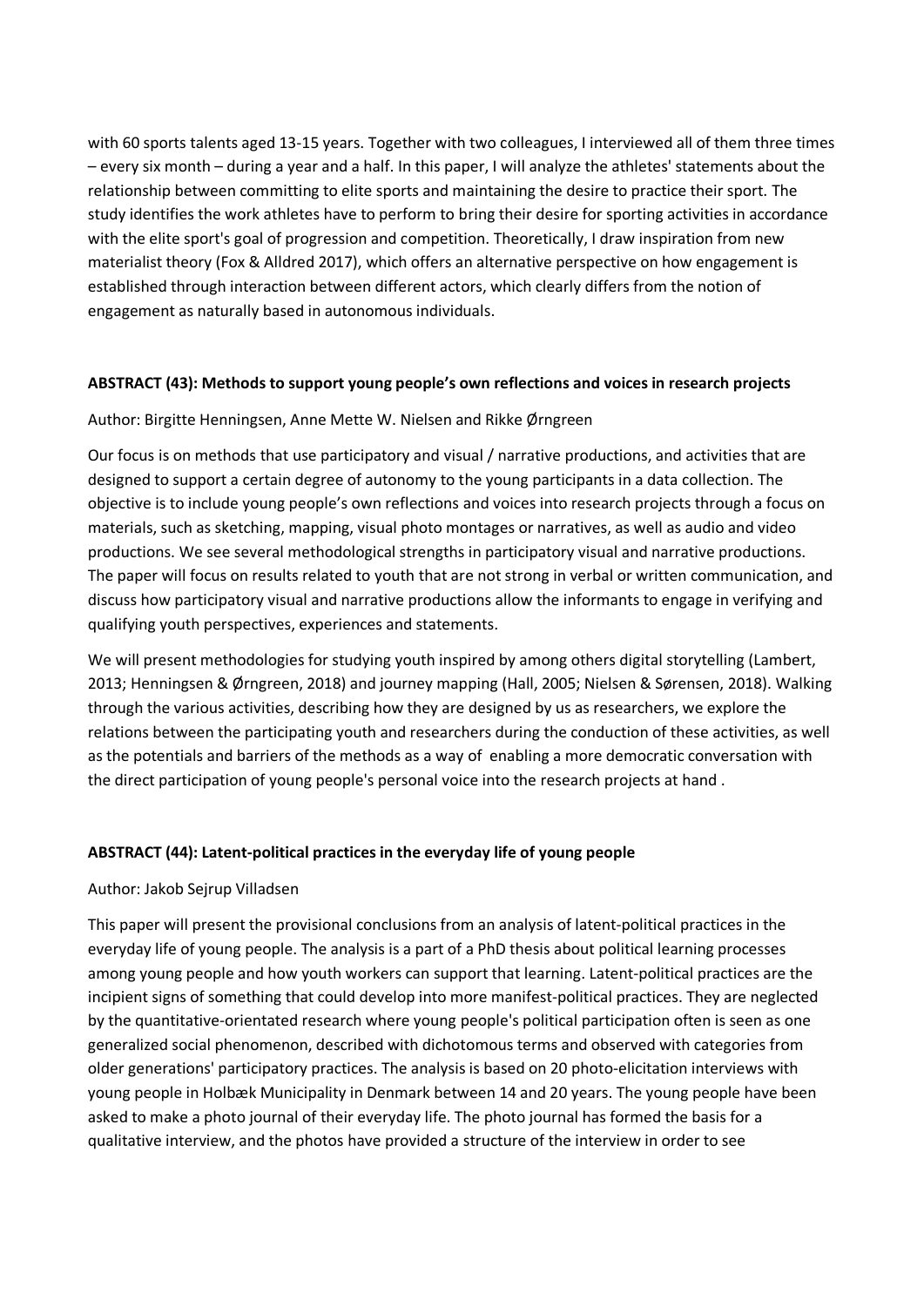with 60 sports talents aged 13-15 years. Together with two colleagues, I interviewed all of them three times – every six month – during a year and a half. In this paper, I will analyze the athletes' statements about the relationship between committing to elite sports and maintaining the desire to practice their sport. The study identifies the work athletes have to perform to bring their desire for sporting activities in accordance with the elite sport's goal of progression and competition. Theoretically, I draw inspiration from new materialist theory (Fox & Alldred 2017), which offers an alternative perspective on how engagement is established through interaction between different actors, which clearly differs from the notion of engagement as naturally based in autonomous individuals.

**ABSTRACT (43): Methods to support young people's own reflections and voices in research projects**

Author: Birgitte Henningsen, Anne Mette W. Nielsen and Rikke Ørngreen

Our focus is on methods that use participatory and visual / narrative productions, and activities that are designed to support a certain degree of autonomy to the young participants in a data collection. The objective is to include young people's own reflections and voices into research projects through a focus on materials, such as sketching, mapping, visual photo montages or narratives, as well as audio and video productions. We see several methodological strengths in participatory visual and narrative productions. The paper will focus on results related to youth that are not strong in verbal or written communication, and discuss how participatory visual and narrative productions allow the informants to engage in verifying and qualifying youth perspectives, experiences and statements.

We will present methodologies for studying youth inspired by among others digital storytelling (Lambert, 2013; Henningsen & Ørngreen, 2018) and journey mapping (Hall, 2005; Nielsen & Sørensen, 2018). Walking through the various activities, describing how they are designed by us as researchers, we explore the relations between the participating youth and researchers during the conduction of these activities, as well as the potentials and barriers of the methods as a way of enabling a more democratic conversation with the direct participation of young people's personal voice into the research projects at hand .

**ABSTRACT (44): Latent-political practices in the everyday life of young people**

Author: Jakob Sejrup Villadsen

This paper will present the provisional conclusions from an analysis of latent-political practices in the everyday life of young people. The analysis is a part of a PhD thesis about political learning processes among young people and how youth workers can support that learning. Latent-political practices are the incipient signs of something that could develop into more manifest-political practices. They are neglected by the quantitative-orientated research where young people's political participation often is seen as one generalized social phenomenon, described with dichotomous terms and observed with categories from older generations' participatory practices. The analysis is based on 20 photo-elicitation interviews with young people in Holbæk Municipality in Denmark between 14 and 20 years. The young people have been asked to make a photo journal of their everyday life. The photo journal has formed the basis for a qualitative interview, and the photos have provided a structure of the interview in order to see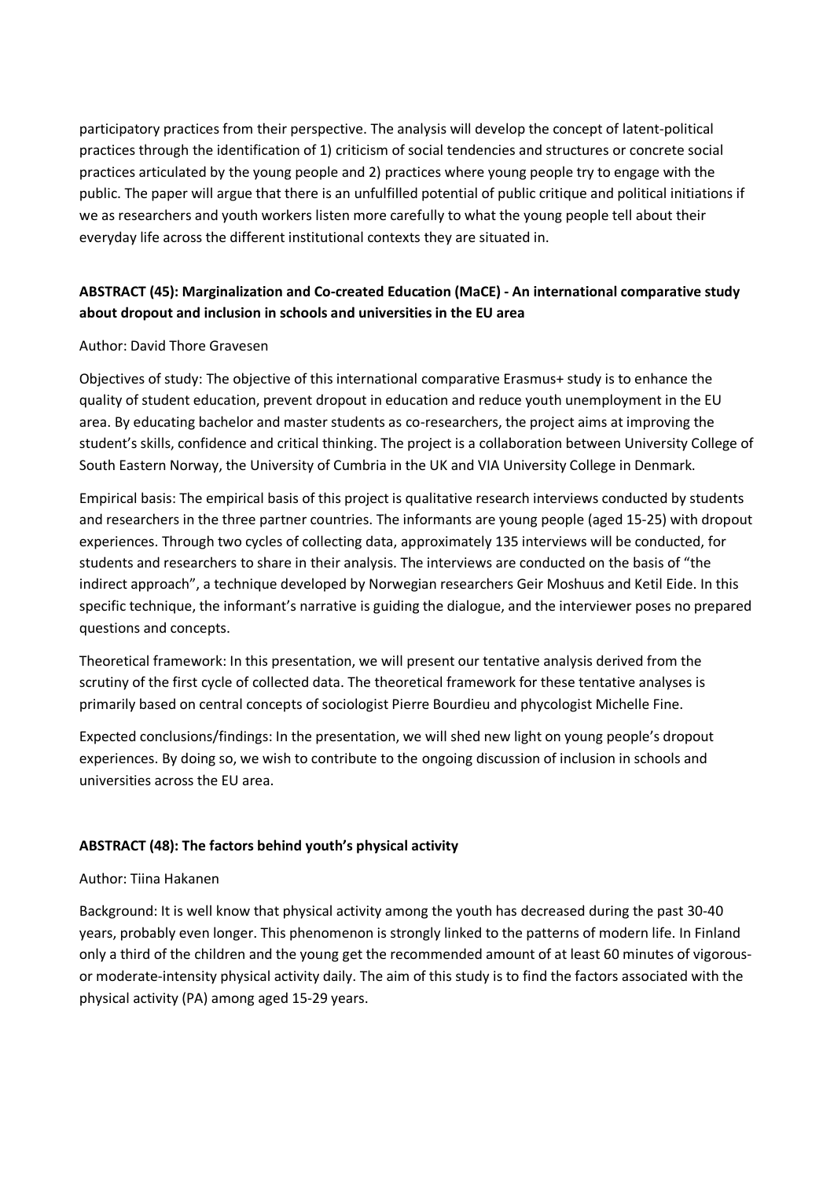participatory practices from their perspective. The analysis will develop the concept of latent-political practices through the identification of 1) criticism of social tendencies and structures or concrete social practices articulated by the young people and 2) practices where young people try to engage with the public. The paper will argue that there is an unfulfilled potential of public critique and political initiations if we as researchers and youth workers listen more carefully to what the young people tell about their everyday life across the different institutional contexts they are situated in.

**ABSTRACT (45): Marginalization and Co-created Education (MaCE) - An international comparative study about dropout and inclusion in schools and universities in the EU area**

Author: David Thore Gravesen

Objectives of study: The objective of this international comparative Erasmus+ study is to enhance the quality of student education, prevent dropout in education and reduce youth unemployment in the EU area. By educating bachelor and master students as co-researchers, the project aims at improving the student's skills, confidence and critical thinking. The project is a collaboration between University College of South Eastern Norway, the University of Cumbria in the UK and VIA University College in Denmark.

Empirical basis: The empirical basis of this project is qualitative research interviews conducted by students and researchers in the three partner countries. The informants are young people (aged 15-25) with dropout experiences. Through two cycles of collecting data, approximately 135 interviews will be conducted, for students and researchers to share in their analysis. The interviews are conducted on the basis of "the indirect approach", a technique developed by Norwegian researchers Geir Moshuus and Ketil Eide. In this specific technique, the informant's narrative is guiding the dialogue, and the interviewer poses no prepared questions and concepts.

Theoretical framework: In this presentation, we will present our tentative analysis derived from the scrutiny of the first cycle of collected data. The theoretical framework for these tentative analyses is primarily based on central concepts of sociologist Pierre Bourdieu and phycologist Michelle Fine.

Expected conclusions/findings: In the presentation, we will shed new light on young people's dropout experiences. By doing so, we wish to contribute to the ongoing discussion of inclusion in schools and universities across the EU area.

**ABSTRACT (48): The factors behind youth's physical activity**

Author: Tiina Hakanen

Background: It is well know that physical activity among the youth has decreased during the past 30-40 years, probably even longer. This phenomenon is strongly linked to the patterns of modern life. In Finland only a third of the children and the young get the recommended amount of at least 60 minutes of vigorous- or moderate-intensity physical activity daily. The aim of this study is to find the factors associated with the physical activity (PA) among aged 15-29 years.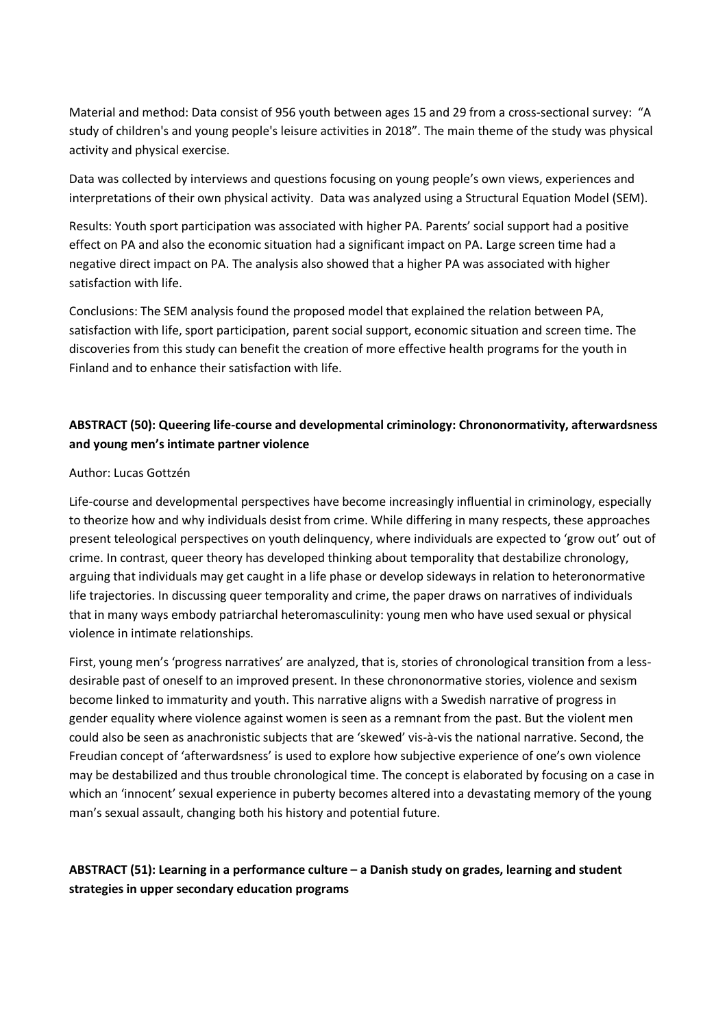Material and method: Data consist of 956 youth between ages 15 and 29 from a cross-sectional survey: "A study of children's and young people's leisure activities in 2018". The main theme of the study was physical activity and physical exercise.

Data was collected by interviews and questions focusing on young people's own views, experiences and interpretations of their own physical activity. Data was analyzed using a Structural Equation Model (SEM).

Results: Youth sport participation was associated with higher PA. Parents' social support had a positive effect on PA and also the economic situation had a significant impact on PA. Large screen time had a negative direct impact on PA. The analysis also showed that a higher PA was associated with higher satisfaction with life.

Conclusions: The SEM analysis found the proposed model that explained the relation between PA, satisfaction with life, sport participation, parent social support, economic situation and screen time. The discoveries from this study can benefit the creation of more effective health programs for the youth in Finland and to enhance their satisfaction with life.

**ABSTRACT (50): Queering life-course and developmental criminology: Chrononormativity, afterwardsness and young men's intimate partner violence**

Author: Lucas Gottzén

Life-course and developmental perspectives have become increasingly influential in criminology, especially to theorize how and why individuals desist from crime. While differing in many respects, these approaches present teleological perspectives on youth delinquency, where individuals are expected to 'grow out' out of crime. In contrast, queer theory has developed thinking about temporality that destabilize chronology, arguing that individuals may get caught in a life phase or develop sideways in relation to heteronormative life trajectories. In discussing queer temporality and crime, the paper draws on narratives of individuals that in many ways embody patriarchal heteromasculinity: young men who have used sexual or physical violence in intimate relationships.

First, young men's 'progress narratives' are analyzed, that is, stories of chronological transition from a less-desirable past of oneself to an improved present. In these chrononormative stories, violence and sexism become linked to immaturity and youth. This narrative aligns with a Swedish narrative of progress in gender equality where violence against women is seen as a remnant from the past. But the violent men could also be seen as anachronistic subjects that are 'skewed' vis-à-vis the national narrative. Second, the Freudian concept of 'afterwardsness' is used to explore how subjective experience of one's own violence may be destabilized and thus trouble chronological time. The concept is elaborated by focusing on a case in which an 'innocent' sexual experience in puberty becomes altered into a devastating memory of the young man's sexual assault, changing both his history and potential future.

**ABSTRACT (51): Learning in a performance culture – a Danish study on grades, learning and student strategies in upper secondary education programs**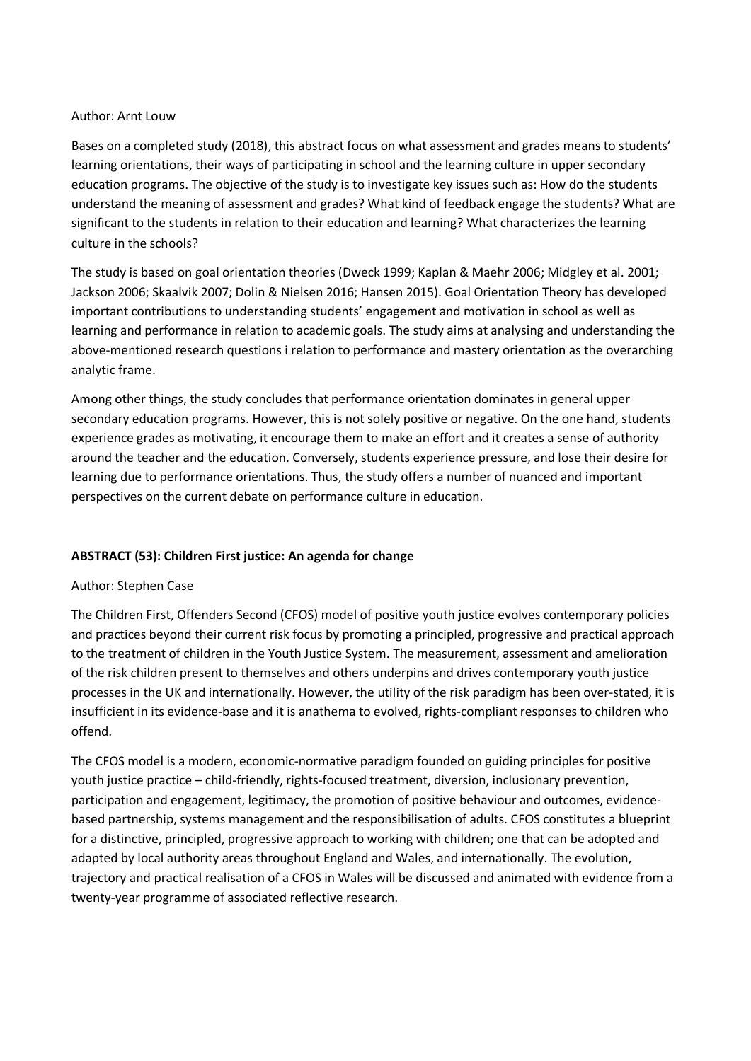Author: Arnt Louw

Bases on a completed study (2018), this abstract focus on what assessment and grades means to students' learning orientations, their ways of participating in school and the learning culture in upper secondary education programs. The objective of the study is to investigate key issues such as: How do the students understand the meaning of assessment and grades? What kind of feedback engage the students? What are significant to the students in relation to their education and learning? What characterizes the learning culture in the schools?

The study is based on goal orientation theories (Dweck 1999; Kaplan & Maehr 2006; Midgley et al. 2001; Jackson 2006; Skaalvik 2007; Dolin & Nielsen 2016; Hansen 2015). Goal Orientation Theory has developed important contributions to understanding students' engagement and motivation in school as well as learning and performance in relation to academic goals. The study aims at analysing and understanding the above-mentioned research questions i relation to performance and mastery orientation as the overarching analytic frame.

Among other things, the study concludes that performance orientation dominates in general upper secondary education programs. However, this is not solely positive or negative. On the one hand, students experience grades as motivating, it encourage them to make an effort and it creates a sense of authority around the teacher and the education. Conversely, students experience pressure, and lose their desire for learning due to performance orientations. Thus, the study offers a number of nuanced and important perspectives on the current debate on performance culture in education.

**ABSTRACT (53): Children First justice: An agenda for change**

Author: Stephen Case

The Children First, Offenders Second (CFOS) model of positive youth justice evolves contemporary policies and practices beyond their current risk focus by promoting a principled, progressive and practical approach to the treatment of children in the Youth Justice System. The measurement, assessment and amelioration of the risk children present to themselves and others underpins and drives contemporary youth justice processes in the UK and internationally. However, the utility of the risk paradigm has been over-stated, it is insufficient in its evidence-base and it is anathema to evolved, rights-compliant responses to children who offend.

The CFOS model is a modern, economic-normative paradigm founded on guiding principles for positive youth justice practice – child-friendly, rights-focused treatment, diversion, inclusionary prevention, participation and engagement, legitimacy, the promotion of positive behaviour and outcomes, evidence-based partnership, systems management and the responsibilisation of adults. CFOS constitutes a blueprint for a distinctive, principled, progressive approach to working with children; one that can be adopted and adapted by local authority areas throughout England and Wales, and internationally. The evolution, trajectory and practical realisation of a CFOS in Wales will be discussed and animated with evidence from a twenty-year programme of associated reflective research.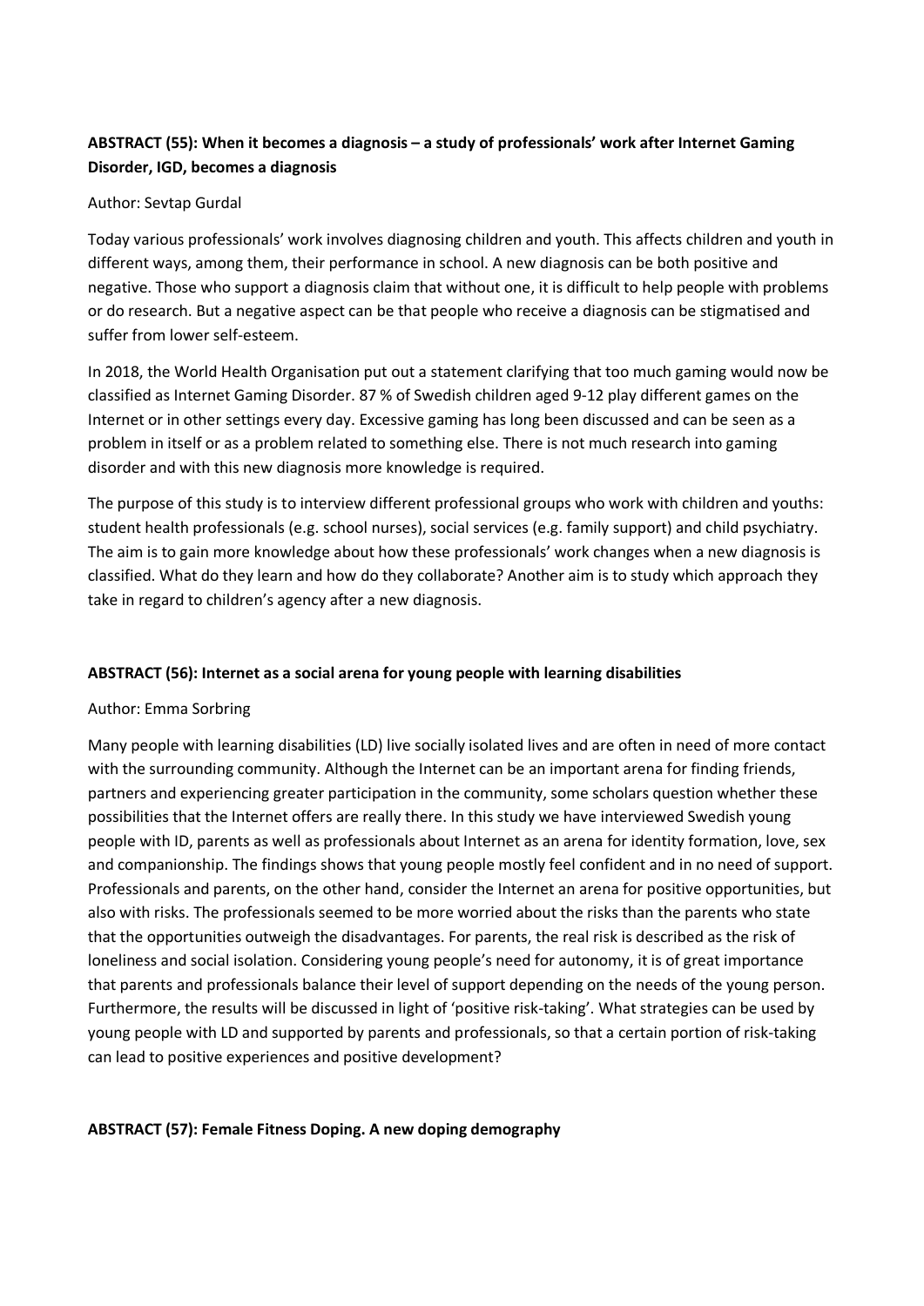**ABSTRACT (55): When it becomes a diagnosis – a study of professionals' work after Internet Gaming Disorder, IGD, becomes a diagnosis**

Author: Sevtap Gurdal

Today various professionals' work involves diagnosing children and youth. This affects children and youth in different ways, among them, their performance in school. A new diagnosis can be both positive and negative. Those who support a diagnosis claim that without one, it is difficult to help people with problems or do research. But a negative aspect can be that people who receive a diagnosis can be stigmatised and suffer from lower self-esteem.

In 2018, the World Health Organisation put out a statement clarifying that too much gaming would now be classified as Internet Gaming Disorder. 87 % of Swedish children aged 9-12 play different games on the Internet or in other settings every day. Excessive gaming has long been discussed and can be seen as a problem in itself or as a problem related to something else. There is not much research into gaming disorder and with this new diagnosis more knowledge is required.

The purpose of this study is to interview different professional groups who work with children and youths: student health professionals (e.g. school nurses), social services (e.g. family support) and child psychiatry. The aim is to gain more knowledge about how these professionals' work changes when a new diagnosis is classified. What do they learn and how do they collaborate? Another aim is to study which approach they take in regard to children's agency after a new diagnosis.

**ABSTRACT (56): Internet as a social arena for young people with learning disabilities**

Author: Emma Sorbring

Many people with learning disabilities (LD) live socially isolated lives and are often in need of more contact with the surrounding community. Although the Internet can be an important arena for finding friends, partners and experiencing greater participation in the community, some scholars question whether these possibilities that the Internet offers are really there. In this study we have interviewed Swedish young people with ID, parents as well as professionals about Internet as an arena for identity formation, love, sex and companionship. The findings shows that young people mostly feel confident and in no need of support. Professionals and parents, on the other hand, consider the Internet an arena for positive opportunities, but also with risks. The professionals seemed to be more worried about the risks than the parents who state that the opportunities outweigh the disadvantages. For parents, the real risk is described as the risk of loneliness and social isolation. Considering young people's need for autonomy, it is of great importance that parents and professionals balance their level of support depending on the needs of the young person. Furthermore, the results will be discussed in light of 'positive risk-taking'. What strategies can be used by young people with LD and supported by parents and professionals, so that a certain portion of risk-taking can lead to positive experiences and positive development?

**ABSTRACT (57): Female Fitness Doping. A new doping demography**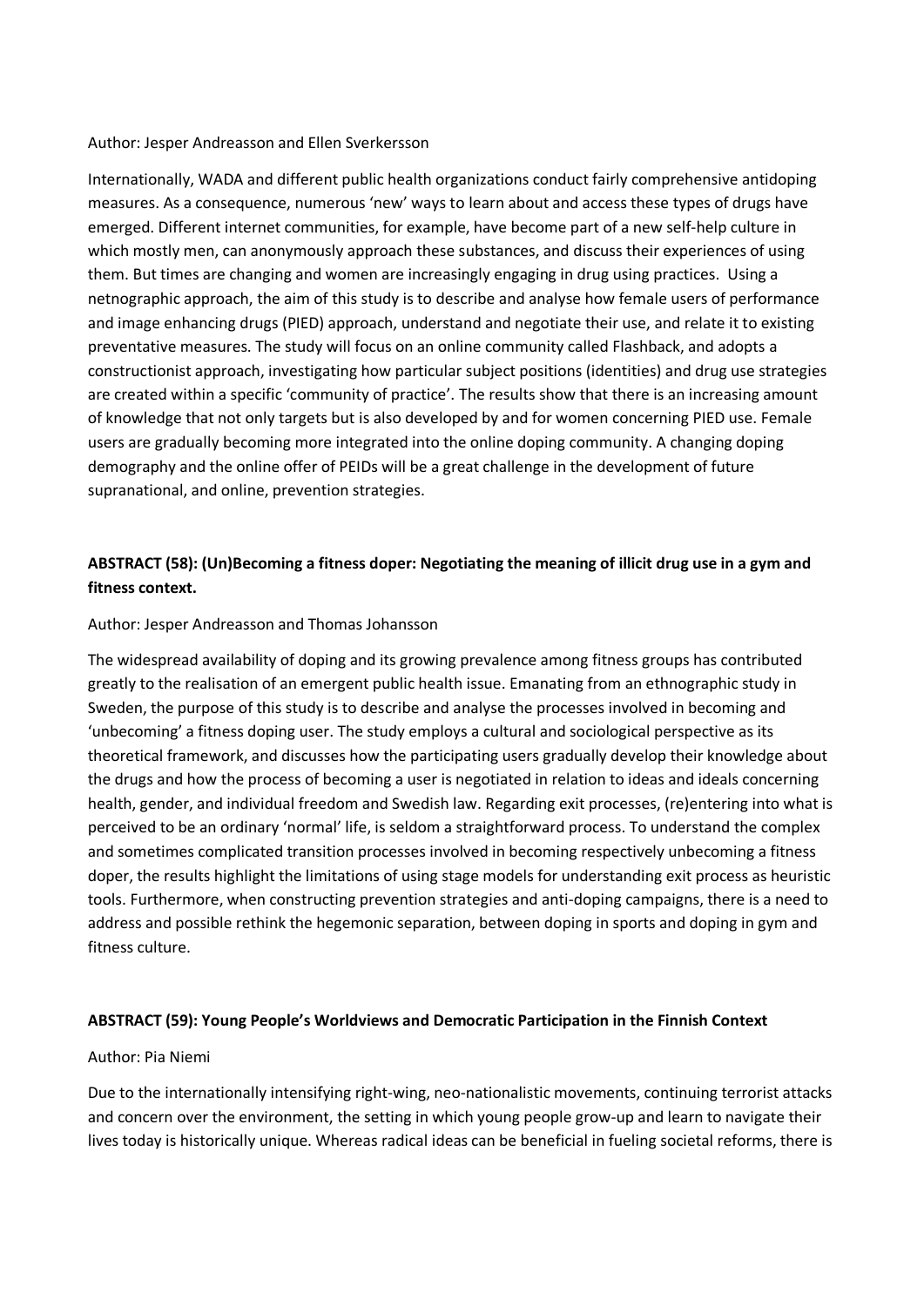Author: Jesper Andreasson and Ellen Sverkersson

Internationally, WADA and different public health organizations conduct fairly comprehensive antidoping measures. As a consequence, numerous 'new' ways to learn about and access these types of drugs have emerged. Different internet communities, for example, have become part of a new self-help culture in which mostly men, can anonymously approach these substances, and discuss their experiences of using them. But times are changing and women are increasingly engaging in drug using practices. Using a netnographic approach, the aim of this study is to describe and analyse how female users of performance and image enhancing drugs (PIED) approach, understand and negotiate their use, and relate it to existing preventative measures. The study will focus on an online community called Flashback, and adopts a constructionist approach, investigating how particular subject positions (identities) and drug use strategies are created within a specific 'community of practice'. The results show that there is an increasing amount of knowledge that not only targets but is also developed by and for women concerning PIED use. Female users are gradually becoming more integrated into the online doping community. A changing doping demography and the online offer of PEIDs will be a great challenge in the development of future supranational, and online, prevention strategies.

**ABSTRACT (58): (Un)Becoming a fitness doper: Negotiating the meaning of illicit drug use in a gym and fitness context.**

Author: Jesper Andreasson and Thomas Johansson

The widespread availability of doping and its growing prevalence among fitness groups has contributed greatly to the realisation of an emergent public health issue. Emanating from an ethnographic study in Sweden, the purpose of this study is to describe and analyse the processes involved in becoming and 'unbecoming' a fitness doping user. The study employs a cultural and sociological perspective as its theoretical framework, and discusses how the participating users gradually develop their knowledge about the drugs and how the process of becoming a user is negotiated in relation to ideas and ideals concerning health, gender, and individual freedom and Swedish law. Regarding exit processes, (re)entering into what is perceived to be an ordinary 'normal' life, is seldom a straightforward process. To understand the complex and sometimes complicated transition processes involved in becoming respectively unbecoming a fitness doper, the results highlight the limitations of using stage models for understanding exit process as heuristic tools. Furthermore, when constructing prevention strategies and anti-doping campaigns, there is a need to address and possible rethink the hegemonic separation, between doping in sports and doping in gym and fitness culture.

**ABSTRACT (59): Young People's Worldviews and Democratic Participation in the Finnish Context**

Author: Pia Niemi

Due to the internationally intensifying right-wing, neo-nationalistic movements, continuing terrorist attacks and concern over the environment, the setting in which young people grow-up and learn to navigate their lives today is historically unique. Whereas radical ideas can be beneficial in fueling societal reforms, there is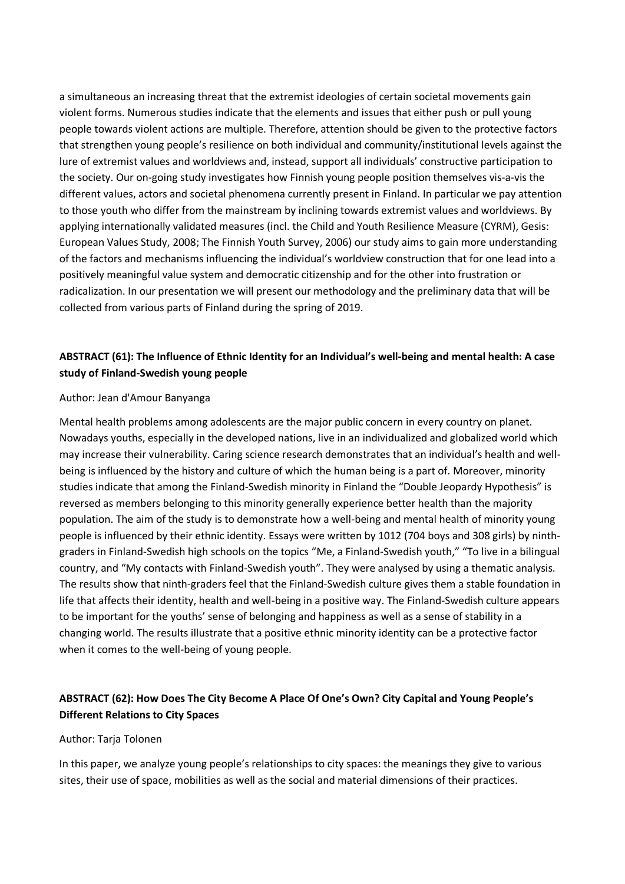a simultaneous an increasing threat that the extremist ideologies of certain societal movements gain violent forms. Numerous studies indicate that the elements and issues that either push or pull young people towards violent actions are multiple. Therefore, attention should be given to the protective factors that strengthen young people's resilience on both individual and community/institutional levels against the lure of extremist values and worldviews and, instead, support all individuals' constructive participation to the society. Our on-going study investigates how Finnish young people position themselves vis-a-vis the different values, actors and societal phenomena currently present in Finland. In particular we pay attention to those youth who differ from the mainstream by inclining towards extremist values and worldviews. By applying internationally validated measures (incl. the Child and Youth Resilience Measure (CYRM), Gesis: European Values Study, 2008; The Finnish Youth Survey, 2006) our study aims to gain more understanding of the factors and mechanisms influencing the individual's worldview construction that for one lead into a positively meaningful value system and democratic citizenship and for the other into frustration or radicalization. In our presentation we will present our methodology and the preliminary data that will be collected from various parts of Finland during the spring of 2019.

### ABSTRACT (61): The Influence of Ethnic Identity for an Individual's well-being and mental health: A case study of Finland-Swedish young people

Author: Jean d'Amour Banyanga

Mental health problems among adolescents are the major public concern in every country on planet. Nowadays youths, especially in the developed nations, live in an individualized and globalized world which may increase their vulnerability. Caring science research demonstrates that an individual's health and well-being is influenced by the history and culture of which the human being is a part of. Moreover, minority studies indicate that among the Finland-Swedish minority in Finland the "Double Jeopardy Hypothesis" is reversed as members belonging to this minority generally experience better health than the majority population. The aim of the study is to demonstrate how a well-being and mental health of minority young people is influenced by their ethnic identity. Essays were written by 1012 (704 boys and 308 girls) by ninth-graders in Finland-Swedish high schools on the topics "Me, a Finland-Swedish youth," "To live in a bilingual country, and "My contacts with Finland-Swedish youth". They were analysed by using a thematic analysis. The results show that ninth-graders feel that the Finland-Swedish culture gives them a stable foundation in life that affects their identity, health and well-being in a positive way. The Finland-Swedish culture appears to be important for the youths' sense of belonging and happiness as well as a sense of stability in a changing world. The results illustrate that a positive ethnic minority identity can be a protective factor when it comes to the well-being of young people.

### ABSTRACT (62): How Does The City Become A Place Of One's Own? City Capital and Young People's Different Relations to City Spaces

Author: Tarja Tolonen

In this paper, we analyze young people's relationships to city spaces: the meanings they give to various sites, their use of space, mobilities as well as the social and material dimensions of their practices.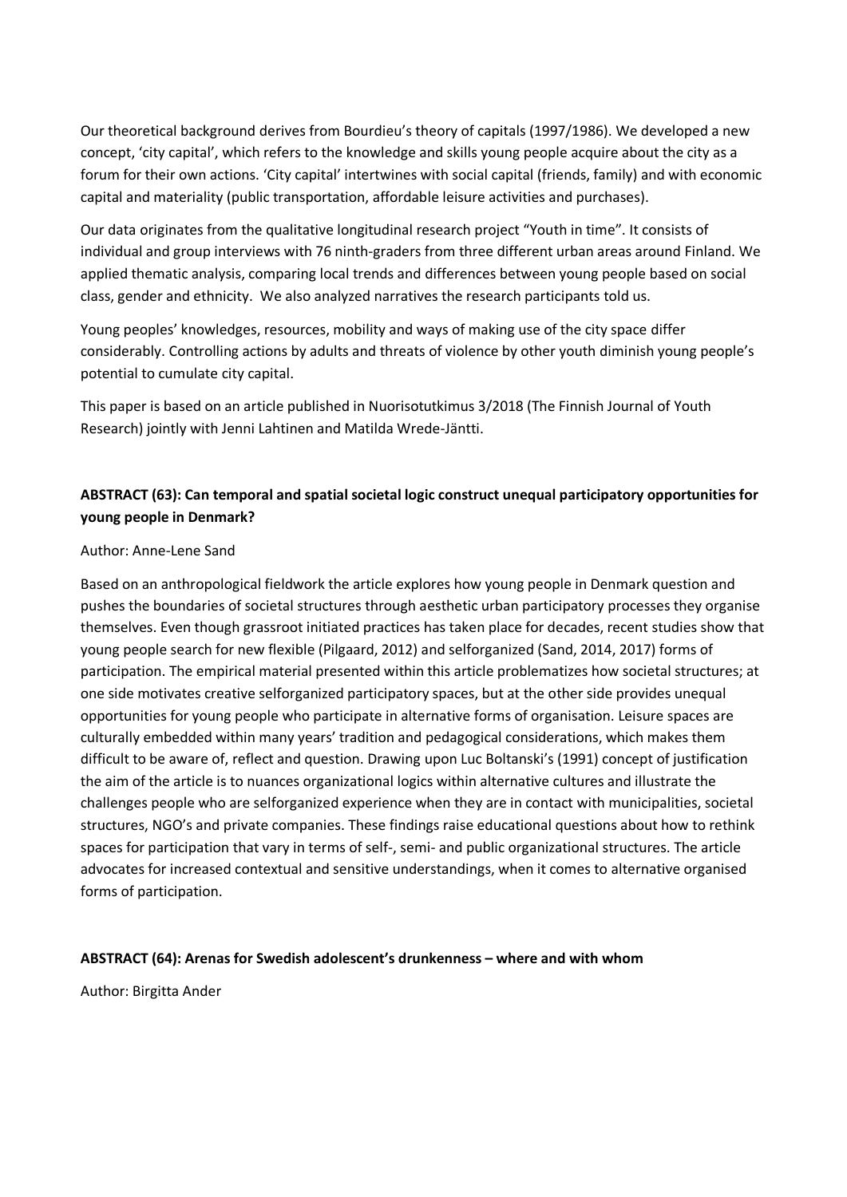Our theoretical background derives from Bourdieu's theory of capitals (1997/1986). We developed a new concept, 'city capital', which refers to the knowledge and skills young people acquire about the city as a forum for their own actions. 'City capital' intertwines with social capital (friends, family) and with economic capital and materiality (public transportation, affordable leisure activities and purchases).

Our data originates from the qualitative longitudinal research project "Youth in time". It consists of individual and group interviews with 76 ninth-graders from three different urban areas around Finland. We applied thematic analysis, comparing local trends and differences between young people based on social class, gender and ethnicity. We also analyzed narratives the research participants told us.

Young peoples' knowledges, resources, mobility and ways of making use of the city space differ considerably. Controlling actions by adults and threats of violence by other youth diminish young people's potential to cumulate city capital.

This paper is based on an article published in Nuorisotutkimus 3/2018 (The Finnish Journal of Youth Research) jointly with Jenni Lahtinen and Matilda Wrede-Jäntti.

**ABSTRACT (63): Can temporal and spatial societal logic construct unequal participatory opportunities for young people in Denmark?**

Author: Anne-Lene Sand

Based on an anthropological fieldwork the article explores how young people in Denmark question and pushes the boundaries of societal structures through aesthetic urban participatory processes they organise themselves. Even though grassroot initiated practices has taken place for decades, recent studies show that young people search for new flexible (Pilgaard, 2012) and selforganized (Sand, 2014, 2017) forms of participation. The empirical material presented within this article problematizes how societal structures; at one side motivates creative selforganized participatory spaces, but at the other side provides unequal opportunities for young people who participate in alternative forms of organisation. Leisure spaces are culturally embedded within many years' tradition and pedagogical considerations, which makes them difficult to be aware of, reflect and question. Drawing upon Luc Boltanski's (1991) concept of justification the aim of the article is to nuances organizational logics within alternative cultures and illustrate the challenges people who are selforganized experience when they are in contact with municipalities, societal structures, NGO's and private companies. These findings raise educational questions about how to rethink spaces for participation that vary in terms of self-, semi- and public organizational structures. The article advocates for increased contextual and sensitive understandings, when it comes to alternative organised forms of participation.

**ABSTRACT (64): Arenas for Swedish adolescent's drunkenness – where and with whom**

Author: Birgitta Ander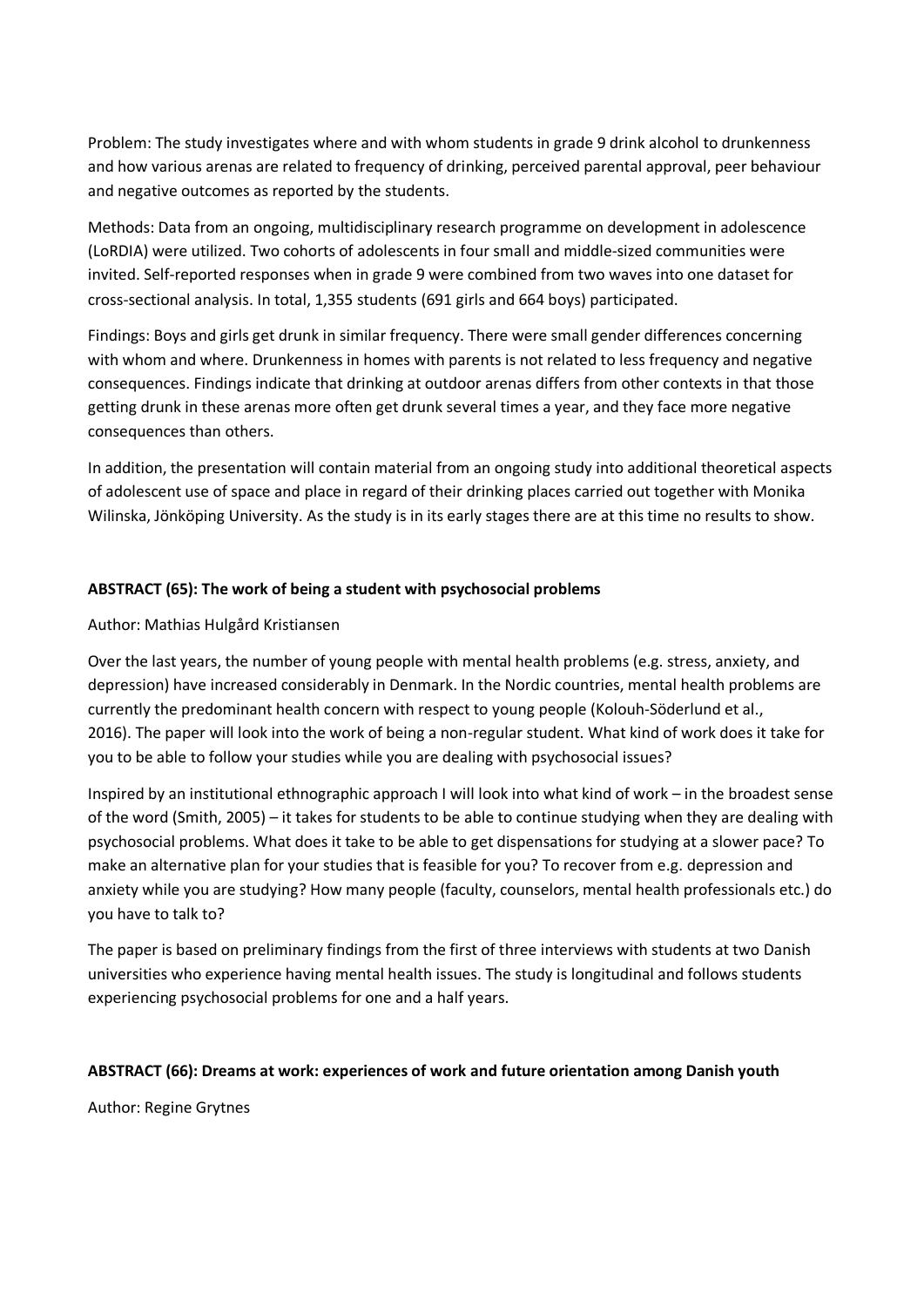Problem: The study investigates where and with whom students in grade 9 drink alcohol to drunkenness and how various arenas are related to frequency of drinking, perceived parental approval, peer behaviour and negative outcomes as reported by the students.

Methods: Data from an ongoing, multidisciplinary research programme on development in adolescence (LoRDIA) were utilized. Two cohorts of adolescents in four small and middle-sized communities were invited. Self-reported responses when in grade 9 were combined from two waves into one dataset for cross-sectional analysis. In total, 1,355 students (691 girls and 664 boys) participated.

Findings: Boys and girls get drunk in similar frequency. There were small gender differences concerning with whom and where. Drunkenness in homes with parents is not related to less frequency and negative consequences. Findings indicate that drinking at outdoor arenas differs from other contexts in that those getting drunk in these arenas more often get drunk several times a year, and they face more negative consequences than others.

In addition, the presentation will contain material from an ongoing study into additional theoretical aspects of adolescent use of space and place in regard of their drinking places carried out together with Monika Wilinska, Jönköping University. As the study is in its early stages there are at this time no results to show.

**ABSTRACT (65): The work of being a student with psychosocial problems**

Author: Mathias Hulgård Kristiansen

Over the last years, the number of young people with mental health problems (e.g. stress, anxiety, and depression) have increased considerably in Denmark. In the Nordic countries, mental health problems are currently the predominant health concern with respect to young people (Kolouh-Söderlund et al., 2016). The paper will look into the work of being a non-regular student. What kind of work does it take for you to be able to follow your studies while you are dealing with psychosocial issues?

Inspired by an institutional ethnographic approach I will look into what kind of work – in the broadest sense of the word (Smith, 2005) – it takes for students to be able to continue studying when they are dealing with psychosocial problems. What does it take to be able to get dispensations for studying at a slower pace? To make an alternative plan for your studies that is feasible for you? To recover from e.g. depression and anxiety while you are studying? How many people (faculty, counselors, mental health professionals etc.) do you have to talk to?

The paper is based on preliminary findings from the first of three interviews with students at two Danish universities who experience having mental health issues. The study is longitudinal and follows students experiencing psychosocial problems for one and a half years.

**ABSTRACT (66): Dreams at work: experiences of work and future orientation among Danish youth**

Author: Regine Grytnes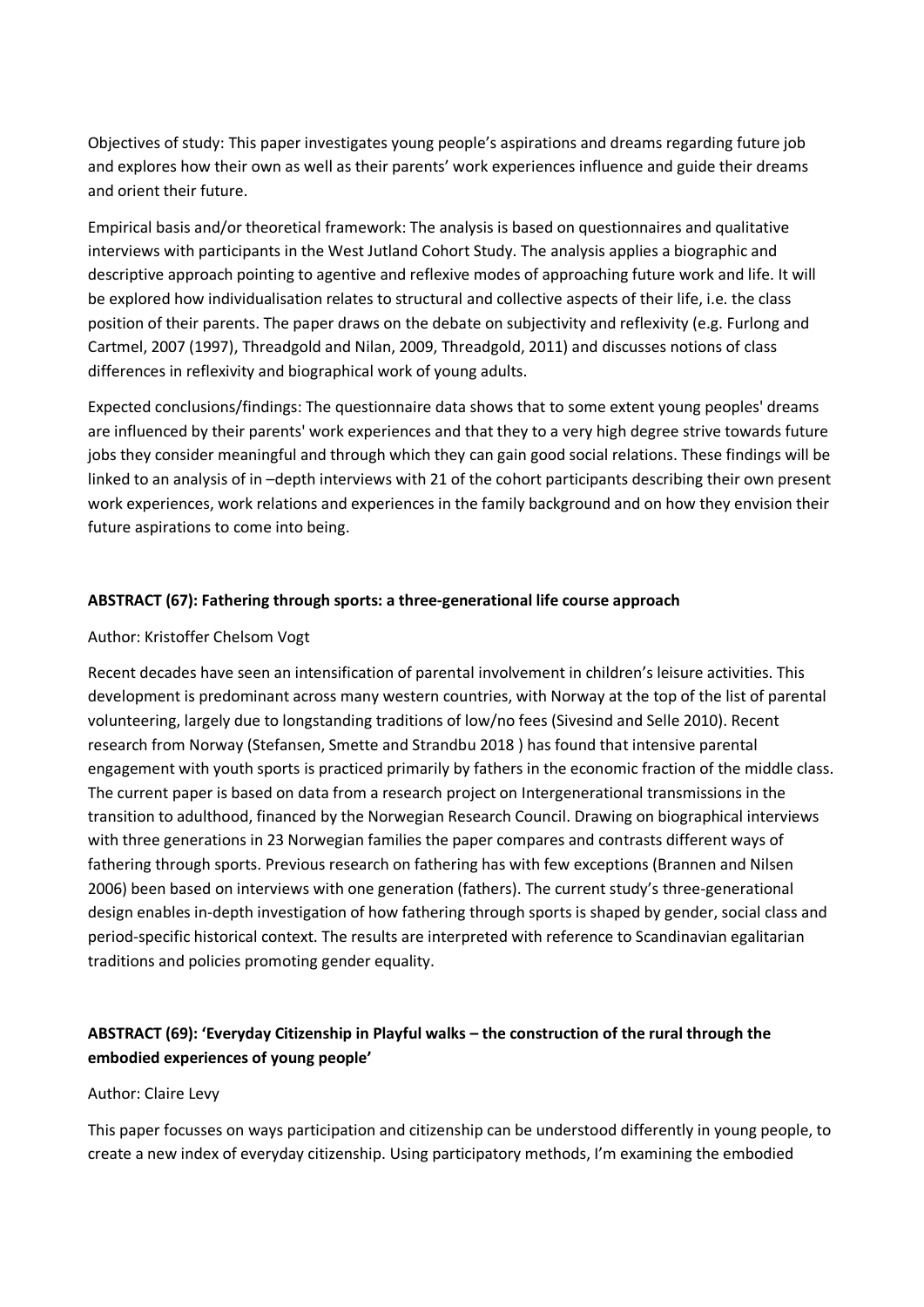Objectives of study: This paper investigates young people's aspirations and dreams regarding future job and explores how their own as well as their parents' work experiences influence and guide their dreams and orient their future.

Empirical basis and/or theoretical framework: The analysis is based on questionnaires and qualitative interviews with participants in the West Jutland Cohort Study. The analysis applies a biographic and descriptive approach pointing to agentive and reflexive modes of approaching future work and life. It will be explored how individualisation relates to structural and collective aspects of their life, i.e. the class position of their parents. The paper draws on the debate on subjectivity and reflexivity (e.g. Furlong and Cartmel, 2007 (1997), Threadgold and Nilan, 2009, Threadgold, 2011) and discusses notions of class differences in reflexivity and biographical work of young adults.

Expected conclusions/findings: The questionnaire data shows that to some extent young peoples' dreams are influenced by their parents' work experiences and that they to a very high degree strive towards future jobs they consider meaningful and through which they can gain good social relations. These findings will be linked to an analysis of in –depth interviews with 21 of the cohort participants describing their own present work experiences, work relations and experiences in the family background and on how they envision their future aspirations to come into being.

**ABSTRACT (67): Fathering through sports: a three-generational life course approach**

Author: Kristoffer Chelsom Vogt

Recent decades have seen an intensification of parental involvement in children's leisure activities. This development is predominant across many western countries, with Norway at the top of the list of parental volunteering, largely due to longstanding traditions of low/no fees (Sivesind and Selle 2010). Recent research from Norway (Stefansen, Smette and Strandbu 2018 ) has found that intensive parental engagement with youth sports is practiced primarily by fathers in the economic fraction of the middle class. The current paper is based on data from a research project on Intergenerational transmissions in the transition to adulthood, financed by the Norwegian Research Council. Drawing on biographical interviews with three generations in 23 Norwegian families the paper compares and contrasts different ways of fathering through sports. Previous research on fathering has with few exceptions (Brannen and Nilsen 2006) been based on interviews with one generation (fathers). The current study's three-generational design enables in-depth investigation of how fathering through sports is shaped by gender, social class and period-specific historical context. The results are interpreted with reference to Scandinavian egalitarian traditions and policies promoting gender equality.

**ABSTRACT (69): 'Everyday Citizenship in Playful walks – the construction of the rural through the embodied experiences of young people'**

Author: Claire Levy

This paper focusses on ways participation and citizenship can be understood differently in young people, to create a new index of everyday citizenship. Using participatory methods, I'm examining the embodied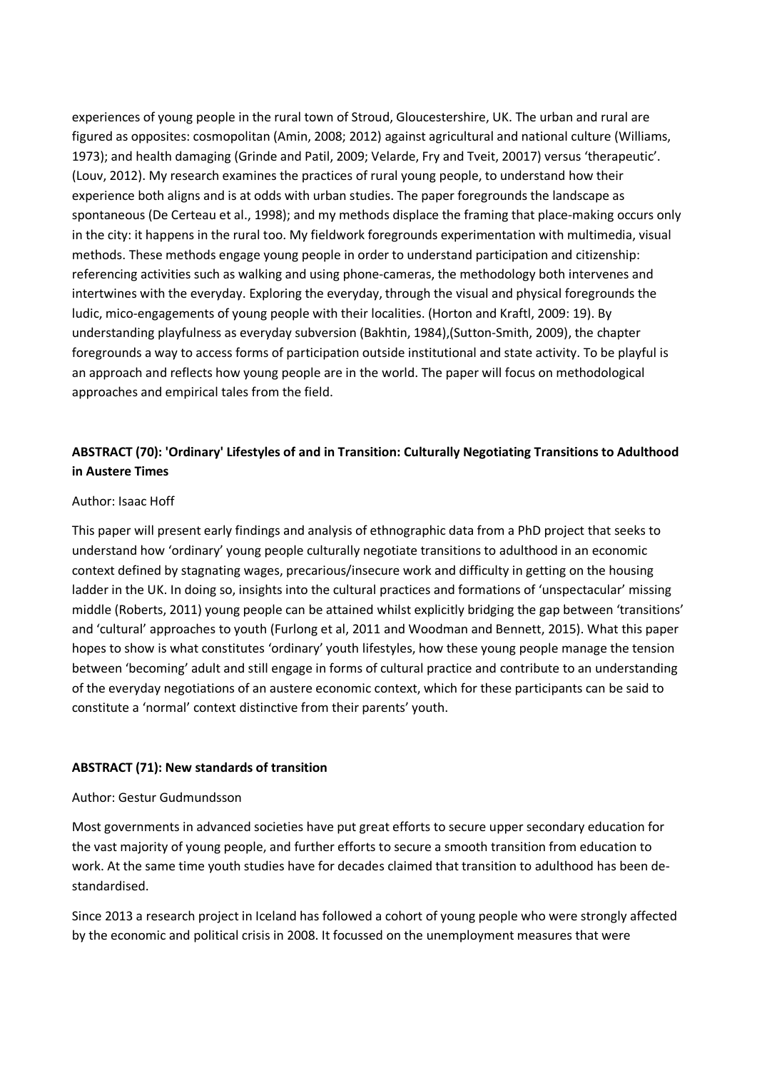experiences of young people in the rural town of Stroud, Gloucestershire, UK. The urban and rural are figured as opposites: cosmopolitan (Amin, 2008; 2012) against agricultural and national culture (Williams, 1973); and health damaging (Grinde and Patil, 2009; Velarde, Fry and Tveit, 20017) versus 'therapeutic'. (Louv, 2012). My research examines the practices of rural young people, to understand how their experience both aligns and is at odds with urban studies. The paper foregrounds the landscape as spontaneous (De Certeau et al., 1998); and my methods displace the framing that place-making occurs only in the city: it happens in the rural too. My fieldwork foregrounds experimentation with multimedia, visual methods. These methods engage young people in order to understand participation and citizenship: referencing activities such as walking and using phone-cameras, the methodology both intervenes and intertwines with the everyday. Exploring the everyday, through the visual and physical foregrounds the ludic, mico-engagements of young people with their localities. (Horton and Kraftl, 2009: 19). By understanding playfulness as everyday subversion (Bakhtin, 1984),(Sutton-Smith, 2009), the chapter foregrounds a way to access forms of participation outside institutional and state activity. To be playful is an approach and reflects how young people are in the world. The paper will focus on methodological approaches and empirical tales from the field.

### ABSTRACT (70): 'Ordinary' Lifestyles of and in Transition: Culturally Negotiating Transitions to Adulthood in Austere Times

Author: Isaac Hoff

This paper will present early findings and analysis of ethnographic data from a PhD project that seeks to understand how 'ordinary' young people culturally negotiate transitions to adulthood in an economic context defined by stagnating wages, precarious/insecure work and difficulty in getting on the housing ladder in the UK. In doing so, insights into the cultural practices and formations of 'unspectacular' missing middle (Roberts, 2011) young people can be attained whilst explicitly bridging the gap between 'transitions' and 'cultural' approaches to youth (Furlong et al, 2011 and Woodman and Bennett, 2015). What this paper hopes to show is what constitutes 'ordinary' youth lifestyles, how these young people manage the tension between 'becoming' adult and still engage in forms of cultural practice and contribute to an understanding of the everyday negotiations of an austere economic context, which for these participants can be said to constitute a 'normal' context distinctive from their parents' youth.

### ABSTRACT (71): New standards of transition

Author: Gestur Gudmundsson

Most governments in advanced societies have put great efforts to secure upper secondary education for the vast majority of young people, and further efforts to secure a smooth transition from education to work. At the same time youth studies have for decades claimed that transition to adulthood has been de-standardised.

Since 2013 a research project in Iceland has followed a cohort of young people who were strongly affected by the economic and political crisis in 2008. It focussed on the unemployment measures that were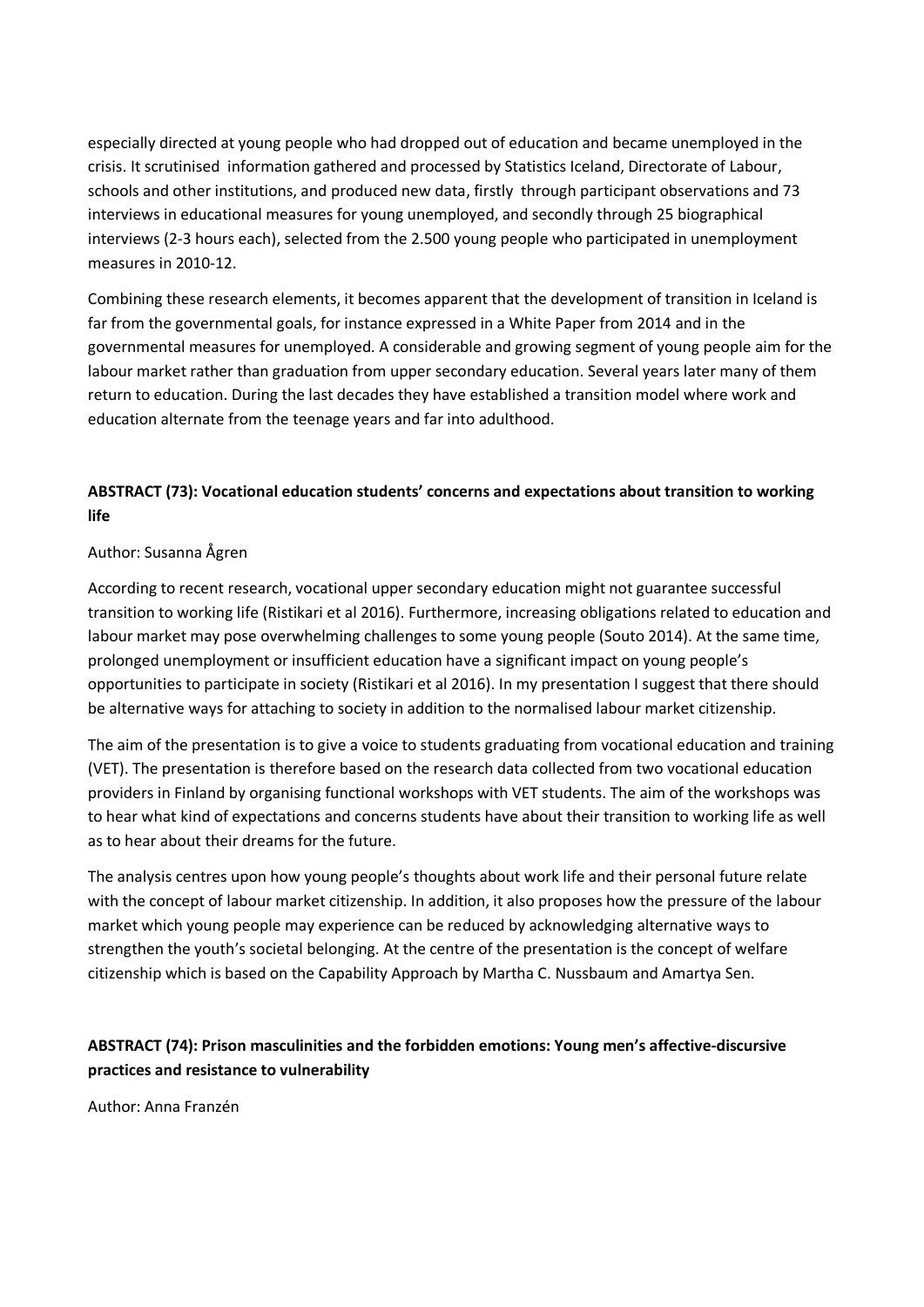especially directed at young people who had dropped out of education and became unemployed in the crisis. It scrutinised information gathered and processed by Statistics Iceland, Directorate of Labour, schools and other institutions, and produced new data, firstly through participant observations and 73 interviews in educational measures for young unemployed, and secondly through 25 biographical interviews (2-3 hours each), selected from the 2.500 young people who participated in unemployment measures in 2010-12.

Combining these research elements, it becomes apparent that the development of transition in Iceland is far from the governmental goals, for instance expressed in a White Paper from 2014 and in the governmental measures for unemployed. A considerable and growing segment of young people aim for the labour market rather than graduation from upper secondary education. Several years later many of them return to education. During the last decades they have established a transition model where work and education alternate from the teenage years and far into adulthood.

**ABSTRACT (73): Vocational education students' concerns and expectations about transition to working life**

Author: Susanna Ågren

According to recent research, vocational upper secondary education might not guarantee successful transition to working life (Ristikari et al 2016). Furthermore, increasing obligations related to education and labour market may pose overwhelming challenges to some young people (Souto 2014). At the same time, prolonged unemployment or insufficient education have a significant impact on young people's opportunities to participate in society (Ristikari et al 2016). In my presentation I suggest that there should be alternative ways for attaching to society in addition to the normalised labour market citizenship.

The aim of the presentation is to give a voice to students graduating from vocational education and training (VET). The presentation is therefore based on the research data collected from two vocational education providers in Finland by organising functional workshops with VET students. The aim of the workshops was to hear what kind of expectations and concerns students have about their transition to working life as well as to hear about their dreams for the future.

The analysis centres upon how young people's thoughts about work life and their personal future relate with the concept of labour market citizenship. In addition, it also proposes how the pressure of the labour market which young people may experience can be reduced by acknowledging alternative ways to strengthen the youth's societal belonging. At the centre of the presentation is the concept of welfare citizenship which is based on the Capability Approach by Martha C. Nussbaum and Amartya Sen.

**ABSTRACT (74): Prison masculinities and the forbidden emotions: Young men's affective-discursive practices and resistance to vulnerability**

Author: Anna Franzén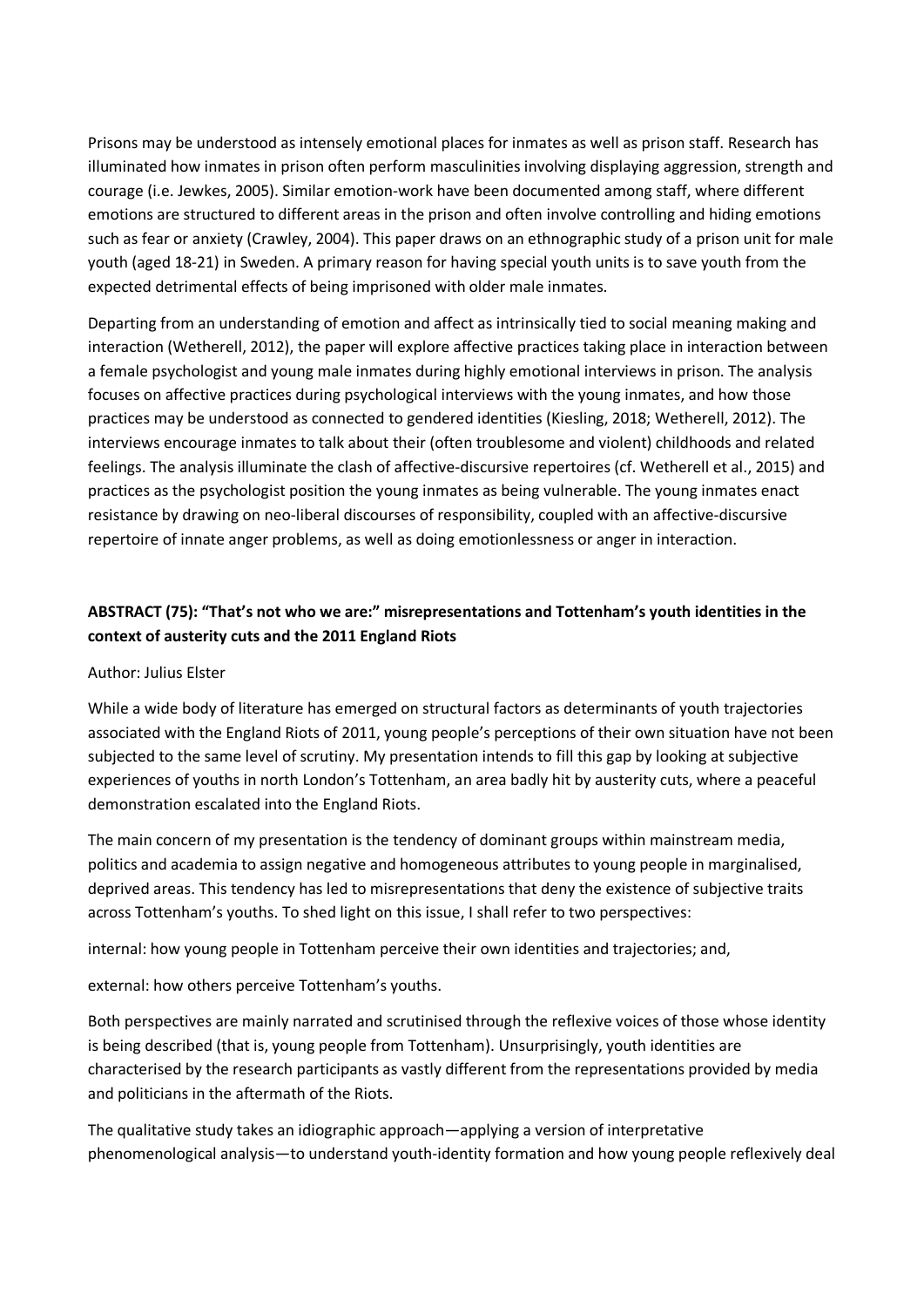Prisons may be understood as intensely emotional places for inmates as well as prison staff. Research has illuminated how inmates in prison often perform masculinities involving displaying aggression, strength and courage (i.e. Jewkes, 2005). Similar emotion-work have been documented among staff, where different emotions are structured to different areas in the prison and often involve controlling and hiding emotions such as fear or anxiety (Crawley, 2004). This paper draws on an ethnographic study of a prison unit for male youth (aged 18-21) in Sweden. A primary reason for having special youth units is to save youth from the expected detrimental effects of being imprisoned with older male inmates.

Departing from an understanding of emotion and affect as intrinsically tied to social meaning making and interaction (Wetherell, 2012), the paper will explore affective practices taking place in interaction between a female psychologist and young male inmates during highly emotional interviews in prison. The analysis focuses on affective practices during psychological interviews with the young inmates, and how those practices may be understood as connected to gendered identities (Kiesling, 2018; Wetherell, 2012). The interviews encourage inmates to talk about their (often troublesome and violent) childhoods and related feelings. The analysis illuminate the clash of affective-discursive repertoires (cf. Wetherell et al., 2015) and practices as the psychologist position the young inmates as being vulnerable. The young inmates enact resistance by drawing on neo-liberal discourses of responsibility, coupled with an affective-discursive repertoire of innate anger problems, as well as doing emotionlessness or anger in interaction.

**ABSTRACT (75): "That's not who we are:" misrepresentations and Tottenham's youth identities in the context of austerity cuts and the 2011 England Riots**

Author: Julius Elster

While a wide body of literature has emerged on structural factors as determinants of youth trajectories associated with the England Riots of 2011, young people's perceptions of their own situation have not been subjected to the same level of scrutiny. My presentation intends to fill this gap by looking at subjective experiences of youths in north London's Tottenham, an area badly hit by austerity cuts, where a peaceful demonstration escalated into the England Riots.

The main concern of my presentation is the tendency of dominant groups within mainstream media, politics and academia to assign negative and homogeneous attributes to young people in marginalised, deprived areas. This tendency has led to misrepresentations that deny the existence of subjective traits across Tottenham's youths. To shed light on this issue, I shall refer to two perspectives:

internal: how young people in Tottenham perceive their own identities and trajectories; and,

external: how others perceive Tottenham's youths.

Both perspectives are mainly narrated and scrutinised through the reflexive voices of those whose identity is being described (that is, young people from Tottenham). Unsurprisingly, youth identities are characterised by the research participants as vastly different from the representations provided by media and politicians in the aftermath of the Riots.

The qualitative study takes an idiographic approach—applying a version of interpretative phenomenological analysis—to understand youth-identity formation and how young people reflexively deal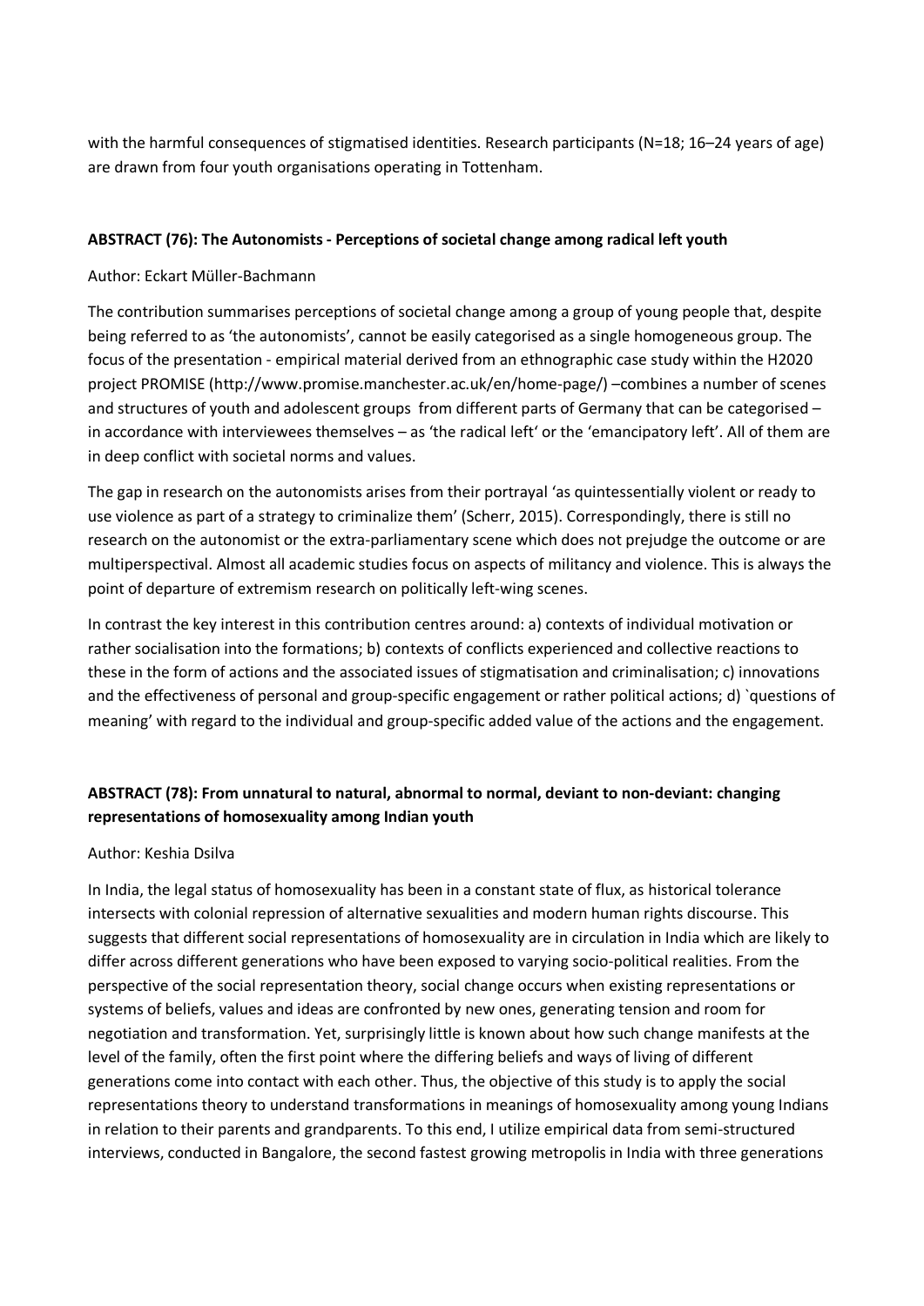with the harmful consequences of stigmatised identities. Research participants (N=18; 16–24 years of age) are drawn from four youth organisations operating in Tottenham.

**ABSTRACT (76): The Autonomists - Perceptions of societal change among radical left youth**

Author: Eckart Müller-Bachmann

The contribution summarises perceptions of societal change among a group of young people that, despite being referred to as 'the autonomists', cannot be easily categorised as a single homogeneous group. The focus of the presentation - empirical material derived from an ethnographic case study within the H2020 project PROMISE (http://www.promise.manchester.ac.uk/en/home-page/) –combines a number of scenes and structures of youth and adolescent groups from different parts of Germany that can be categorised – in accordance with interviewees themselves – as 'the radical left' or the 'emancipatory left'. All of them are in deep conflict with societal norms and values.

The gap in research on the autonomists arises from their portrayal 'as quintessentially violent or ready to use violence as part of a strategy to criminalize them' (Scherr, 2015). Correspondingly, there is still no research on the autonomist or the extra-parliamentary scene which does not prejudge the outcome or are multiperspectival. Almost all academic studies focus on aspects of militancy and violence. This is always the point of departure of extremism research on politically left-wing scenes.

In contrast the key interest in this contribution centres around: a) contexts of individual motivation or rather socialisation into the formations; b) contexts of conflicts experienced and collective reactions to these in the form of actions and the associated issues of stigmatisation and criminalisation; c) innovations and the effectiveness of personal and group-specific engagement or rather political actions; d) `questions of meaning' with regard to the individual and group-specific added value of the actions and the engagement.

**ABSTRACT (78): From unnatural to natural, abnormal to normal, deviant to non-deviant: changing representations of homosexuality among Indian youth**

Author: Keshia Dsilva

In India, the legal status of homosexuality has been in a constant state of flux, as historical tolerance intersects with colonial repression of alternative sexualities and modern human rights discourse. This suggests that different social representations of homosexuality are in circulation in India which are likely to differ across different generations who have been exposed to varying socio-political realities. From the perspective of the social representation theory, social change occurs when existing representations or systems of beliefs, values and ideas are confronted by new ones, generating tension and room for negotiation and transformation. Yet, surprisingly little is known about how such change manifests at the level of the family, often the first point where the differing beliefs and ways of living of different generations come into contact with each other. Thus, the objective of this study is to apply the social representations theory to understand transformations in meanings of homosexuality among young Indians in relation to their parents and grandparents. To this end, I utilize empirical data from semi-structured interviews, conducted in Bangalore, the second fastest growing metropolis in India with three generations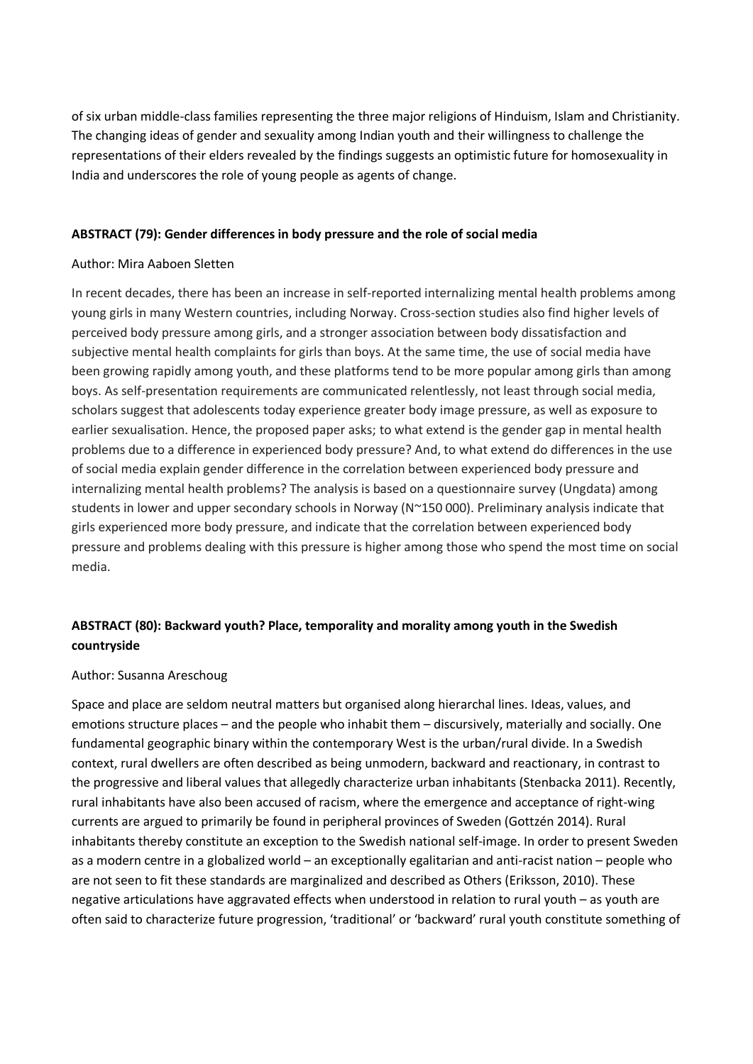of six urban middle-class families representing the three major religions of Hinduism, Islam and Christianity. The changing ideas of gender and sexuality among Indian youth and their willingness to challenge the representations of their elders revealed by the findings suggests an optimistic future for homosexuality in India and underscores the role of young people as agents of change.

**ABSTRACT (79): Gender differences in body pressure and the role of social media**

Author: Mira Aaboen Sletten

In recent decades, there has been an increase in self-reported internalizing mental health problems among young girls in many Western countries, including Norway. Cross-section studies also find higher levels of perceived body pressure among girls, and a stronger association between body dissatisfaction and subjective mental health complaints for girls than boys. At the same time, the use of social media have been growing rapidly among youth, and these platforms tend to be more popular among girls than among boys. As self-presentation requirements are communicated relentlessly, not least through social media, scholars suggest that adolescents today experience greater body image pressure, as well as exposure to earlier sexualisation. Hence, the proposed paper asks; to what extend is the gender gap in mental health problems due to a difference in experienced body pressure? And, to what extend do differences in the use of social media explain gender difference in the correlation between experienced body pressure and internalizing mental health problems? The analysis is based on a questionnaire survey (Ungdata) among students in lower and upper secondary schools in Norway (N~150 000). Preliminary analysis indicate that girls experienced more body pressure, and indicate that the correlation between experienced body pressure and problems dealing with this pressure is higher among those who spend the most time on social media.

**ABSTRACT (80): Backward youth? Place, temporality and morality among youth in the Swedish countryside**

Author: Susanna Areschoug

Space and place are seldom neutral matters but organised along hierarchal lines. Ideas, values, and emotions structure places – and the people who inhabit them – discursively, materially and socially. One fundamental geographic binary within the contemporary West is the urban/rural divide. In a Swedish context, rural dwellers are often described as being unmodern, backward and reactionary, in contrast to the progressive and liberal values that allegedly characterize urban inhabitants (Stenbacka 2011). Recently, rural inhabitants have also been accused of racism, where the emergence and acceptance of right-wing currents are argued to primarily be found in peripheral provinces of Sweden (Gottzén 2014). Rural inhabitants thereby constitute an exception to the Swedish national self-image. In order to present Sweden as a modern centre in a globalized world – an exceptionally egalitarian and anti-racist nation – people who are not seen to fit these standards are marginalized and described as Others (Eriksson, 2010). These negative articulations have aggravated effects when understood in relation to rural youth – as youth are often said to characterize future progression, 'traditional' or 'backward' rural youth constitute something of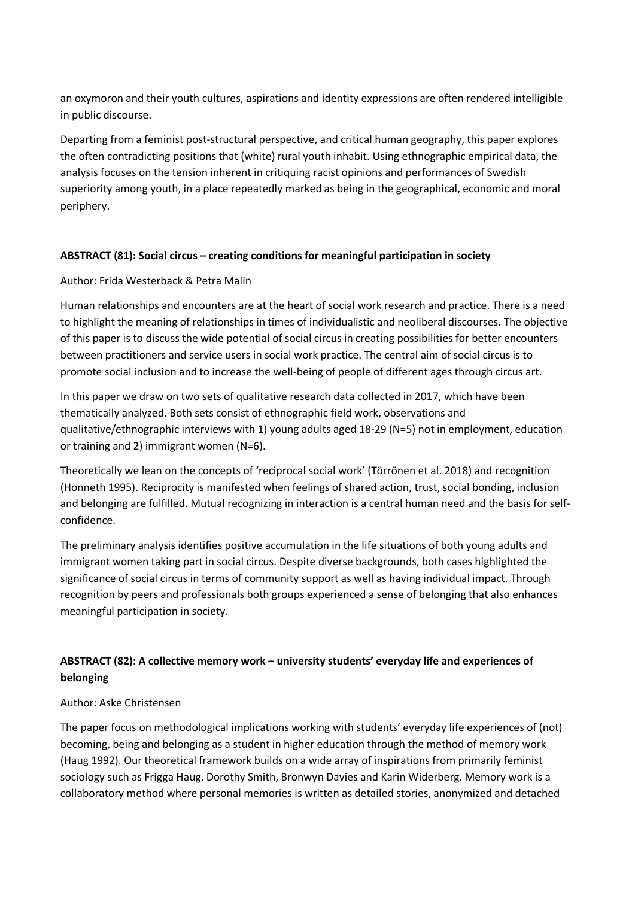an oxymoron and their youth cultures, aspirations and identity expressions are often rendered intelligible in public discourse.

Departing from a feminist post-structural perspective, and critical human geography, this paper explores the often contradicting positions that (white) rural youth inhabit. Using ethnographic empirical data, the analysis focuses on the tension inherent in critiquing racist opinions and performances of Swedish superiority among youth, in a place repeatedly marked as being in the geographical, economic and moral periphery.

**ABSTRACT (81): Social circus – creating conditions for meaningful participation in society**

Author: Frida Westerback & Petra Malin

Human relationships and encounters are at the heart of social work research and practice. There is a need to highlight the meaning of relationships in times of individualistic and neoliberal discourses. The objective of this paper is to discuss the wide potential of social circus in creating possibilities for better encounters between practitioners and service users in social work practice. The central aim of social circus is to promote social inclusion and to increase the well-being of people of different ages through circus art.

In this paper we draw on two sets of qualitative research data collected in 2017, which have been thematically analyzed. Both sets consist of ethnographic field work, observations and qualitative/ethnographic interviews with 1) young adults aged 18-29 (N=5) not in employment, education or training and 2) immigrant women (N=6).

Theoretically we lean on the concepts of 'reciprocal social work' (Törrönen et al. 2018) and recognition (Honneth 1995). Reciprocity is manifested when feelings of shared action, trust, social bonding, inclusion and belonging are fulfilled. Mutual recognizing in interaction is a central human need and the basis for self-confidence.

The preliminary analysis identifies positive accumulation in the life situations of both young adults and immigrant women taking part in social circus. Despite diverse backgrounds, both cases highlighted the significance of social circus in terms of community support as well as having individual impact. Through recognition by peers and professionals both groups experienced a sense of belonging that also enhances meaningful participation in society.

**ABSTRACT (82): A collective memory work – university students' everyday life and experiences of belonging**

Author: Aske Christensen

The paper focus on methodological implications working with students' everyday life experiences of (not) becoming, being and belonging as a student in higher education through the method of memory work (Haug 1992). Our theoretical framework builds on a wide array of inspirations from primarily feminist sociology such as Frigga Haug, Dorothy Smith, Bronwyn Davies and Karin Widerberg. Memory work is a collaboratory method where personal memories is written as detailed stories, anonymized and detached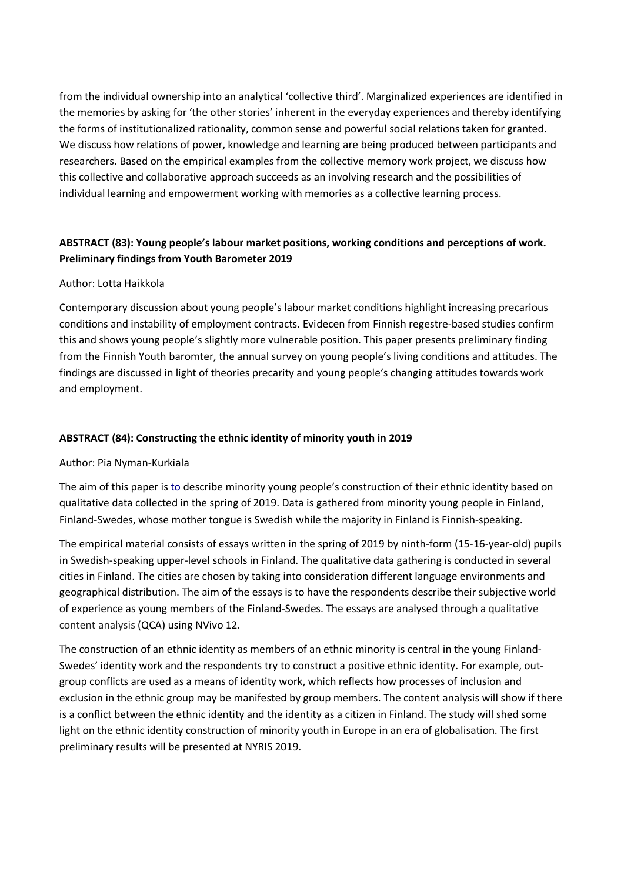from the individual ownership into an analytical 'collective third'. Marginalized experiences are identified in the memories by asking for 'the other stories' inherent in the everyday experiences and thereby identifying the forms of institutionalized rationality, common sense and powerful social relations taken for granted. We discuss how relations of power, knowledge and learning are being produced between participants and researchers. Based on the empirical examples from the collective memory work project, we discuss how this collective and collaborative approach succeeds as an involving research and the possibilities of individual learning and empowerment working with memories as a collective learning process.

### ABSTRACT (83): Young people's labour market positions, working conditions and perceptions of work. Preliminary findings from Youth Barometer 2019

Author: Lotta Haikkola

Contemporary discussion about young people's labour market conditions highlight increasing precarious conditions and instability of employment contracts. Evidecen from Finnish regestre-based studies confirm this and shows young people's slightly more vulnerable position. This paper presents preliminary finding from the Finnish Youth baromter, the annual survey on young people's living conditions and attitudes. The findings are discussed in light of theories precarity and young people's changing attitudes towards work and employment.

### ABSTRACT (84): Constructing the ethnic identity of minority youth in 2019

Author: Pia Nyman-Kurkiala

The aim of this paper is to describe minority young people's construction of their ethnic identity based on qualitative data collected in the spring of 2019. Data is gathered from minority young people in Finland, Finland-Swedes, whose mother tongue is Swedish while the majority in Finland is Finnish-speaking.

The empirical material consists of essays written in the spring of 2019 by ninth-form (15-16-year-old) pupils in Swedish-speaking upper-level schools in Finland. The qualitative data gathering is conducted in several cities in Finland. The cities are chosen by taking into consideration different language environments and geographical distribution. The aim of the essays is to have the respondents describe their subjective world of experience as young members of the Finland-Swedes. The essays are analysed through a qualitative content analysis (QCA) using NVivo 12.

The construction of an ethnic identity as members of an ethnic minority is central in the young Finland-Swedes' identity work and the respondents try to construct a positive ethnic identity. For example, out-group conflicts are used as a means of identity work, which reflects how processes of inclusion and exclusion in the ethnic group may be manifested by group members. The content analysis will show if there is a conflict between the ethnic identity and the identity as a citizen in Finland. The study will shed some light on the ethnic identity construction of minority youth in Europe in an era of globalisation. The first preliminary results will be presented at NYRIS 2019.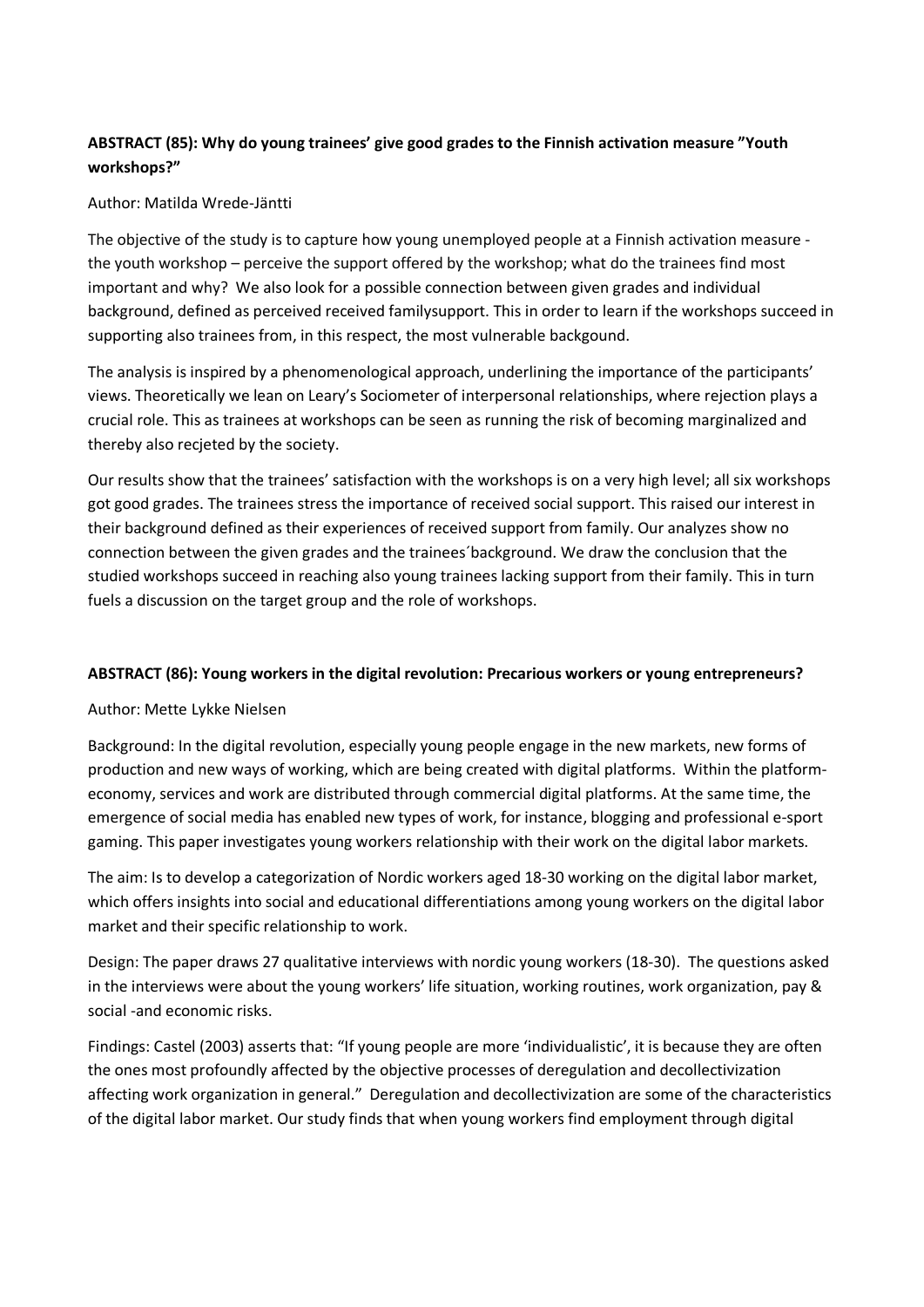**ABSTRACT (85): Why do young trainees' give good grades to the Finnish activation measure "Youth workshops?"**

Author: Matilda Wrede-Jäntti

The objective of the study is to capture how young unemployed people at a Finnish activation measure - the youth workshop – perceive the support offered by the workshop; what do the trainees find most important and why? We also look for a possible connection between given grades and individual background, defined as perceived received familysupport. This in order to learn if the workshops succeed in supporting also trainees from, in this respect, the most vulnerable backgound.

The analysis is inspired by a phenomenological approach, underlining the importance of the participants' views. Theoretically we lean on Leary's Sociometer of interpersonal relationships, where rejection plays a crucial role. This as trainees at workshops can be seen as running the risk of becoming marginalized and thereby also recjeted by the society.

Our results show that the trainees' satisfaction with the workshops is on a very high level; all six workshops got good grades. The trainees stress the importance of received social support. This raised our interest in their background defined as their experiences of received support from family. Our analyzes show no connection between the given grades and the trainees´background. We draw the conclusion that the studied workshops succeed in reaching also young trainees lacking support from their family. This in turn fuels a discussion on the target group and the role of workshops.

**ABSTRACT (86): Young workers in the digital revolution: Precarious workers or young entrepreneurs?**

Author: Mette Lykke Nielsen

Background: In the digital revolution, especially young people engage in the new markets, new forms of production and new ways of working, which are being created with digital platforms. Within the platform-economy, services and work are distributed through commercial digital platforms. At the same time, the emergence of social media has enabled new types of work, for instance, blogging and professional e-sport gaming. This paper investigates young workers relationship with their work on the digital labor markets.

The aim: Is to develop a categorization of Nordic workers aged 18-30 working on the digital labor market, which offers insights into social and educational differentiations among young workers on the digital labor market and their specific relationship to work.

Design: The paper draws 27 qualitative interviews with nordic young workers (18-30). The questions asked in the interviews were about the young workers' life situation, working routines, work organization, pay & social -and economic risks.

Findings: Castel (2003) asserts that: "If young people are more 'individualistic', it is because they are often the ones most profoundly affected by the objective processes of deregulation and decollectivization affecting work organization in general." Deregulation and decollectivization are some of the characteristics of the digital labor market. Our study finds that when young workers find employment through digital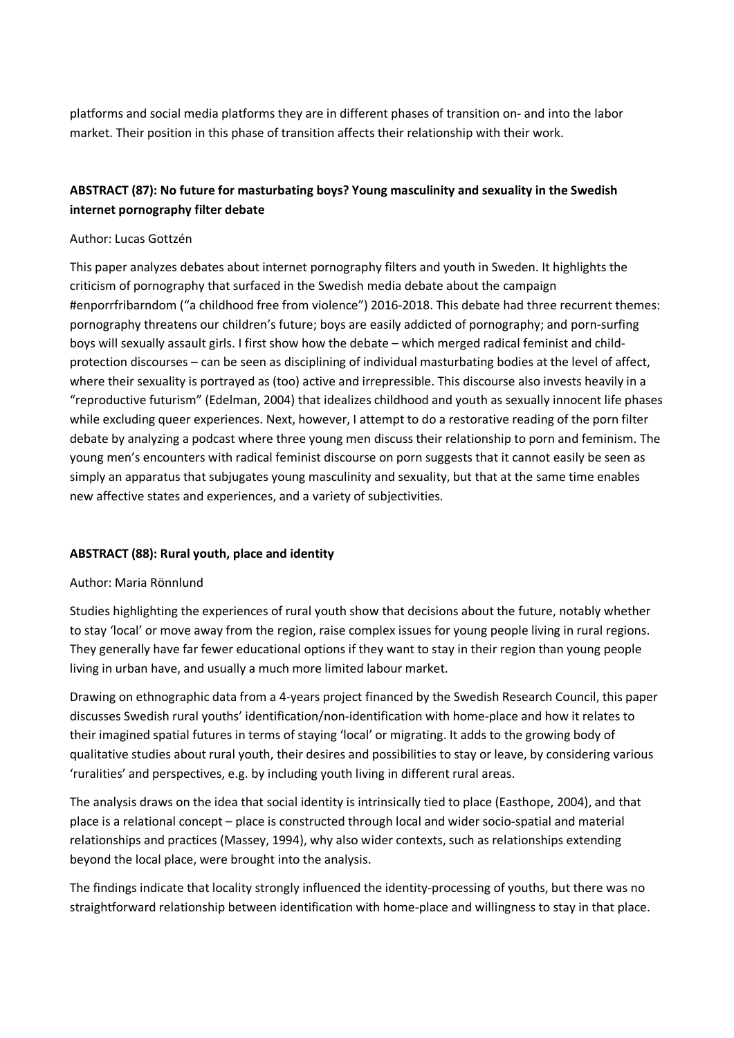platforms and social media platforms they are in different phases of transition on- and into the labor market. Their position in this phase of transition affects their relationship with their work.

### ABSTRACT (87): No future for masturbating boys? Young masculinity and sexuality in the Swedish internet pornography filter debate

Author: Lucas Gottzén

This paper analyzes debates about internet pornography filters and youth in Sweden. It highlights the criticism of pornography that surfaced in the Swedish media debate about the campaign #enporrfribarndom ("a childhood free from violence") 2016-2018. This debate had three recurrent themes: pornography threatens our children's future; boys are easily addicted of pornography; and porn-surfing boys will sexually assault girls. I first show how the debate – which merged radical feminist and child-protection discourses – can be seen as disciplining of individual masturbating bodies at the level of affect, where their sexuality is portrayed as (too) active and irrepressible. This discourse also invests heavily in a "reproductive futurism" (Edelman, 2004) that idealizes childhood and youth as sexually innocent life phases while excluding queer experiences. Next, however, I attempt to do a restorative reading of the porn filter debate by analyzing a podcast where three young men discuss their relationship to porn and feminism. The young men's encounters with radical feminist discourse on porn suggests that it cannot easily be seen as simply an apparatus that subjugates young masculinity and sexuality, but that at the same time enables new affective states and experiences, and a variety of subjectivities.

### ABSTRACT (88): Rural youth, place and identity

Author: Maria Rönnlund

Studies highlighting the experiences of rural youth show that decisions about the future, notably whether to stay 'local' or move away from the region, raise complex issues for young people living in rural regions. They generally have far fewer educational options if they want to stay in their region than young people living in urban have, and usually a much more limited labour market.

Drawing on ethnographic data from a 4-years project financed by the Swedish Research Council, this paper discusses Swedish rural youths' identification/non-identification with home-place and how it relates to their imagined spatial futures in terms of staying 'local' or migrating. It adds to the growing body of qualitative studies about rural youth, their desires and possibilities to stay or leave, by considering various 'ruralities' and perspectives, e.g. by including youth living in different rural areas.

The analysis draws on the idea that social identity is intrinsically tied to place (Easthope, 2004), and that place is a relational concept – place is constructed through local and wider socio-spatial and material relationships and practices (Massey, 1994), why also wider contexts, such as relationships extending beyond the local place, were brought into the analysis.

The findings indicate that locality strongly influenced the identity-processing of youths, but there was no straightforward relationship between identification with home-place and willingness to stay in that place.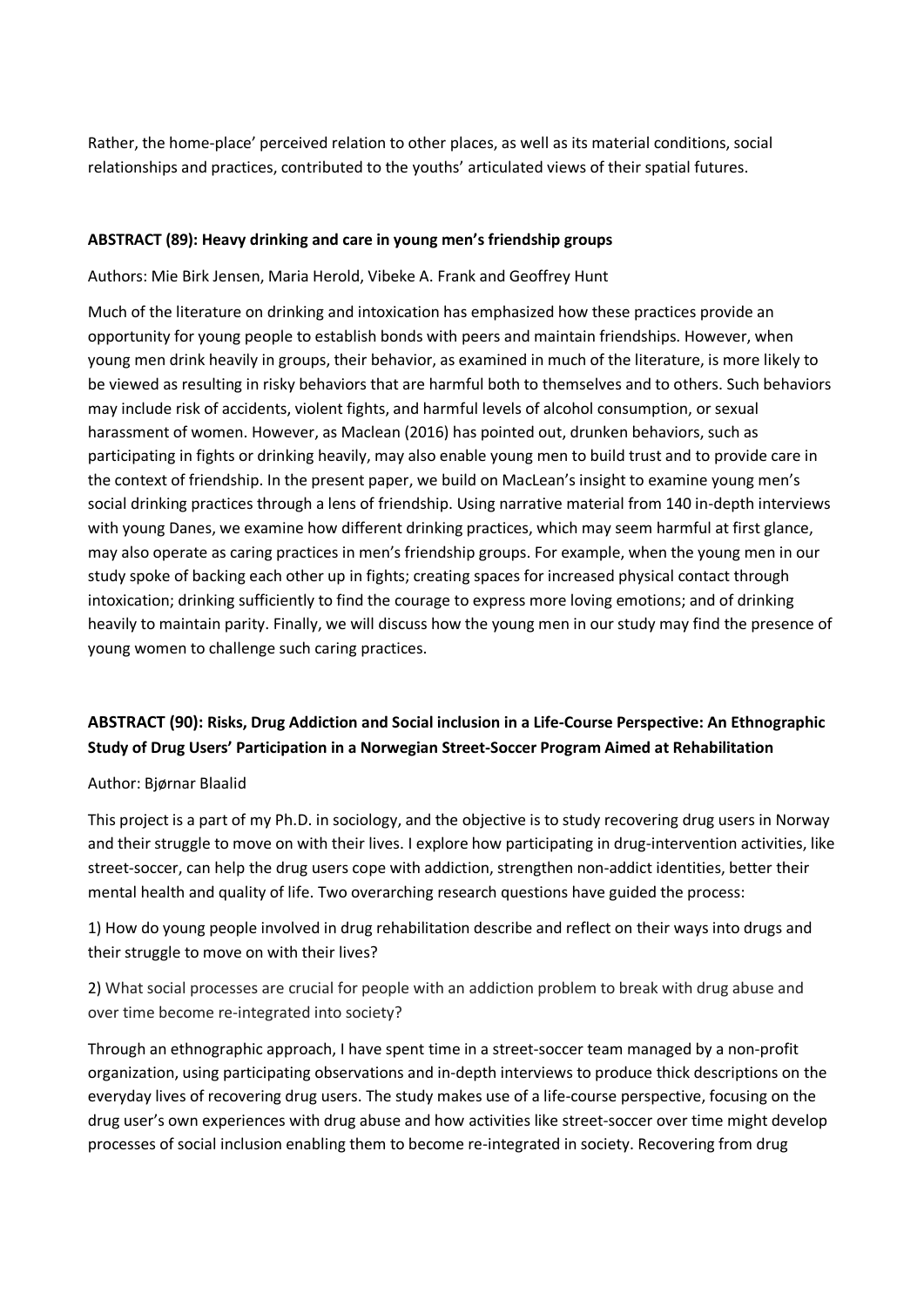Rather, the home-place' perceived relation to other places, as well as its material conditions, social relationships and practices, contributed to the youths' articulated views of their spatial futures.

### ABSTRACT (89): Heavy drinking and care in young men's friendship groups

Authors: Mie Birk Jensen, Maria Herold, Vibeke A. Frank and Geoffrey Hunt

Much of the literature on drinking and intoxication has emphasized how these practices provide an opportunity for young people to establish bonds with peers and maintain friendships. However, when young men drink heavily in groups, their behavior, as examined in much of the literature, is more likely to be viewed as resulting in risky behaviors that are harmful both to themselves and to others. Such behaviors may include risk of accidents, violent fights, and harmful levels of alcohol consumption, or sexual harassment of women. However, as Maclean (2016) has pointed out, drunken behaviors, such as participating in fights or drinking heavily, may also enable young men to build trust and to provide care in the context of friendship. In the present paper, we build on MacLean's insight to examine young men's social drinking practices through a lens of friendship. Using narrative material from 140 in-depth interviews with young Danes, we examine how different drinking practices, which may seem harmful at first glance, may also operate as caring practices in men's friendship groups. For example, when the young men in our study spoke of backing each other up in fights; creating spaces for increased physical contact through intoxication; drinking sufficiently to find the courage to express more loving emotions; and of drinking heavily to maintain parity. Finally, we will discuss how the young men in our study may find the presence of young women to challenge such caring practices.

### ABSTRACT (90): Risks, Drug Addiction and Social inclusion in a Life-Course Perspective: An Ethnographic Study of Drug Users' Participation in a Norwegian Street-Soccer Program Aimed at Rehabilitation

Author: Bjørnar Blaalid

This project is a part of my Ph.D. in sociology, and the objective is to study recovering drug users in Norway and their struggle to move on with their lives. I explore how participating in drug-intervention activities, like street-soccer, can help the drug users cope with addiction, strengthen non-addict identities, better their mental health and quality of life. Two overarching research questions have guided the process:

1) How do young people involved in drug rehabilitation describe and reflect on their ways into drugs and their struggle to move on with their lives?

2) What social processes are crucial for people with an addiction problem to break with drug abuse and over time become re-integrated into society?

Through an ethnographic approach, I have spent time in a street-soccer team managed by a non-profit organization, using participating observations and in-depth interviews to produce thick descriptions on the everyday lives of recovering drug users. The study makes use of a life-course perspective, focusing on the drug user's own experiences with drug abuse and how activities like street-soccer over time might develop processes of social inclusion enabling them to become re-integrated in society. Recovering from drug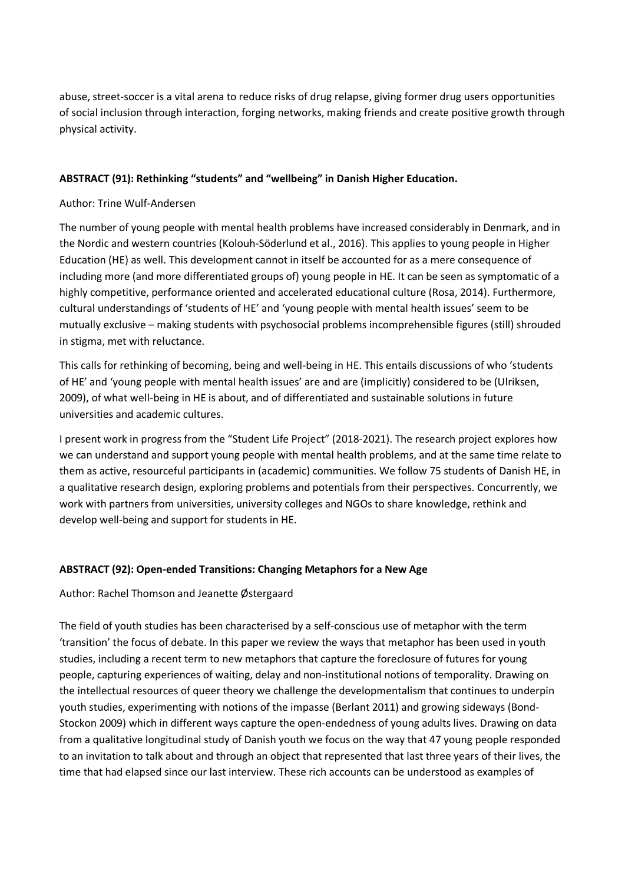abuse, street-soccer is a vital arena to reduce risks of drug relapse, giving former drug users opportunities of social inclusion through interaction, forging networks, making friends and create positive growth through physical activity.

**ABSTRACT (91): Rethinking "students" and "wellbeing" in Danish Higher Education.**

Author: Trine Wulf-Andersen

The number of young people with mental health problems have increased considerably in Denmark, and in the Nordic and western countries (Kolouh-Söderlund et al., 2016). This applies to young people in Higher Education (HE) as well. This development cannot in itself be accounted for as a mere consequence of including more (and more differentiated groups of) young people in HE. It can be seen as symptomatic of a highly competitive, performance oriented and accelerated educational culture (Rosa, 2014). Furthermore, cultural understandings of 'students of HE' and 'young people with mental health issues' seem to be mutually exclusive – making students with psychosocial problems incomprehensible figures (still) shrouded in stigma, met with reluctance.

This calls for rethinking of becoming, being and well-being in HE. This entails discussions of who 'students of HE' and 'young people with mental health issues' are and are (implicitly) considered to be (Ulriksen, 2009), of what well-being in HE is about, and of differentiated and sustainable solutions in future universities and academic cultures.

I present work in progress from the "Student Life Project" (2018-2021). The research project explores how we can understand and support young people with mental health problems, and at the same time relate to them as active, resourceful participants in (academic) communities. We follow 75 students of Danish HE, in a qualitative research design, exploring problems and potentials from their perspectives. Concurrently, we work with partners from universities, university colleges and NGOs to share knowledge, rethink and develop well-being and support for students in HE.

**ABSTRACT (92): Open-ended Transitions: Changing Metaphors for a New Age**

Author: Rachel Thomson and Jeanette Østergaard

The field of youth studies has been characterised by a self-conscious use of metaphor with the term 'transition' the focus of debate. In this paper we review the ways that metaphor has been used in youth studies, including a recent term to new metaphors that capture the foreclosure of futures for young people, capturing experiences of waiting, delay and non-institutional notions of temporality. Drawing on the intellectual resources of queer theory we challenge the developmentalism that continues to underpin youth studies, experimenting with notions of the impasse (Berlant 2011) and growing sideways (Bond-Stockon 2009) which in different ways capture the open-endedness of young adults lives. Drawing on data from a qualitative longitudinal study of Danish youth we focus on the way that 47 young people responded to an invitation to talk about and through an object that represented that last three years of their lives, the time that had elapsed since our last interview. These rich accounts can be understood as examples of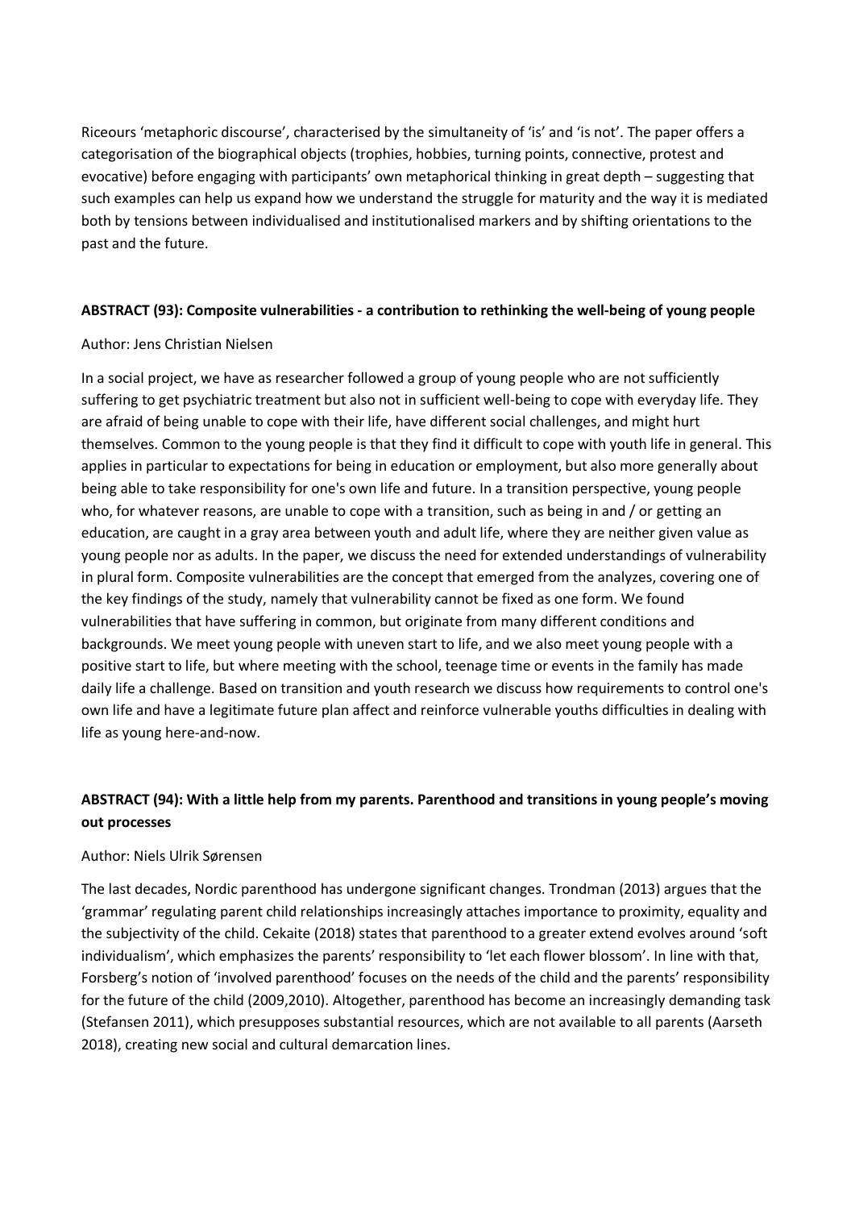Riceours 'metaphoric discourse', characterised by the simultaneity of 'is' and 'is not'. The paper offers a categorisation of the biographical objects (trophies, hobbies, turning points, connective, protest and evocative) before engaging with participants' own metaphorical thinking in great depth – suggesting that such examples can help us expand how we understand the struggle for maturity and the way it is mediated both by tensions between individualised and institutionalised markers and by shifting orientations to the past and the future.

**ABSTRACT (93): Composite vulnerabilities - a contribution to rethinking the well-being of young people**

Author: Jens Christian Nielsen

In a social project, we have as researcher followed a group of young people who are not sufficiently suffering to get psychiatric treatment but also not in sufficient well-being to cope with everyday life. They are afraid of being unable to cope with their life, have different social challenges, and might hurt themselves. Common to the young people is that they find it difficult to cope with youth life in general. This applies in particular to expectations for being in education or employment, but also more generally about being able to take responsibility for one's own life and future. In a transition perspective, young people who, for whatever reasons, are unable to cope with a transition, such as being in and / or getting an education, are caught in a gray area between youth and adult life, where they are neither given value as young people nor as adults. In the paper, we discuss the need for extended understandings of vulnerability in plural form. Composite vulnerabilities are the concept that emerged from the analyzes, covering one of the key findings of the study, namely that vulnerability cannot be fixed as one form. We found vulnerabilities that have suffering in common, but originate from many different conditions and backgrounds. We meet young people with uneven start to life, and we also meet young people with a positive start to life, but where meeting with the school, teenage time or events in the family has made daily life a challenge. Based on transition and youth research we discuss how requirements to control one's own life and have a legitimate future plan affect and reinforce vulnerable youths difficulties in dealing with life as young here-and-now.

**ABSTRACT (94): With a little help from my parents. Parenthood and transitions in young people's moving out processes**

Author: Niels Ulrik Sørensen

The last decades, Nordic parenthood has undergone significant changes. Trondman (2013) argues that the 'grammar' regulating parent child relationships increasingly attaches importance to proximity, equality and the subjectivity of the child. Cekaite (2018) states that parenthood to a greater extend evolves around 'soft individualism', which emphasizes the parents' responsibility to 'let each flower blossom'. In line with that, Forsberg's notion of 'involved parenthood' focuses on the needs of the child and the parents' responsibility for the future of the child (2009,2010). Altogether, parenthood has become an increasingly demanding task (Stefansen 2011), which presupposes substantial resources, which are not available to all parents (Aarseth 2018), creating new social and cultural demarcation lines.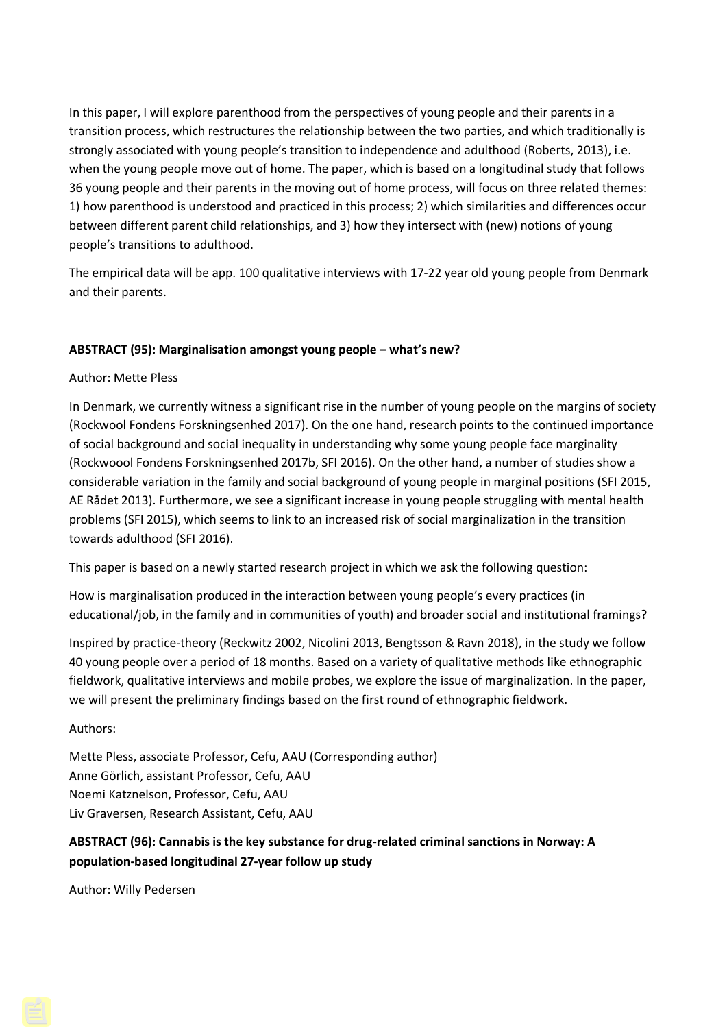In this paper, I will explore parenthood from the perspectives of young people and their parents in a transition process, which restructures the relationship between the two parties, and which traditionally is strongly associated with young people's transition to independence and adulthood (Roberts, 2013), i.e. when the young people move out of home. The paper, which is based on a longitudinal study that follows 36 young people and their parents in the moving out of home process, will focus on three related themes: 1) how parenthood is understood and practiced in this process; 2) which similarities and differences occur between different parent child relationships, and 3) how they intersect with (new) notions of young people's transitions to adulthood.

The empirical data will be app. 100 qualitative interviews with 17-22 year old young people from Denmark and their parents.

**ABSTRACT (95): Marginalisation amongst young people – what's new?**

Author: Mette Pless

In Denmark, we currently witness a significant rise in the number of young people on the margins of society (Rockwool Fondens Forskningsenhed 2017). On the one hand, research points to the continued importance of social background and social inequality in understanding why some young people face marginality (Rockwoool Fondens Forskningsenhed 2017b, SFI 2016). On the other hand, a number of studies show a considerable variation in the family and social background of young people in marginal positions (SFI 2015, AE Rådet 2013). Furthermore, we see a significant increase in young people struggling with mental health problems (SFI 2015), which seems to link to an increased risk of social marginalization in the transition towards adulthood (SFI 2016).

This paper is based on a newly started research project in which we ask the following question:

How is marginalisation produced in the interaction between young people's every practices (in educational/job, in the family and in communities of youth) and broader social and institutional framings?

Inspired by practice-theory (Reckwitz 2002, Nicolini 2013, Bengtsson & Ravn 2018), in the study we follow 40 young people over a period of 18 months. Based on a variety of qualitative methods like ethnographic fieldwork, qualitative interviews and mobile probes, we explore the issue of marginalization. In the paper, we will present the preliminary findings based on the first round of ethnographic fieldwork.

Authors:

Mette Pless, associate Professor, Cefu, AAU (Corresponding author)
Anne Görlich, assistant Professor, Cefu, AAU
Noemi Katznelson, Professor, Cefu, AAU
Liv Graversen, Research Assistant, Cefu, AAU

**ABSTRACT (96): Cannabis is the key substance for drug-related criminal sanctions in Norway: A population-based longitudinal 27-year follow up study**

Author: Willy Pedersen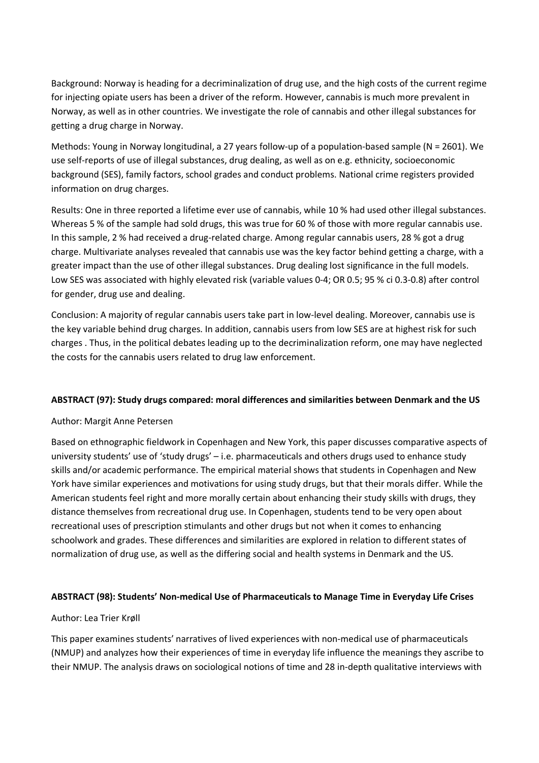Background: Norway is heading for a decriminalization of drug use, and the high costs of the current regime for injecting opiate users has been a driver of the reform. However, cannabis is much more prevalent in Norway, as well as in other countries. We investigate the role of cannabis and other illegal substances for getting a drug charge in Norway.

Methods: Young in Norway longitudinal, a 27 years follow-up of a population-based sample (N = 2601). We use self-reports of use of illegal substances, drug dealing, as well as on e.g. ethnicity, socioeconomic background (SES), family factors, school grades and conduct problems. National crime registers provided information on drug charges.

Results: One in three reported a lifetime ever use of cannabis, while 10 % had used other illegal substances. Whereas 5 % of the sample had sold drugs, this was true for 60 % of those with more regular cannabis use. In this sample, 2 % had received a drug-related charge. Among regular cannabis users, 28 % got a drug charge. Multivariate analyses revealed that cannabis use was the key factor behind getting a charge, with a greater impact than the use of other illegal substances. Drug dealing lost significance in the full models. Low SES was associated with highly elevated risk (variable values 0-4; OR 0.5; 95 % ci 0.3-0.8) after control for gender, drug use and dealing.

Conclusion: A majority of regular cannabis users take part in low-level dealing. Moreover, cannabis use is the key variable behind drug charges. In addition, cannabis users from low SES are at highest risk for such charges . Thus, in the political debates leading up to the decriminalization reform, one may have neglected the costs for the cannabis users related to drug law enforcement.

**ABSTRACT (97): Study drugs compared: moral differences and similarities between Denmark and the US**

Author: Margit Anne Petersen

Based on ethnographic fieldwork in Copenhagen and New York, this paper discusses comparative aspects of university students' use of 'study drugs' – i.e. pharmaceuticals and others drugs used to enhance study skills and/or academic performance. The empirical material shows that students in Copenhagen and New York have similar experiences and motivations for using study drugs, but that their morals differ. While the American students feel right and more morally certain about enhancing their study skills with drugs, they distance themselves from recreational drug use. In Copenhagen, students tend to be very open about recreational uses of prescription stimulants and other drugs but not when it comes to enhancing schoolwork and grades. These differences and similarities are explored in relation to different states of normalization of drug use, as well as the differing social and health systems in Denmark and the US.

**ABSTRACT (98): Students' Non-medical Use of Pharmaceuticals to Manage Time in Everyday Life Crises**

Author: Lea Trier Krøll

This paper examines students' narratives of lived experiences with non-medical use of pharmaceuticals (NMUP) and analyzes how their experiences of time in everyday life influence the meanings they ascribe to their NMUP. The analysis draws on sociological notions of time and 28 in-depth qualitative interviews with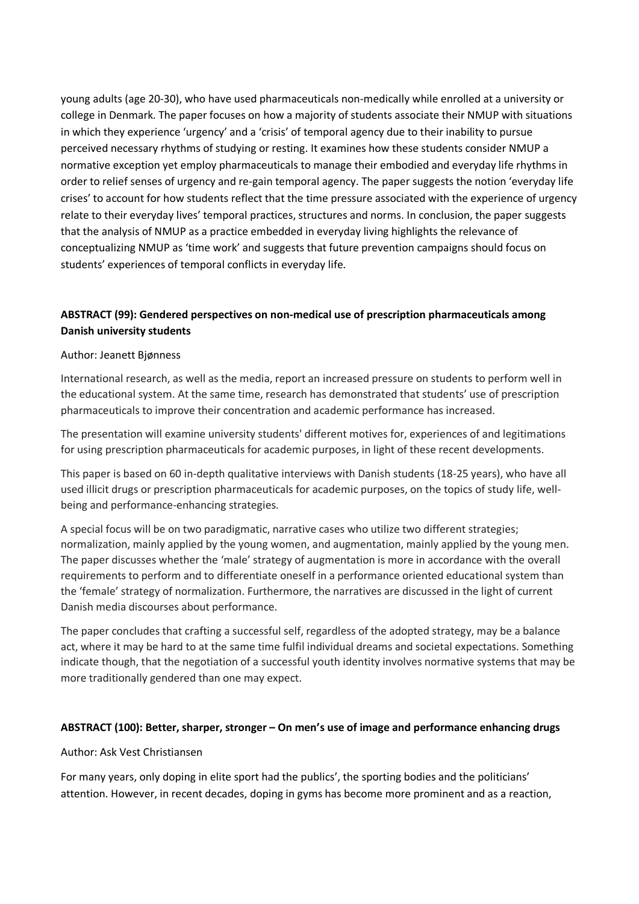young adults (age 20-30), who have used pharmaceuticals non-medically while enrolled at a university or college in Denmark. The paper focuses on how a majority of students associate their NMUP with situations in which they experience 'urgency' and a 'crisis' of temporal agency due to their inability to pursue perceived necessary rhythms of studying or resting. It examines how these students consider NMUP a normative exception yet employ pharmaceuticals to manage their embodied and everyday life rhythms in order to relief senses of urgency and re-gain temporal agency. The paper suggests the notion 'everyday life crises' to account for how students reflect that the time pressure associated with the experience of urgency relate to their everyday lives' temporal practices, structures and norms. In conclusion, the paper suggests that the analysis of NMUP as a practice embedded in everyday living highlights the relevance of conceptualizing NMUP as 'time work' and suggests that future prevention campaigns should focus on students' experiences of temporal conflicts in everyday life.

### ABSTRACT (99): Gendered perspectives on non-medical use of prescription pharmaceuticals among Danish university students

Author: Jeanett Bjønness

International research, as well as the media, report an increased pressure on students to perform well in the educational system. At the same time, research has demonstrated that students' use of prescription pharmaceuticals to improve their concentration and academic performance has increased.

The presentation will examine university students' different motives for, experiences of and legitimations for using prescription pharmaceuticals for academic purposes, in light of these recent developments.

This paper is based on 60 in-depth qualitative interviews with Danish students (18-25 years), who have all used illicit drugs or prescription pharmaceuticals for academic purposes, on the topics of study life, well-being and performance-enhancing strategies.

A special focus will be on two paradigmatic, narrative cases who utilize two different strategies; normalization, mainly applied by the young women, and augmentation, mainly applied by the young men. The paper discusses whether the 'male' strategy of augmentation is more in accordance with the overall requirements to perform and to differentiate oneself in a performance oriented educational system than the 'female' strategy of normalization. Furthermore, the narratives are discussed in the light of current Danish media discourses about performance.

The paper concludes that crafting a successful self, regardless of the adopted strategy, may be a balance act, where it may be hard to at the same time fulfil individual dreams and societal expectations. Something indicate though, that the negotiation of a successful youth identity involves normative systems that may be more traditionally gendered than one may expect.

### ABSTRACT (100): Better, sharper, stronger – On men's use of image and performance enhancing drugs

Author: Ask Vest Christiansen

For many years, only doping in elite sport had the publics', the sporting bodies and the politicians' attention. However, in recent decades, doping in gyms has become more prominent and as a reaction,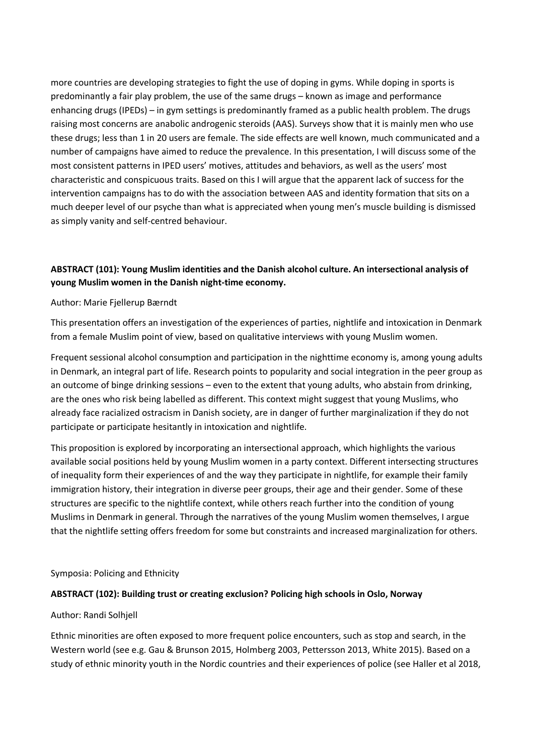more countries are developing strategies to fight the use of doping in gyms. While doping in sports is predominantly a fair play problem, the use of the same drugs – known as image and performance enhancing drugs (IPEDs) – in gym settings is predominantly framed as a public health problem. The drugs raising most concerns are anabolic androgenic steroids (AAS). Surveys show that it is mainly men who use these drugs; less than 1 in 20 users are female. The side effects are well known, much communicated and a number of campaigns have aimed to reduce the prevalence. In this presentation, I will discuss some of the most consistent patterns in IPED users' motives, attitudes and behaviors, as well as the users' most characteristic and conspicuous traits. Based on this I will argue that the apparent lack of success for the intervention campaigns has to do with the association between AAS and identity formation that sits on a much deeper level of our psyche than what is appreciated when young men's muscle building is dismissed as simply vanity and self-centred behaviour.

**ABSTRACT (101): Young Muslim identities and the Danish alcohol culture. An intersectional analysis of young Muslim women in the Danish night-time economy.**

Author: Marie Fjellerup Bærndt

This presentation offers an investigation of the experiences of parties, nightlife and intoxication in Denmark from a female Muslim point of view, based on qualitative interviews with young Muslim women.

Frequent sessional alcohol consumption and participation in the nighttime economy is, among young adults in Denmark, an integral part of life. Research points to popularity and social integration in the peer group as an outcome of binge drinking sessions – even to the extent that young adults, who abstain from drinking, are the ones who risk being labelled as different. This context might suggest that young Muslims, who already face racialized ostracism in Danish society, are in danger of further marginalization if they do not participate or participate hesitantly in intoxication and nightlife.

This proposition is explored by incorporating an intersectional approach, which highlights the various available social positions held by young Muslim women in a party context. Different intersecting structures of inequality form their experiences of and the way they participate in nightlife, for example their family immigration history, their integration in diverse peer groups, their age and their gender. Some of these structures are specific to the nightlife context, while others reach further into the condition of young Muslims in Denmark in general. Through the narratives of the young Muslim women themselves, I argue that the nightlife setting offers freedom for some but constraints and increased marginalization for others.

Symposia: Policing and Ethnicity

**ABSTRACT (102): Building trust or creating exclusion? Policing high schools in Oslo, Norway**

Author: Randi Solhjell

Ethnic minorities are often exposed to more frequent police encounters, such as stop and search, in the Western world (see e.g. Gau & Brunson 2015, Holmberg 2003, Pettersson 2013, White 2015). Based on a study of ethnic minority youth in the Nordic countries and their experiences of police (see Haller et al 2018,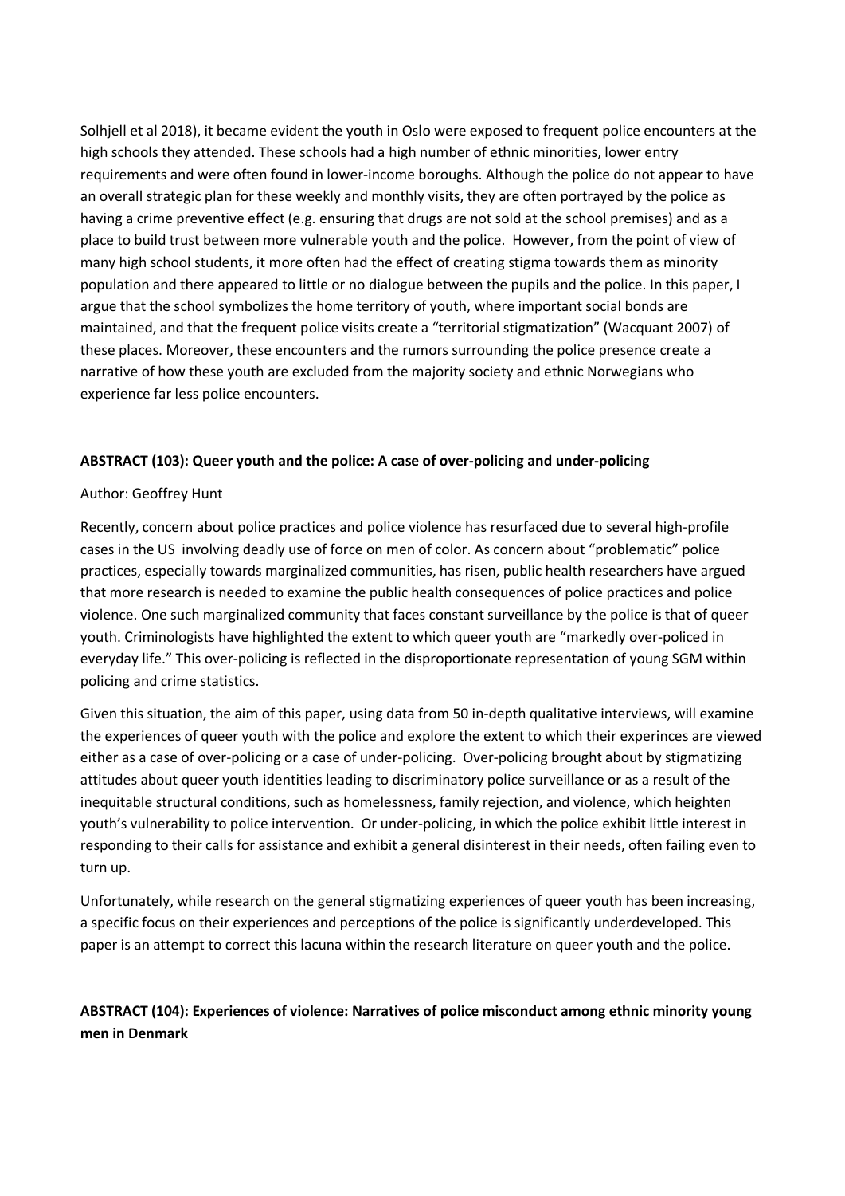Solhjell et al 2018), it became evident the youth in Oslo were exposed to frequent police encounters at the high schools they attended. These schools had a high number of ethnic minorities, lower entry requirements and were often found in lower-income boroughs. Although the police do not appear to have an overall strategic plan for these weekly and monthly visits, they are often portrayed by the police as having a crime preventive effect (e.g. ensuring that drugs are not sold at the school premises) and as a place to build trust between more vulnerable youth and the police. However, from the point of view of many high school students, it more often had the effect of creating stigma towards them as minority population and there appeared to little or no dialogue between the pupils and the police. In this paper, I argue that the school symbolizes the home territory of youth, where important social bonds are maintained, and that the frequent police visits create a "territorial stigmatization" (Wacquant 2007) of these places. Moreover, these encounters and the rumors surrounding the police presence create a narrative of how these youth are excluded from the majority society and ethnic Norwegians who experience far less police encounters.

**ABSTRACT (103): Queer youth and the police: A case of over-policing and under-policing**

Author: Geoffrey Hunt

Recently, concern about police practices and police violence has resurfaced due to several high-profile cases in the US involving deadly use of force on men of color. As concern about "problematic" police practices, especially towards marginalized communities, has risen, public health researchers have argued that more research is needed to examine the public health consequences of police practices and police violence. One such marginalized community that faces constant surveillance by the police is that of queer youth. Criminologists have highlighted the extent to which queer youth are "markedly over-policed in everyday life." This over-policing is reflected in the disproportionate representation of young SGM within policing and crime statistics.

Given this situation, the aim of this paper, using data from 50 in-depth qualitative interviews, will examine the experiences of queer youth with the police and explore the extent to which their experinces are viewed either as a case of over-policing or a case of under-policing. Over-policing brought about by stigmatizing attitudes about queer youth identities leading to discriminatory police surveillance or as a result of the inequitable structural conditions, such as homelessness, family rejection, and violence, which heighten youth's vulnerability to police intervention. Or under-policing, in which the police exhibit little interest in responding to their calls for assistance and exhibit a general disinterest in their needs, often failing even to turn up.

Unfortunately, while research on the general stigmatizing experiences of queer youth has been increasing, a specific focus on their experiences and perceptions of the police is significantly underdeveloped. This paper is an attempt to correct this lacuna within the research literature on queer youth and the police.

**ABSTRACT (104): Experiences of violence: Narratives of police misconduct among ethnic minority young men in Denmark**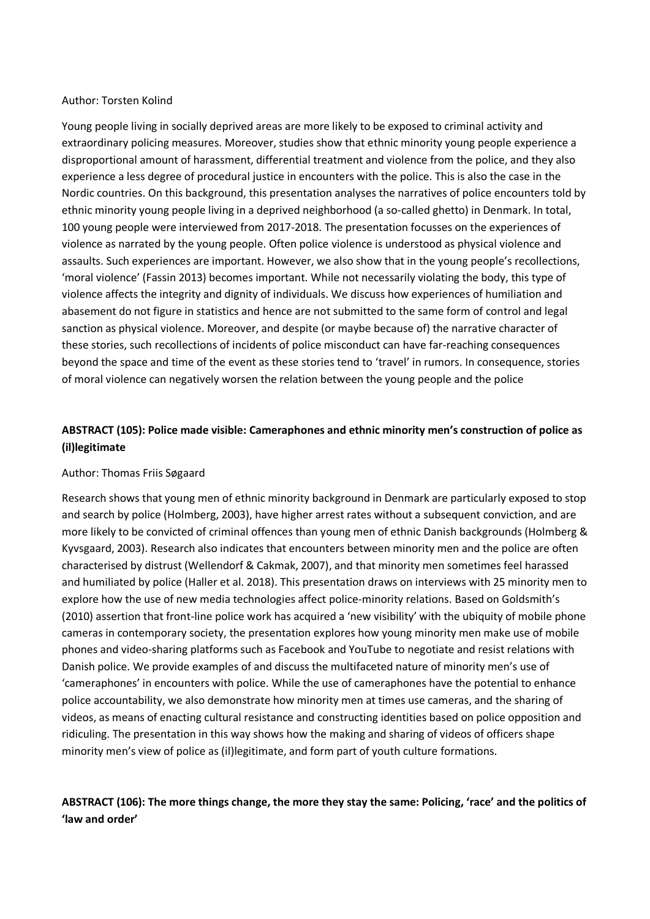Author: Torsten Kolind

Young people living in socially deprived areas are more likely to be exposed to criminal activity and extraordinary policing measures. Moreover, studies show that ethnic minority young people experience a disproportional amount of harassment, differential treatment and violence from the police, and they also experience a less degree of procedural justice in encounters with the police. This is also the case in the Nordic countries. On this background, this presentation analyses the narratives of police encounters told by ethnic minority young people living in a deprived neighborhood (a so-called ghetto) in Denmark. In total, 100 young people were interviewed from 2017-2018. The presentation focusses on the experiences of violence as narrated by the young people. Often police violence is understood as physical violence and assaults. Such experiences are important. However, we also show that in the young people's recollections, 'moral violence' (Fassin 2013) becomes important. While not necessarily violating the body, this type of violence affects the integrity and dignity of individuals. We discuss how experiences of humiliation and abasement do not figure in statistics and hence are not submitted to the same form of control and legal sanction as physical violence. Moreover, and despite (or maybe because of) the narrative character of these stories, such recollections of incidents of police misconduct can have far-reaching consequences beyond the space and time of the event as these stories tend to 'travel' in rumors. In consequence, stories of moral violence can negatively worsen the relation between the young people and the police

**ABSTRACT (105): Police made visible: Cameraphones and ethnic minority men's construction of police as (il)legitimate**

Author: Thomas Friis Søgaard

Research shows that young men of ethnic minority background in Denmark are particularly exposed to stop and search by police (Holmberg, 2003), have higher arrest rates without a subsequent conviction, and are more likely to be convicted of criminal offences than young men of ethnic Danish backgrounds (Holmberg & Kyvsgaard, 2003). Research also indicates that encounters between minority men and the police are often characterised by distrust (Wellendorf & Cakmak, 2007), and that minority men sometimes feel harassed and humiliated by police (Haller et al. 2018). This presentation draws on interviews with 25 minority men to explore how the use of new media technologies affect police-minority relations. Based on Goldsmith's (2010) assertion that front-line police work has acquired a 'new visibility' with the ubiquity of mobile phone cameras in contemporary society, the presentation explores how young minority men make use of mobile phones and video-sharing platforms such as Facebook and YouTube to negotiate and resist relations with Danish police. We provide examples of and discuss the multifaceted nature of minority men's use of 'cameraphones' in encounters with police. While the use of cameraphones have the potential to enhance police accountability, we also demonstrate how minority men at times use cameras, and the sharing of videos, as means of enacting cultural resistance and constructing identities based on police opposition and ridiculing. The presentation in this way shows how the making and sharing of videos of officers shape minority men's view of police as (il)legitimate, and form part of youth culture formations.

**ABSTRACT (106): The more things change, the more they stay the same: Policing, 'race' and the politics of 'law and order'**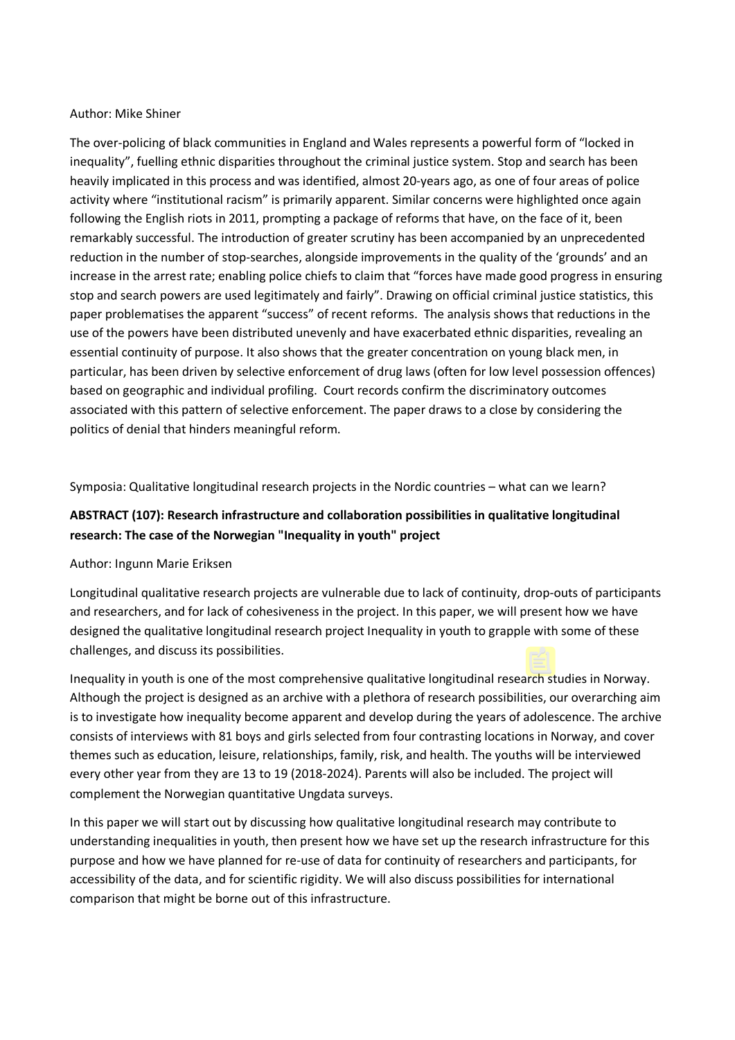Author: Mike Shiner

The over-policing of black communities in England and Wales represents a powerful form of "locked in inequality", fuelling ethnic disparities throughout the criminal justice system. Stop and search has been heavily implicated in this process and was identified, almost 20-years ago, as one of four areas of police activity where "institutional racism" is primarily apparent. Similar concerns were highlighted once again following the English riots in 2011, prompting a package of reforms that have, on the face of it, been remarkably successful. The introduction of greater scrutiny has been accompanied by an unprecedented reduction in the number of stop-searches, alongside improvements in the quality of the 'grounds' and an increase in the arrest rate; enabling police chiefs to claim that "forces have made good progress in ensuring stop and search powers are used legitimately and fairly". Drawing on official criminal justice statistics, this paper problematises the apparent "success" of recent reforms. The analysis shows that reductions in the use of the powers have been distributed unevenly and have exacerbated ethnic disparities, revealing an essential continuity of purpose. It also shows that the greater concentration on young black men, in particular, has been driven by selective enforcement of drug laws (often for low level possession offences) based on geographic and individual profiling. Court records confirm the discriminatory outcomes associated with this pattern of selective enforcement. The paper draws to a close by considering the politics of denial that hinders meaningful reform.

Symposia: Qualitative longitudinal research projects in the Nordic countries – what can we learn?

**ABSTRACT (107): Research infrastructure and collaboration possibilities in qualitative longitudinal research: The case of the Norwegian "Inequality in youth" project**

Author: Ingunn Marie Eriksen

Longitudinal qualitative research projects are vulnerable due to lack of continuity, drop-outs of participants and researchers, and for lack of cohesiveness in the project. In this paper, we will present how we have designed the qualitative longitudinal research project Inequality in youth to grapple with some of these challenges, and discuss its possibilities.

Inequality in youth is one of the most comprehensive qualitative longitudinal research studies in Norway. Although the project is designed as an archive with a plethora of research possibilities, our overarching aim is to investigate how inequality become apparent and develop during the years of adolescence. The archive consists of interviews with 81 boys and girls selected from four contrasting locations in Norway, and cover themes such as education, leisure, relationships, family, risk, and health. The youths will be interviewed every other year from they are 13 to 19 (2018-2024). Parents will also be included. The project will complement the Norwegian quantitative Ungdata surveys.

In this paper we will start out by discussing how qualitative longitudinal research may contribute to understanding inequalities in youth, then present how we have set up the research infrastructure for this purpose and how we have planned for re-use of data for continuity of researchers and participants, for accessibility of the data, and for scientific rigidity. We will also discuss possibilities for international comparison that might be borne out of this infrastructure.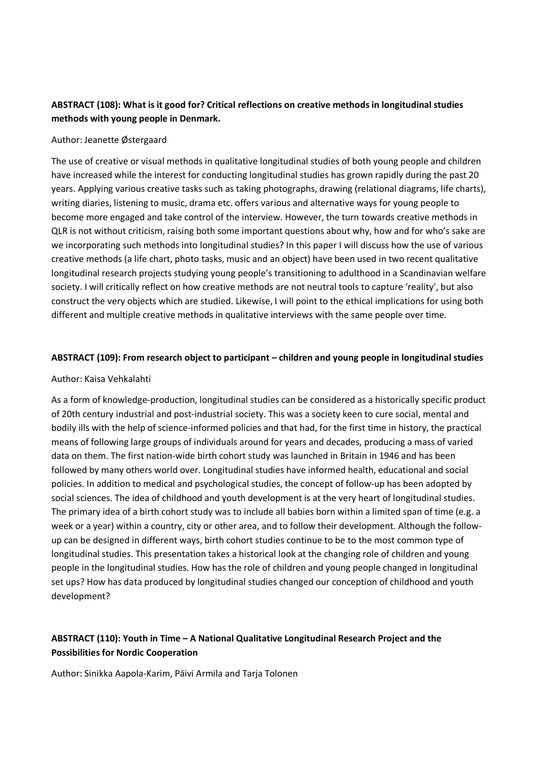**ABSTRACT (108): What is it good for? Critical reflections on creative methods in longitudinal studies methods with young people in Denmark.**

Author: Jeanette Østergaard

The use of creative or visual methods in qualitative longitudinal studies of both young people and children have increased while the interest for conducting longitudinal studies has grown rapidly during the past 20 years. Applying various creative tasks such as taking photographs, drawing (relational diagrams, life charts), writing diaries, listening to music, drama etc. offers various and alternative ways for young people to become more engaged and take control of the interview. However, the turn towards creative methods in QLR is not without criticism, raising both some important questions about why, how and for who's sake are we incorporating such methods into longitudinal studies? In this paper I will discuss how the use of various creative methods (a life chart, photo tasks, music and an object) have been used in two recent qualitative longitudinal research projects studying young people's transitioning to adulthood in a Scandinavian welfare society. I will critically reflect on how creative methods are not neutral tools to capture 'reality', but also construct the very objects which are studied. Likewise, I will point to the ethical implications for using both different and multiple creative methods in qualitative interviews with the same people over time.

**ABSTRACT (109): From research object to participant – children and young people in longitudinal studies**

Author: Kaisa Vehkalahti

As a form of knowledge-production, longitudinal studies can be considered as a historically specific product of 20th century industrial and post-industrial society. This was a society keen to cure social, mental and bodily ills with the help of science-informed policies and that had, for the first time in history, the practical means of following large groups of individuals around for years and decades, producing a mass of varied data on them. The first nation-wide birth cohort study was launched in Britain in 1946 and has been followed by many others world over. Longitudinal studies have informed health, educational and social policies. In addition to medical and psychological studies, the concept of follow-up has been adopted by social sciences. The idea of childhood and youth development is at the very heart of longitudinal studies. The primary idea of a birth cohort study was to include all babies born within a limited span of time (e.g. a week or a year) within a country, city or other area, and to follow their development. Although the follow-up can be designed in different ways, birth cohort studies continue to be to the most common type of longitudinal studies. This presentation takes a historical look at the changing role of children and young people in the longitudinal studies. How has the role of children and young people changed in longitudinal set ups? How has data produced by longitudinal studies changed our conception of childhood and youth development?

**ABSTRACT (110): Youth in Time – A National Qualitative Longitudinal Research Project and the Possibilities for Nordic Cooperation**

Author: Sinikka Aapola-Karim, Päivi Armila and Tarja Tolonen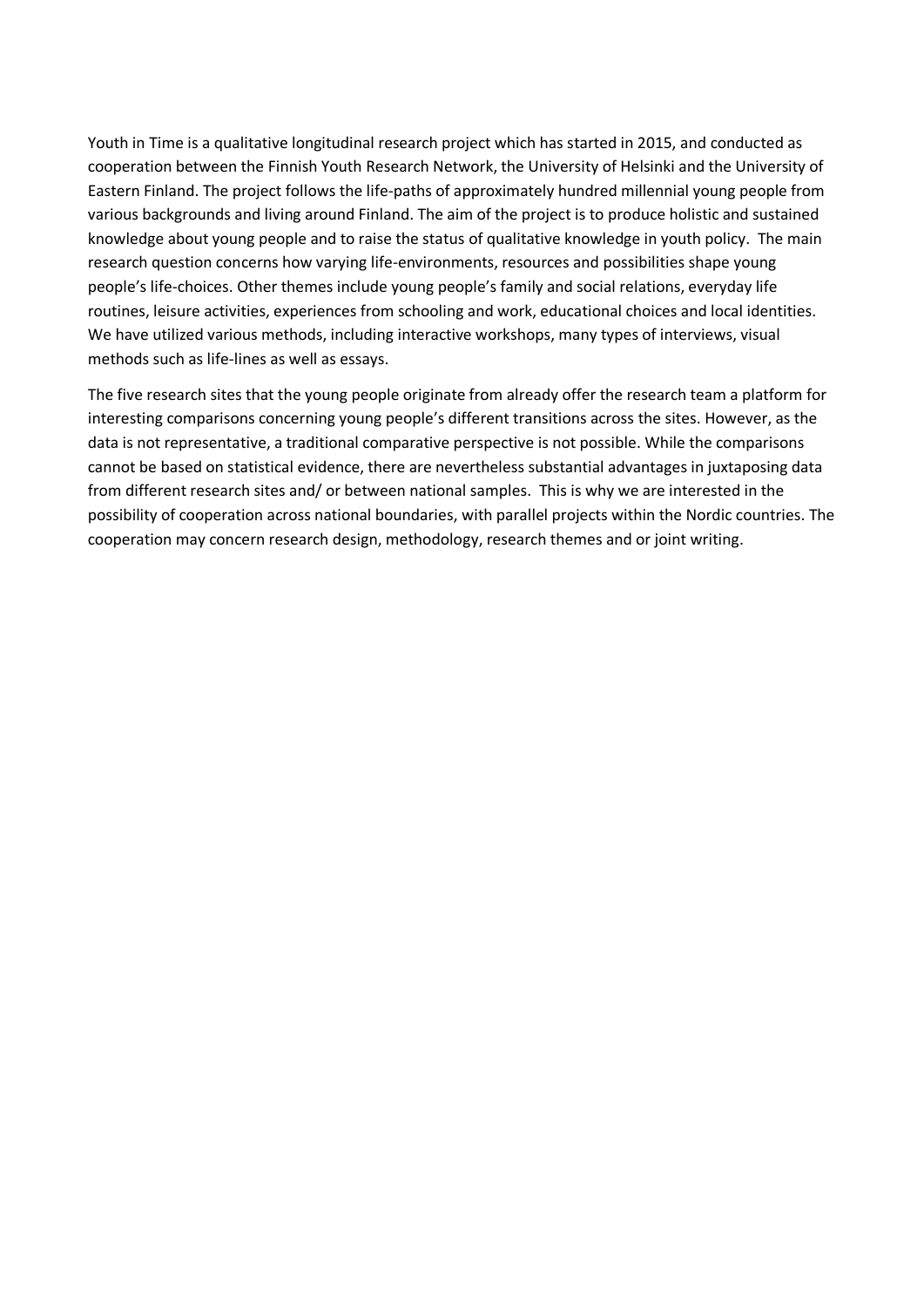Youth in Time is a qualitative longitudinal research project which has started in 2015, and conducted as cooperation between the Finnish Youth Research Network, the University of Helsinki and the University of Eastern Finland. The project follows the life-paths of approximately hundred millennial young people from various backgrounds and living around Finland. The aim of the project is to produce holistic and sustained knowledge about young people and to raise the status of qualitative knowledge in youth policy. The main research question concerns how varying life-environments, resources and possibilities shape young people's life-choices. Other themes include young people's family and social relations, everyday life routines, leisure activities, experiences from schooling and work, educational choices and local identities. We have utilized various methods, including interactive workshops, many types of interviews, visual methods such as life-lines as well as essays.

The five research sites that the young people originate from already offer the research team a platform for interesting comparisons concerning young people's different transitions across the sites. However, as the data is not representative, a traditional comparative perspective is not possible. While the comparisons cannot be based on statistical evidence, there are nevertheless substantial advantages in juxtaposing data from different research sites and/ or between national samples. This is why we are interested in the possibility of cooperation across national boundaries, with parallel projects within the Nordic countries. The cooperation may concern research design, methodology, research themes and or joint writing.